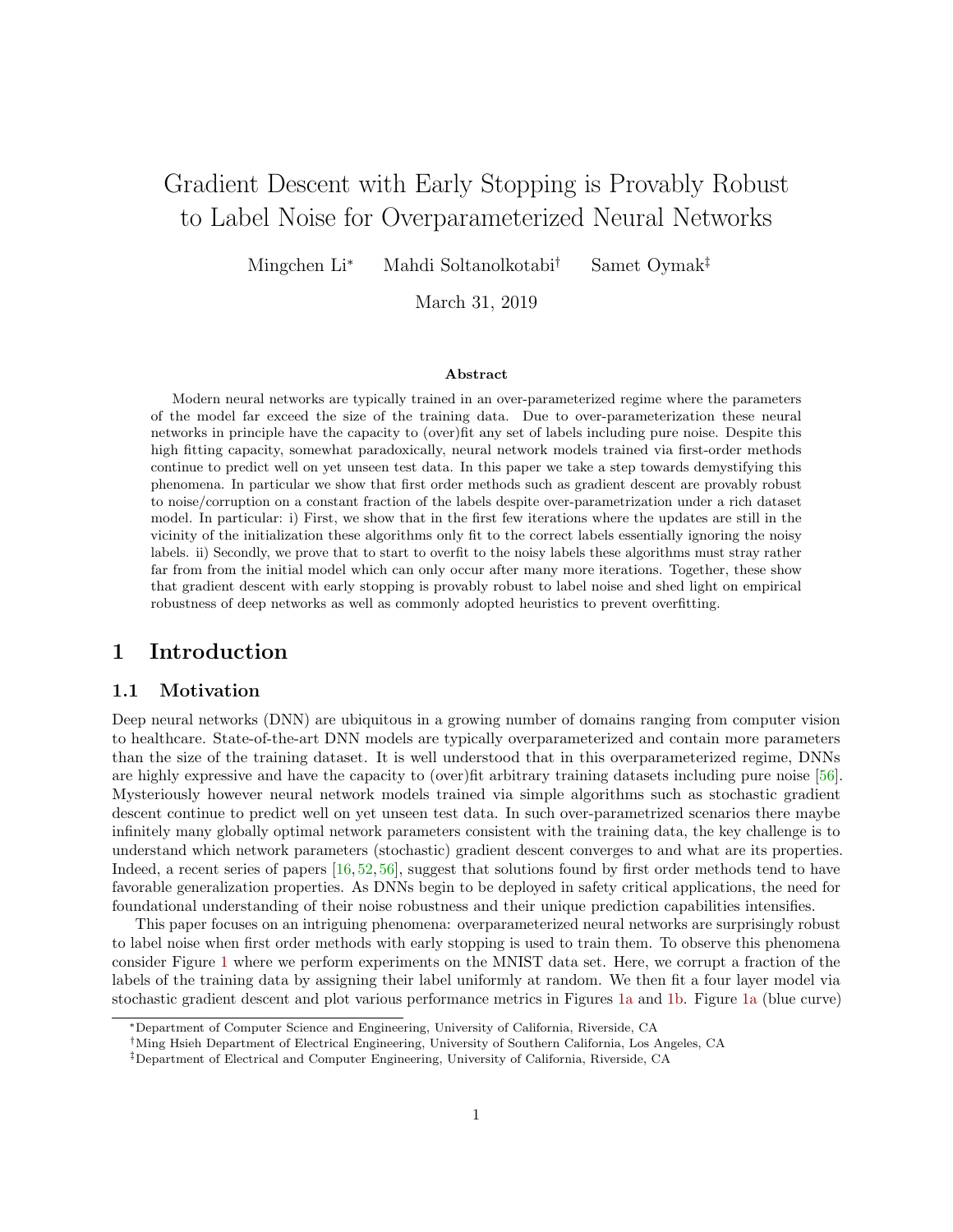# Gradient Descent with Early Stopping is Provably Robust to Label Noise for Overparameterized Neural Networks

Mingchen Li[*]   Mahdi Soltanolkotabi[†]   Samet Oymak[‡]

March 31, 2019

### Abstract

Modern neural networks are typically trained in an over-parameterized regime where the parameters of the model far exceed the size of the training data. Due to over-parameterization these neural networks in principle have the capacity to (over)fit any set of labels including pure noise. Despite this high fitting capacity, somewhat paradoxically, neural network models trained via first-order methods continue to predict well on yet unseen test data. In this paper we take a step towards demystifying this phenomena. In particular we show that first order methods such as gradient descent are provably robust to noise/corruption on a constant fraction of the labels despite over-parametrization under a rich dataset model. In particular: i) First, we show that in the first few iterations where the updates are still in the vicinity of the initialization these algorithms only fit to the correct labels essentially ignoring the noisy labels. ii) Secondly, we prove that to start to overfit to the noisy labels these algorithms must stray rather far from from the initial model which can only occur after many more iterations. Together, these show that gradient descent with early stopping is provably robust to label noise and shed light on empirical robustness of deep networks as well as commonly adopted heuristics to prevent overfitting.

## 1 Introduction

### 1.1 Motivation

Deep neural networks (DNN) are ubiquitous in a growing number of domains ranging from computer vision to healthcare. State-of-the-art DNN models are typically overparameterized and contain more parameters than the size of the training dataset. It is well understood that in this overparameterized regime, DNNs are highly expressive and have the capacity to (over)fit arbitrary training datasets including pure noise [56]. Mysteriously however neural network models trained via simple algorithms such as stochastic gradient descent continue to predict well on yet unseen test data. In such over-parametrized scenarios there maybe infinitely many globally optimal network parameters consistent with the training data, the key challenge is to understand which network parameters (stochastic) gradient descent converges to and what are its properties. Indeed, a recent series of papers [16, 52, 56], suggest that solutions found by first order methods tend to have favorable generalization properties. As DNNs begin to be deployed in safety critical applications, the need for foundational understanding of their noise robustness and their unique prediction capabilities intensifies.

This paper focuses on an intriguing phenomena: overparameterized neural networks are surprisingly robust to label noise when first order methods with early stopping is used to train them. To observe this phenomena consider Figure 1 where we perform experiments on the MNIST data set. Here, we corrupt a fraction of the labels of the training data by assigning their label uniformly at random. We then fit a four layer model via stochastic gradient descent and plot various performance metrics in Figures 1a and 1b. Figure 1a (blue curve)

---

[*] Department of Computer Science and Engineering, University of California, Riverside, CA

[†] Ming Hsieh Department of Electrical Engineering, University of Southern California, Los Angeles, CA

[‡] Department of Electrical and Computer Engineering, University of California, Riverside, CA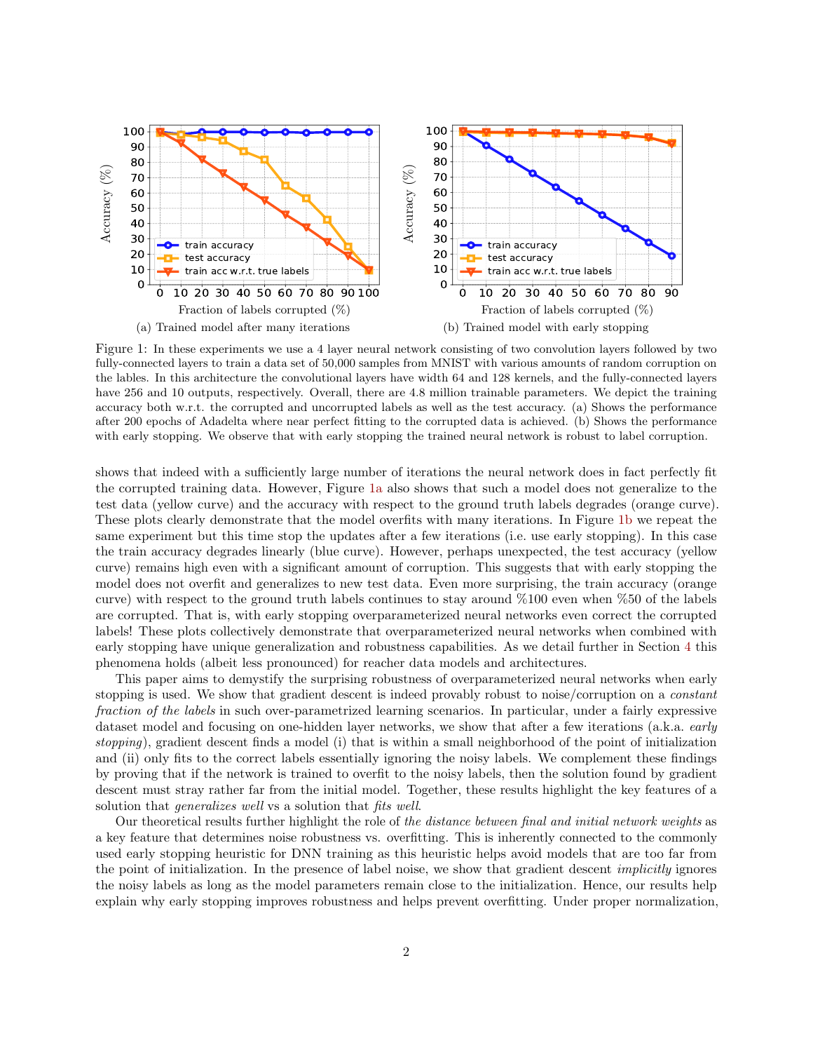(a) Trained model after many iterations

(b) Trained model with early stopping

Figure 1: In these experiments we use a 4 layer neural network consisting of two convolution layers followed by two fully-connected layers to train a data set of 50,000 samples from MNIST with various amounts of random corruption on the lables. In this architecture the convolutional layers have width 64 and 128 kernels, and the fully-connected layers have 256 and 10 outputs, respectively. Overall, there are 4.8 million trainable parameters. We depict the training accuracy both w.r.t. the corrupted and uncorrupted labels as well as the test accuracy. (a) Shows the performance after 200 epochs of Adadelta where near perfect fitting to the corrupted data is achieved. (b) Shows the performance with early stopping. We observe that with early stopping the trained neural network is robust to label corruption.

shows that indeed with a sufficiently large number of iterations the neural network does in fact perfectly fit the corrupted training data. However, Figure 1a also shows that such a model does not generalize to the test data (yellow curve) and the accuracy with respect to the ground truth labels degrades (orange curve). These plots clearly demonstrate that the model overfits with many iterations. In Figure 1b we repeat the same experiment but this time stop the updates after a few iterations (i.e. use early stopping). In this case the train accuracy degrades linearly (blue curve). However, perhaps unexpected, the test accuracy (yellow curve) remains high even with a significant amount of corruption. This suggests that with early stopping the model does not overfit and generalizes to new test data. Even more surprising, the train accuracy (orange curve) with respect to the ground truth labels continues to stay around %100 even when %50 of the labels are corrupted. That is, with early stopping overparameterized neural networks even correct the corrupted labels! These plots collectively demonstrate that overparameterized neural networks when combined with early stopping have unique generalization and robustness capabilities. As we detail further in Section 4 this phenomena holds (albeit less pronounced) for reacher data models and architectures.

This paper aims to demystify the surprising robustness of overparameterized neural networks when early stopping is used. We show that gradient descent is indeed provably robust to noise/corruption on a *constant fraction of the labels* in such over-parametrized learning scenarios. In particular, under a fairly expressive dataset model and focusing on one-hidden layer networks, we show that after a few iterations (a.k.a. *early stopping*), gradient descent finds a model (i) that is within a small neighborhood of the point of initialization and (ii) only fits to the correct labels essentially ignoring the noisy labels. We complement these findings by proving that if the network is trained to overfit to the noisy labels, then the solution found by gradient descent must stray rather far from the initial model. Together, these results highlight the key features of a solution that *generalizes well* vs a solution that *fits well*.

Our theoretical results further highlight the role of *the distance between final and initial network weights* as a key feature that determines noise robustness vs. overfitting. This is inherently connected to the commonly used early stopping heuristic for DNN training as this heuristic helps avoid models that are too far from the point of initialization. In the presence of label noise, we show that gradient descent *implicitly* ignores the noisy labels as long as the model parameters remain close to the initialization. Hence, our results help explain why early stopping improves robustness and helps prevent overfitting. Under proper normalization,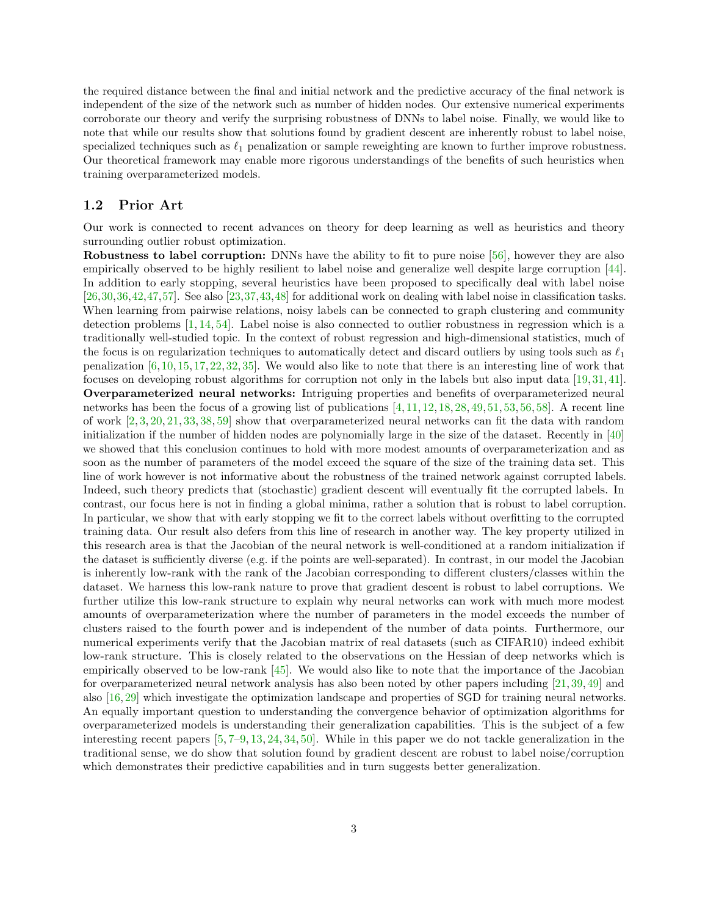the required distance between the final and initial network and the predictive accuracy of the final network is independent of the size of the network such as number of hidden nodes. Our extensive numerical experiments corroborate our theory and verify the surprising robustness of DNNs to label noise. Finally, we would like to note that while our results show that solutions found by gradient descent are inherently robust to label noise, specialized techniques such as $\ell_1$ penalization or sample reweighting are known to further improve robustness. Our theoretical framework may enable more rigorous understandings of the benefits of such heuristics when training overparameterized models.

### 1.2 Prior Art

Our work is connected to recent advances on theory for deep learning as well as heuristics and theory surrounding outlier robust optimization.

**Robustness to label corruption:** DNNs have the ability to fit to pure noise [56], however they are also empirically observed to be highly resilient to label noise and generalize well despite large corruption [44]. In addition to early stopping, several heuristics have been proposed to specifically deal with label noise [26,30,36,42,47,57]. See also [23,37,43,48] for additional work on dealing with label noise in classification tasks. When learning from pairwise relations, noisy labels can be connected to graph clustering and community detection problems [1,14,54]. Label noise is also connected to outlier robustness in regression which is a traditionally well-studied topic. In the context of robust regression and high-dimensional statistics, much of the focus is on regularization techniques to automatically detect and discard outliers by using tools such as $\ell_1$ penalization [6,10,15,17,22,32,35]. We would also like to note that there is an interesting line of work that focuses on developing robust algorithms for corruption not only in the labels but also input data [19,31,41].

**Overparameterized neural networks:** Intriguing properties and benefits of overparameterized neural networks has been the focus of a growing list of publications [4,11,12,18,28,49,51,53,56,58]. A recent line of work [2,3,20,21,33,38,59] show that overparameterized neural networks can fit the data with random initialization if the number of hidden nodes are polynomially large in the size of the dataset. Recently in [40] we showed that this conclusion continues to hold with more modest amounts of overparameterization and as soon as the number of parameters of the model exceed the square of the size of the training data set. This line of work however is not informative about the robustness of the trained network against corrupted labels. Indeed, such theory predicts that (stochastic) gradient descent will eventually fit the corrupted labels. In contrast, our focus here is not in finding a global minima, rather a solution that is robust to label corruption. In particular, we show that with early stopping we fit to the correct labels without overfitting to the corrupted training data. Our result also defers from this line of research in another way. The key property utilized in this research area is that the Jacobian of the neural network is well-conditioned at a random initialization if the dataset is sufficiently diverse (e.g. if the points are well-separated). In contrast, in our model the Jacobian is inherently low-rank with the rank of the Jacobian corresponding to different clusters/classes within the dataset. We harness this low-rank nature to prove that gradient descent is robust to label corruptions. We further utilize this low-rank structure to explain why neural networks can work with much more modest amounts of overparameterization where the number of parameters in the model exceeds the number of clusters raised to the fourth power and is independent of the number of data points. Furthermore, our numerical experiments verify that the Jacobian matrix of real datasets (such as CIFAR10) indeed exhibit low-rank structure. This is closely related to the observations on the Hessian of deep networks which is empirically observed to be low-rank [45]. We would also like to note that the importance of the Jacobian for overparameterized neural network analysis has also been noted by other papers including [21,39,49] and also [16,29] which investigate the optimization landscape and properties of SGD for training neural networks. An equally important question to understanding the convergence behavior of optimization algorithms for overparameterized models is understanding their generalization capabilities. This is the subject of a few interesting recent papers [5,7–9,13,24,34,50]. While in this paper we do not tackle generalization in the traditional sense, we do show that solution found by gradient descent are robust to label noise/corruption which demonstrates their predictive capabilities and in turn suggests better generalization.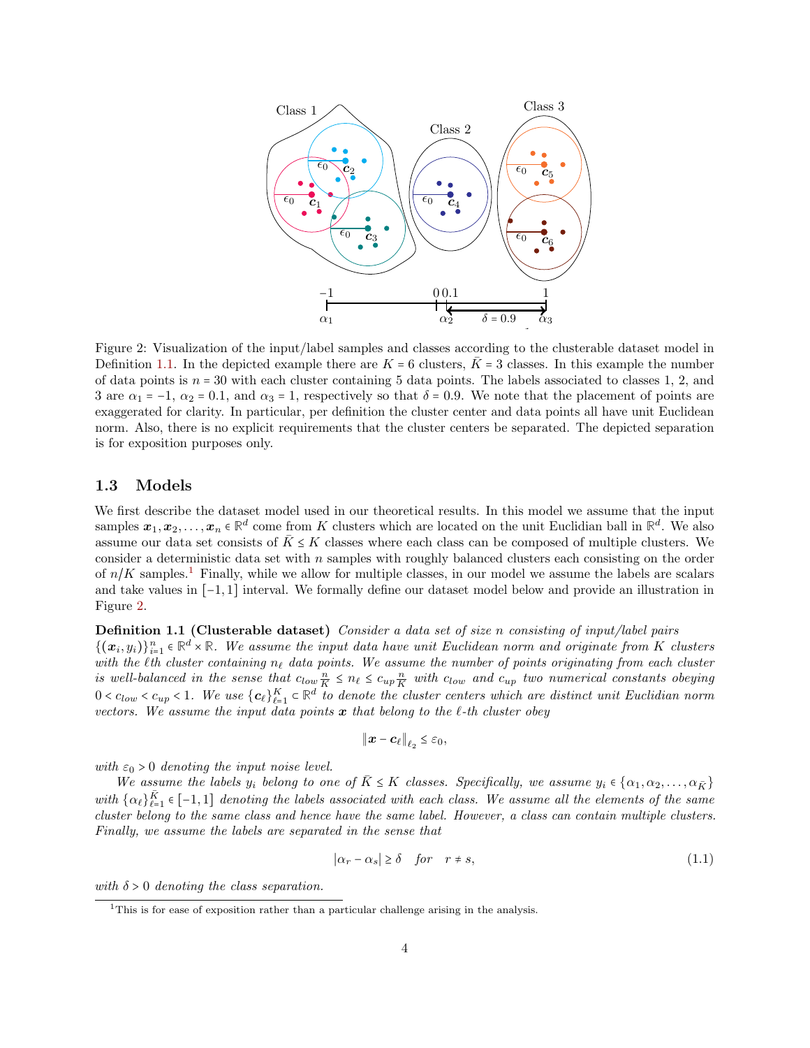Figure 2: Visualization of the input/label samples and classes according to the clusterable dataset model in Definition 1.1. In the depicted example there are $K = 6$ clusters, $\bar{K} = 3$ classes. In this example the number of data points is $n = 30$ with each cluster containing 5 data points. The labels associated to classes 1, 2, and 3 are $\alpha_1 = -1$, $\alpha_2 = 0.1$, and $\alpha_3 = 1$, respectively so that $\delta = 0.9$. We note that the placement of points are exaggerated for clarity. In particular, per definition the cluster center and data points all have unit Euclidean norm. Also, there is no explicit requirements that the cluster centers be separated. The depicted separation is for exposition purposes only.

### 1.3 Models

We first describe the dataset model used in our theoretical results. In this model we assume that the input samples $\boldsymbol{x}_1, \boldsymbol{x}_2, \ldots, \boldsymbol{x}_n \in \mathbb{R}^d$ come from $K$ clusters which are located on the unit Euclidian ball in $\mathbb{R}^d$. We also assume our data set consists of $\bar{K} \leq K$ classes where each class can be composed of multiple clusters. We consider a deterministic data set with $n$ samples with roughly balanced clusters each consisting on the order of $n/K$ samples.[1] Finally, while we allow for multiple classes, in our model we assume the labels are scalars and take values in $[-1, 1]$ interval. We formally define our dataset model below and provide an illustration in Figure 2.

**Definition 1.1 (Clusterable dataset)** *Consider a data set of size $n$ consisting of input/label pairs $\{(\boldsymbol{x}_i, y_i)\}_{i=1}^n \in \mathbb{R}^d \times \mathbb{R}$. We assume the input data have unit Euclidean norm and originate from $K$ clusters with the $\ell$th cluster containing $n_\ell$ data points. We assume the number of points originating from each cluster is well-balanced in the sense that $c_{low}\frac{n}{K} \leq n_\ell \leq c_{up}\frac{n}{K}$ with $c_{low}$ and $c_{up}$ two numerical constants obeying $0 < c_{low} < c_{up} < 1$. We use $\{\boldsymbol{c}_\ell\}_{\ell=1}^K \subset \mathbb{R}^d$ to denote the cluster centers which are distinct unit Euclidian norm vectors. We assume the input data points $\boldsymbol{x}$ that belong to the $\ell$-th cluster obey*

$$\|\boldsymbol{x} - \boldsymbol{c}_\ell\|_{\ell_2} \leq \varepsilon_0,$$

*with $\varepsilon_0 > 0$ denoting the input noise level.*

*We assume the labels $y_i$ belong to one of $\bar{K} \leq K$ classes. Specifically, we assume $y_i \in \{\alpha_1, \alpha_2, \ldots, \alpha_{\bar{K}}\}$ with $\{\alpha_\ell\}_{\ell=1}^{\bar{K}} \in [-1, 1]$ denoting the labels associated with each class. We assume all the elements of the same cluster belong to the same class and hence have the same label. However, a class can contain multiple clusters. Finally, we assume the labels are separated in the sense that*

$$|\alpha_r - \alpha_s| \geq \delta \quad \textit{for} \quad r \neq s, \tag{1.1}$$

*with $\delta > 0$ denoting the class separation.*

[1] This is for ease of exposition rather than a particular challenge arising in the analysis.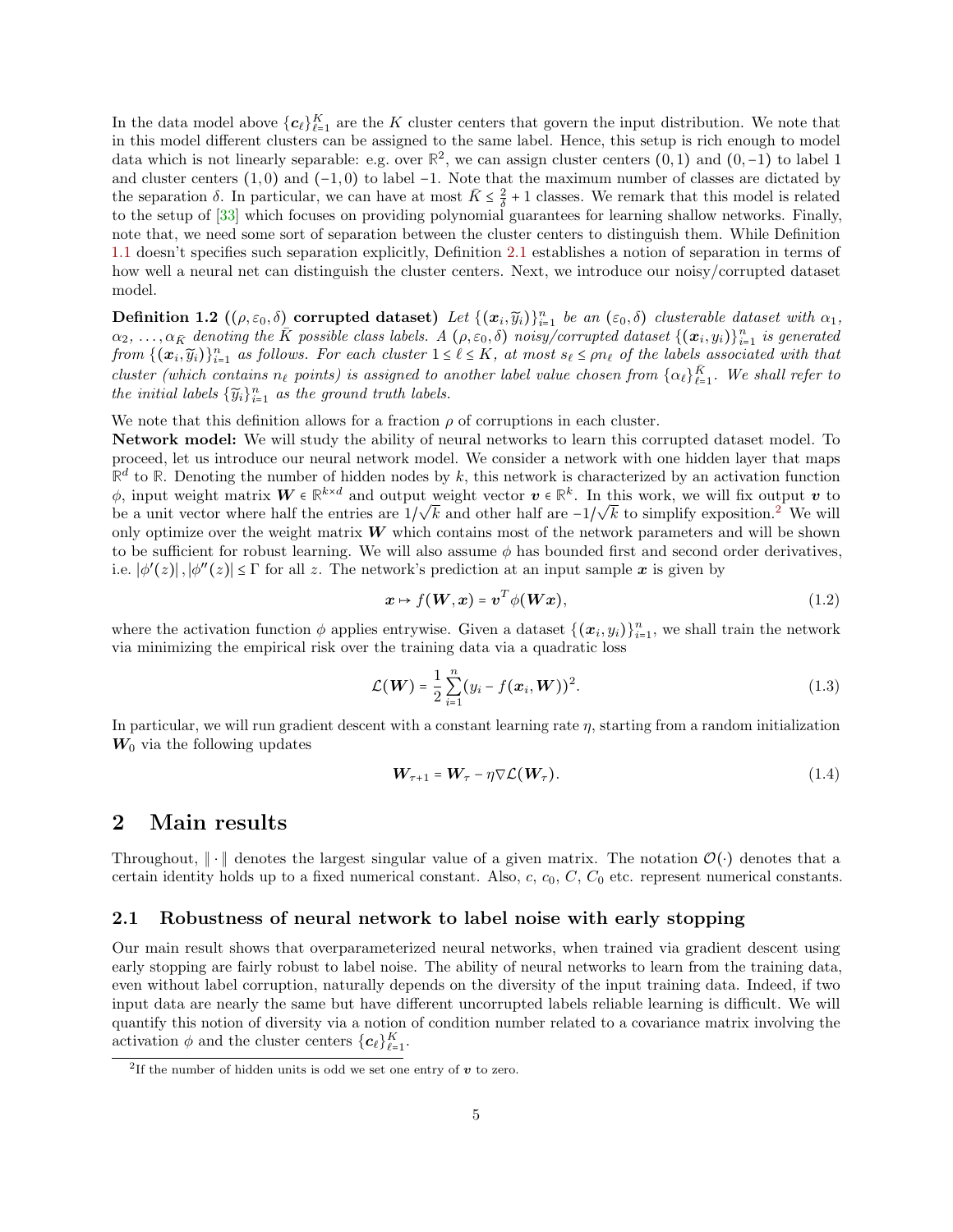In the data model above $\{\boldsymbol{c}_\ell\}_{\ell=1}^K$ are the $K$ cluster centers that govern the input distribution. We note that in this model different clusters can be assigned to the same label. Hence, this setup is rich enough to model data which is not linearly separable: e.g. over $\mathbb{R}^2$, we can assign cluster centers $(0,1)$ and $(0,-1)$ to label 1 and cluster centers $(1,0)$ and $(-1,0)$ to label $-1$. Note that the maximum number of classes are dictated by the separation $\delta$. In particular, we can have at most $\bar{K} \le \frac{2}{\delta} + 1$ classes. We remark that this model is related to the setup of [33] which focuses on providing polynomial guarantees for learning shallow networks. Finally, note that, we need some sort of separation between the cluster centers to distinguish them. While Definition 1.1 doesn't specifies such separation explicitly, Definition 2.1 establishes a notion of separation in terms of how well a neural net can distinguish the cluster centers. Next, we introduce our noisy/corrupted dataset model.

**Definition 1.2 ($(\rho, \varepsilon_0, \delta)$ corrupted dataset)** *Let $\{(\boldsymbol{x}_i, \widetilde{y}_i)\}_{i=1}^n$ be an $(\varepsilon_0, \delta)$ clusterable dataset with $\alpha_1$, $\alpha_2$, $\ldots$, $\alpha_{\bar{K}}$ denoting the $\bar{K}$ possible class labels. A $(\rho, \varepsilon_0, \delta)$ noisy/corrupted dataset $\{(\boldsymbol{x}_i, y_i)\}_{i=1}^n$ is generated from $\{(\boldsymbol{x}_i, \widetilde{y}_i)\}_{i=1}^n$ as follows. For each cluster $1 \le \ell \le K$, at most $s_\ell \le \rho n_\ell$ of the labels associated with that cluster (which contains $n_\ell$ points) is assigned to another label value chosen from $\{\alpha_\ell\}_{\ell=1}^{\bar{K}}$. We shall refer to the initial labels $\{\widetilde{y}_i\}_{i=1}^n$ as the ground truth labels.*

We note that this definition allows for a fraction $\rho$ of corruptions in each cluster.

**Network model:** We will study the ability of neural networks to learn this corrupted dataset model. To proceed, let us introduce our neural network model. We consider a network with one hidden layer that maps $\mathbb{R}^d$ to $\mathbb{R}$. Denoting the number of hidden nodes by $k$, this network is characterized by an activation function $\phi$, input weight matrix $\boldsymbol{W} \in \mathbb{R}^{k \times d}$ and output weight vector $\boldsymbol{v} \in \mathbb{R}^k$. In this work, we will fix output $\boldsymbol{v}$ to be a unit vector where half the entries are $1/\sqrt{k}$ and other half are $-1/\sqrt{k}$ to simplify exposition.[2] We will only optimize over the weight matrix $\boldsymbol{W}$ which contains most of the network parameters and will be shown to be sufficient for robust learning. We will also assume $\phi$ has bounded first and second order derivatives, i.e. $|\phi'(z)|, |\phi''(z)| \le \Gamma$ for all $z$. The network's prediction at an input sample $\boldsymbol{x}$ is given by

$$\boldsymbol{x} \mapsto f(\boldsymbol{W}, \boldsymbol{x}) = \boldsymbol{v}^T \phi(\boldsymbol{W}\boldsymbol{x}), \tag{1.2}$$

where the activation function $\phi$ applies entrywise. Given a dataset $\{(\boldsymbol{x}_i, y_i)\}_{i=1}^n$, we shall train the network via minimizing the empirical risk over the training data via a quadratic loss

$$\mathcal{L}(\boldsymbol{W}) = \frac{1}{2} \sum_{i=1}^n (y_i - f(\boldsymbol{x}_i, \boldsymbol{W}))^2. \tag{1.3}$$

In particular, we will run gradient descent with a constant learning rate $\eta$, starting from a random initialization $\boldsymbol{W}_0$ via the following updates

$$\boldsymbol{W}_{\tau+1} = \boldsymbol{W}_\tau - \eta \nabla \mathcal{L}(\boldsymbol{W}_\tau). \tag{1.4}$$

# 2 Main results

Throughout, $\|\cdot\|$ denotes the largest singular value of a given matrix. The notation $\mathcal{O}(\cdot)$ denotes that a certain identity holds up to a fixed numerical constant. Also, $c$, $c_0$, $C$, $C_0$ etc. represent numerical constants.

## 2.1 Robustness of neural network to label noise with early stopping

Our main result shows that overparameterized neural networks, when trained via gradient descent using early stopping are fairly robust to label noise. The ability of neural networks to learn from the training data, even without label corruption, naturally depends on the diversity of the input training data. Indeed, if two input data are nearly the same but have different uncorrupted labels reliable learning is difficult. We will quantify this notion of diversity via a notion of condition number related to a covariance matrix involving the activation $\phi$ and the cluster centers $\{\boldsymbol{c}_\ell\}_{\ell=1}^K$.

[2] If the number of hidden units is odd we set one entry of $\boldsymbol{v}$ to zero.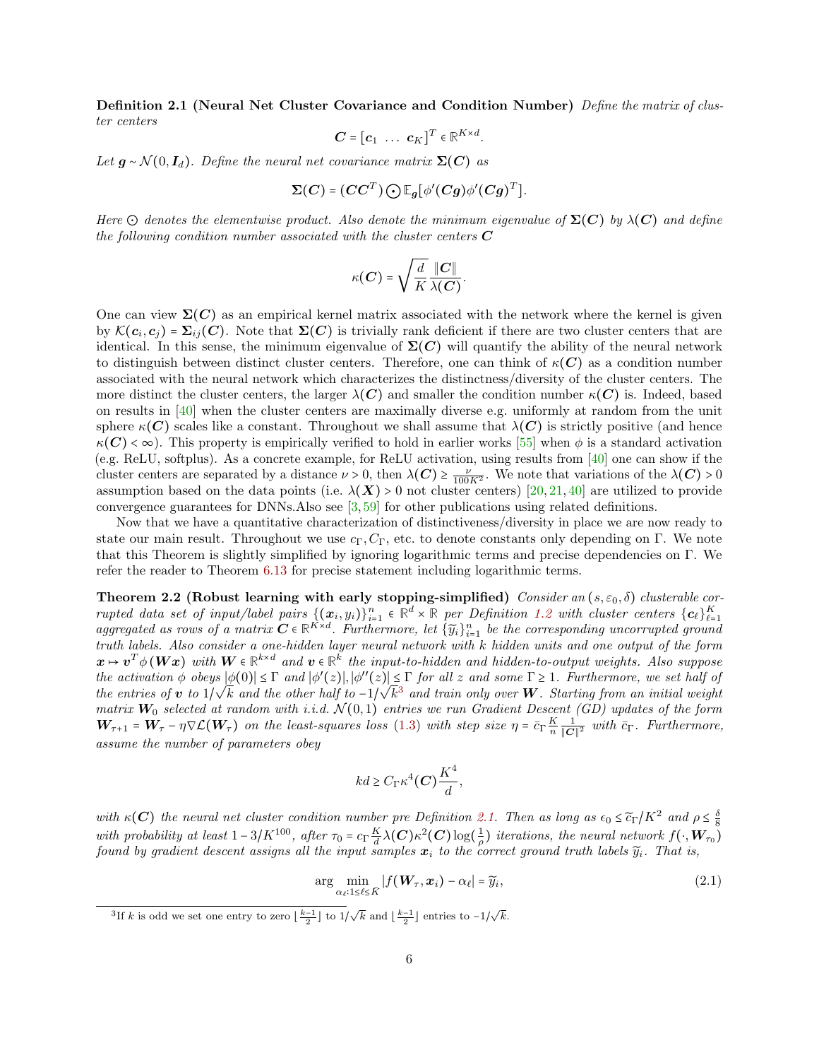**Definition 2.1 (Neural Net Cluster Covariance and Condition Number)** *Define the matrix of cluster centers*

$$\boldsymbol{C} = \begin{bmatrix} \boldsymbol{c}_1 & \dots & \boldsymbol{c}_K \end{bmatrix}^T \in \mathbb{R}^{K\times d}.$$

*Let $\boldsymbol{g} \sim \mathcal{N}(0, \boldsymbol{I}_d)$. Define the neural net covariance matrix $\boldsymbol{\Sigma}(\boldsymbol{C})$ as*

$$\boldsymbol{\Sigma}(\boldsymbol{C}) = (\boldsymbol{C}\boldsymbol{C}^T) \odot \mathbb{E}_{\boldsymbol{g}}[\phi'(\boldsymbol{C}\boldsymbol{g})\phi'(\boldsymbol{C}\boldsymbol{g})^T].$$

*Here $\odot$ denotes the elementwise product. Also denote the minimum eigenvalue of $\boldsymbol{\Sigma}(\boldsymbol{C})$ by $\lambda(\boldsymbol{C})$ and define the following condition number associated with the cluster centers $\boldsymbol{C}$*

$$\kappa(\boldsymbol{C}) = \sqrt{\frac{d}{K}}\frac{\|\boldsymbol{C}\|}{\lambda(\boldsymbol{C})}.$$

One can view $\boldsymbol{\Sigma}(\boldsymbol{C})$ as an empirical kernel matrix associated with the network where the kernel is given by $\mathcal{K}(\boldsymbol{c}_i, \boldsymbol{c}_j) = \boldsymbol{\Sigma}_{ij}(\boldsymbol{C})$. Note that $\boldsymbol{\Sigma}(\boldsymbol{C})$ is trivially rank deficient if there are two cluster centers that are identical. In this sense, the minimum eigenvalue of $\boldsymbol{\Sigma}(\boldsymbol{C})$ will quantify the ability of the neural network to distinguish between distinct cluster centers. Therefore, one can think of $\kappa(\boldsymbol{C})$ as a condition number associated with the neural network which characterizes the distinctness/diversity of the cluster centers. The more distinct the cluster centers, the larger $\lambda(\boldsymbol{C})$ and smaller the condition number $\kappa(\boldsymbol{C})$ is. Indeed, based on results in [40] when the cluster centers are maximally diverse e.g. uniformly at random from the unit sphere $\kappa(\boldsymbol{C})$ scales like a constant. Throughout we shall assume that $\lambda(\boldsymbol{C})$ is strictly positive (and hence $\kappa(\boldsymbol{C}) < \infty$). This property is empirically verified to hold in earlier works [55] when $\phi$ is a standard activation (e.g. ReLU, softplus). As a concrete example, for ReLU activation, using results from [40] one can show if the cluster centers are separated by a distance $\nu > 0$, then $\lambda(\boldsymbol{C}) \geq \frac{\nu}{100K^2}$. We note that variations of the $\lambda(\boldsymbol{C}) > 0$ assumption based on the data points (i.e. $\lambda(\boldsymbol{X}) > 0$ not cluster centers) [20, 21, 40] are utilized to provide convergence guarantees for DNNs.Also see [3, 59] for other publications using related definitions.

Now that we have a quantitative characterization of distinctiveness/diversity in place we are now ready to state our main result. Throughout we use $c_\Gamma, C_\Gamma$, etc. to denote constants only depending on $\Gamma$. We note that this Theorem is slightly simplified by ignoring logarithmic terms and precise dependencies on $\Gamma$. We refer the reader to Theorem 6.13 for precise statement including logarithmic terms.

**Theorem 2.2 (Robust learning with early stopping-simplified)** *Consider an $(s, \varepsilon_0, \delta)$ clusterable corrupted data set of input/label pairs $\{(\boldsymbol{x}_i, y_i)\}_{i=1}^n \in \mathbb{R}^d \times \mathbb{R}$ per Definition 1.2 with cluster centers $\{\boldsymbol{c}_\ell\}_{\ell=1}^K$ aggregated as rows of a matrix $\boldsymbol{C} \in \mathbb{R}^{K\times d}$. Furthermore, let $\{\widetilde{y}_i\}_{i=1}^n$ be the corresponding uncorrupted ground truth labels. Also consider a one-hidden layer neural network with $k$ hidden units and one output of the form $\boldsymbol{x} \mapsto \boldsymbol{v}^T\phi(\boldsymbol{W}\boldsymbol{x})$ with $\boldsymbol{W} \in \mathbb{R}^{k\times d}$ and $\boldsymbol{v} \in \mathbb{R}^k$ the input-to-hidden and hidden-to-output weights. Also suppose the activation $\phi$ obeys $|\phi(0)| \leq \Gamma$ and $|\phi'(z)|, |\phi''(z)| \leq \Gamma$ for all $z$ and some $\Gamma \geq 1$. Furthermore, we set half of the entries of $\boldsymbol{v}$ to $1/\sqrt{k}$ and the other half to $-1/\sqrt{k}$*[3] *and train only over $\boldsymbol{W}$. Starting from an initial weight matrix $\boldsymbol{W}_0$ selected at random with i.i.d. $\mathcal{N}(0,1)$ entries we run Gradient Descent (GD) updates of the form $\boldsymbol{W}_{\tau+1} = \boldsymbol{W}_\tau - \eta\nabla\mathcal{L}(\boldsymbol{W}_\tau)$ on the least-squares loss (1.3) with step size $\eta = \bar{c}_\Gamma\frac{K}{n}\frac{1}{\|\boldsymbol{C}\|^2}$ with $\bar{c}_\Gamma$. Furthermore, assume the number of parameters obey*

$$kd \geq C_\Gamma\kappa^4(\boldsymbol{C})\frac{K^4}{d},$$

*with $\kappa(\boldsymbol{C})$ the neural net cluster condition number pre Definition 2.1. Then as long as $\epsilon_0 \leq \widetilde{c}_\Gamma/K^2$ and $\rho \leq \frac{\delta}{8}$ with probability at least $1 - 3/K^{100}$, after $\tau_0 = c_\Gamma\frac{K}{d}\lambda(\boldsymbol{C})\kappa^2(\boldsymbol{C})\log(\frac{1}{\rho})$ iterations, the neural network $f(\cdot, \boldsymbol{W}_{\tau_0})$ found by gradient descent assigns all the input samples $\boldsymbol{x}_i$ to the correct ground truth labels $\widetilde{y}_i$. That is,*

$$\arg\min_{\alpha_\ell:1\leq\ell\leq\bar{K}} |f(\boldsymbol{W}_\tau, \boldsymbol{x}_i) - \alpha_\ell| = \widetilde{y}_i, \tag{2.1}$$

---

[3] If $k$ is odd we set one entry to zero $\lfloor\frac{k-1}{2}\rfloor$ to $1/\sqrt{k}$ and $\lfloor\frac{k-1}{2}\rfloor$ entries to $-1/\sqrt{k}$.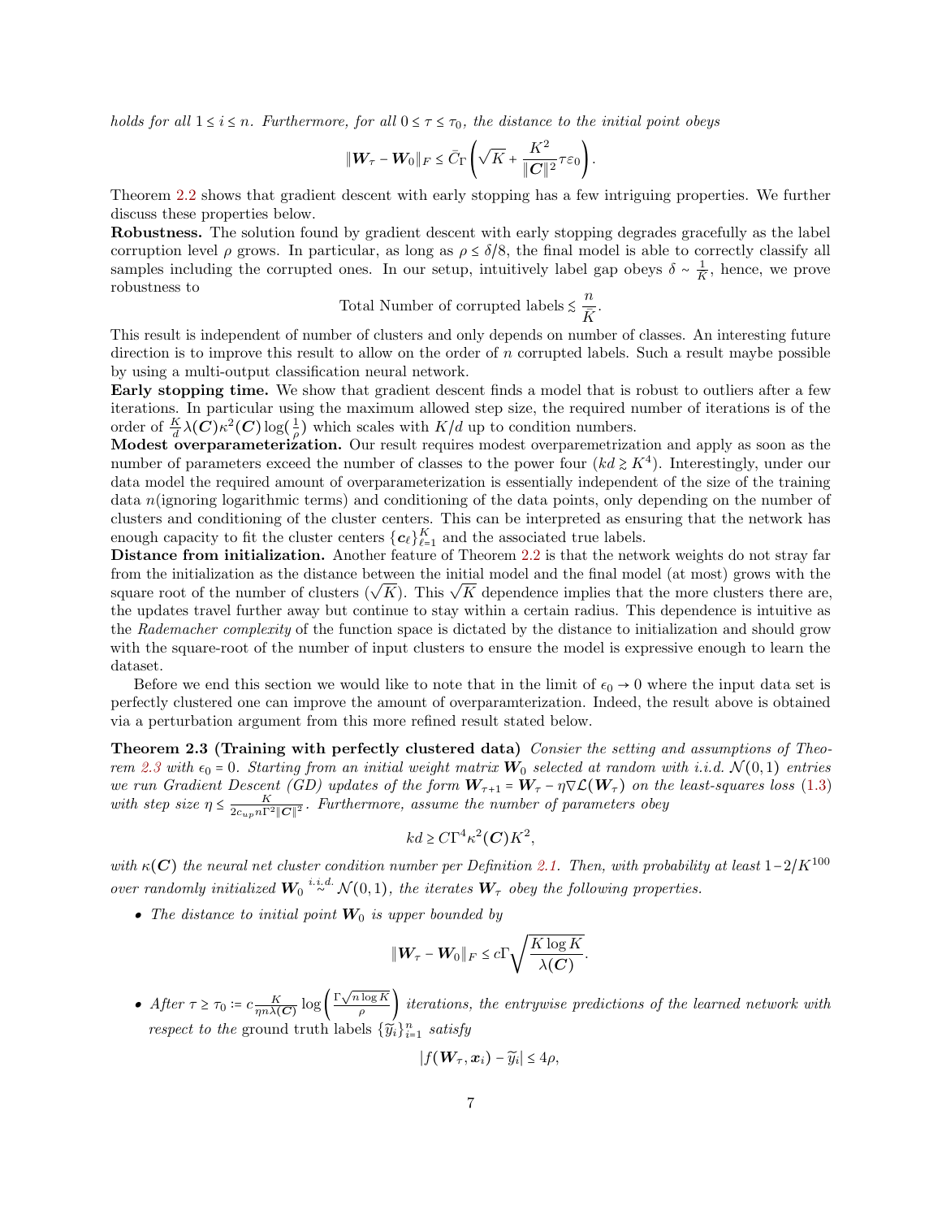*holds for all $1 \le i \le n$. Furthermore, for all $0 \le \tau \le \tau_0$, the distance to the initial point obeys*

$$\|\boldsymbol{W}_\tau - \boldsymbol{W}_0\|_F \le \bar{C}_\Gamma \left( \sqrt{K} + \frac{K^2}{\|\boldsymbol{C}\|^2} \tau \varepsilon_0 \right).$$

Theorem 2.2 shows that gradient descent with early stopping has a few intriguing properties. We further discuss these properties below.

**Robustness.** The solution found by gradient descent with early stopping degrades gracefully as the label corruption level $\rho$ grows. In particular, as long as $\rho \le \delta/8$, the final model is able to correctly classify all samples including the corrupted ones. In our setup, intuitively label gap obeys $\delta \sim \frac{1}{K}$, hence, we prove robustness to

$$\text{Total Number of corrupted labels} \lesssim \frac{n}{K}.$$

This result is independent of number of clusters and only depends on number of classes. An interesting future direction is to improve this result to allow on the order of $n$ corrupted labels. Such a result maybe possible by using a multi-output classification neural network.

**Early stopping time.** We show that gradient descent finds a model that is robust to outliers after a few iterations. In particular using the maximum allowed step size, the required number of iterations is of the order of $\frac{K}{d}\lambda(\boldsymbol{C})\kappa^2(\boldsymbol{C})\log(\frac{1}{\rho})$ which scales with $K/d$ up to condition numbers.

**Modest overparameterization.** Our result requires modest overparemetrization and apply as soon as the number of parameters exceed the number of classes to the power four ($kd \gtrsim K^4$). Interestingly, under our data model the required amount of overparameterization is essentially independent of the size of the training data $n$(ignoring logarithmic terms) and conditioning of the data points, only depending on the number of clusters and conditioning of the cluster centers. This can be interpreted as ensuring that the network has enough capacity to fit the cluster centers $\{\boldsymbol{c}_\ell\}_{\ell=1}^K$ and the associated true labels.

**Distance from initialization.** Another feature of Theorem 2.2 is that the network weights do not stray far from the initialization as the distance between the initial model and the final model (at most) grows with the square root of the number of clusters ($\sqrt{K}$). This $\sqrt{K}$ dependence implies that the more clusters there are, the updates travel further away but continue to stay within a certain radius. This dependence is intuitive as the *Rademacher complexity* of the function space is dictated by the distance to initialization and should grow with the square-root of the number of input clusters to ensure the model is expressive enough to learn the dataset.

Before we end this section we would like to note that in the limit of $\epsilon_0 \to 0$ where the input data set is perfectly clustered one can improve the amount of overparamterization. Indeed, the result above is obtained via a perturbation argument from this more refined result stated below.

**Theorem 2.3 (Training with perfectly clustered data)** *Consier the setting and assumptions of Theorem 2.3 with $\epsilon_0 = 0$. Starting from an initial weight matrix $\boldsymbol{W}_0$ selected at random with i.i.d. $\mathcal{N}(0,1)$ entries we run Gradient Descent (GD) updates of the form $\boldsymbol{W}_{\tau+1} = \boldsymbol{W}_\tau - \eta\nabla\mathcal{L}(\boldsymbol{W}_\tau)$ on the least-squares loss (1.3) with step size $\eta \le \frac{K}{2c_{up}n\Gamma^2\|\boldsymbol{C}\|^2}$. Furthermore, assume the number of parameters obey*

$$kd \ge C\Gamma^4\kappa^2(\boldsymbol{C})K^2,$$

*with $\kappa(\boldsymbol{C})$ the neural net cluster condition number per Definition 2.1. Then, with probability at least $1 - 2/K^{100}$ over randomly initialized $\boldsymbol{W}_0 \overset{i.i.d.}{\sim} \mathcal{N}(0,1)$, the iterates $\boldsymbol{W}_\tau$ obey the following properties.*

- *The distance to initial point $\boldsymbol{W}_0$ is upper bounded by*

$$\|\boldsymbol{W}_\tau - \boldsymbol{W}_0\|_F \le c\Gamma\sqrt{\frac{K\log K}{\lambda(\boldsymbol{C})}}.$$

- *After $\tau \ge \tau_0 := c\frac{K}{\eta n \lambda(\boldsymbol{C})}\log\left(\frac{\Gamma\sqrt{n\log K}}{\rho}\right)$ iterations, the entrywise predictions of the learned network with respect to the* ground truth *labels $\{\widetilde{y}_i\}_{i=1}^n$ satisfy*

$$|f(\boldsymbol{W}_\tau, \boldsymbol{x}_i) - \widetilde{y}_i| \le 4\rho,$$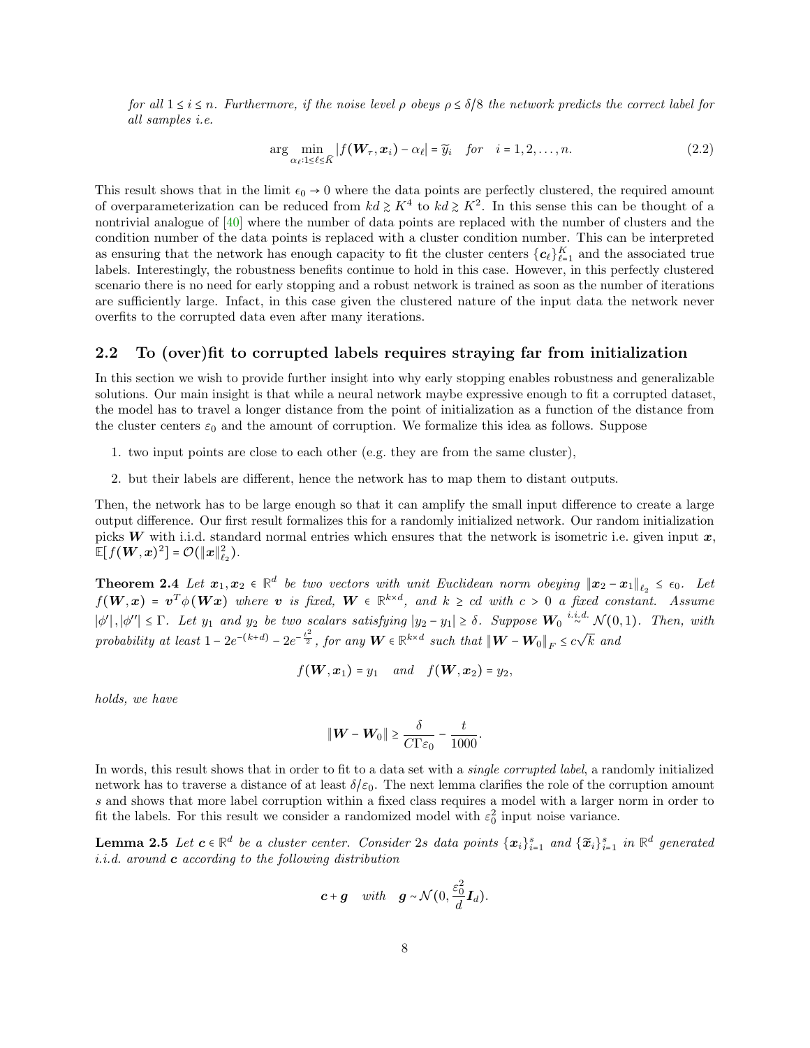*for all $1 \le i \le n$. Furthermore, if the noise level $\rho$ obeys $\rho \le \delta/8$ the network predicts the correct label for all samples i.e.*

$$\arg \min_{\alpha_\ell : 1 \le \ell \le \bar{K}} |f(\boldsymbol{W}_\tau, \boldsymbol{x}_i) - \alpha_\ell| = \widetilde{y}_i \quad \textit{for} \quad i = 1, 2, \dots, n. \tag{2.2}$$

This result shows that in the limit $\epsilon_0 \to 0$ where the data points are perfectly clustered, the required amount of overparameterization can be reduced from $kd \gtrsim K^4$ to $kd \gtrsim K^2$. In this sense this can be thought of a nontrivial analogue of [40] where the number of data points are replaced with the number of clusters and the condition number of the data points is replaced with a cluster condition number. This can be interpreted as ensuring that the network has enough capacity to fit the cluster centers $\{\boldsymbol{c}_\ell\}_{\ell=1}^K$ and the associated true labels. Interestingly, the robustness benefits continue to hold in this case. However, in this perfectly clustered scenario there is no need for early stopping and a robust network is trained as soon as the number of iterations are sufficiently large. Infact, in this case given the clustered nature of the input data the network never overfits to the corrupted data even after many iterations.

## 2.2 To (over)fit to corrupted labels requires straying far from initialization

In this section we wish to provide further insight into why early stopping enables robustness and generalizable solutions. Our main insight is that while a neural network maybe expressive enough to fit a corrupted dataset, the model has to travel a longer distance from the point of initialization as a function of the distance from the cluster centers $\varepsilon_0$ and the amount of corruption. We formalize this idea as follows. Suppose

1. two input points are close to each other (e.g. they are from the same cluster),
2. but their labels are different, hence the network has to map them to distant outputs.

Then, the network has to be large enough so that it can amplify the small input difference to create a large output difference. Our first result formalizes this for a randomly initialized network. Our random initialization picks $\boldsymbol{W}$ with i.i.d. standard normal entries which ensures that the network is isometric i.e. given input $\boldsymbol{x}$, $\mathbb{E}[f(\boldsymbol{W}, \boldsymbol{x})^2] = \mathcal{O}(\|\boldsymbol{x}\|_{\ell_2}^2)$.

**Theorem 2.4** *Let $\boldsymbol{x}_1, \boldsymbol{x}_2 \in \mathbb{R}^d$ be two vectors with unit Euclidean norm obeying $\|\boldsymbol{x}_2 - \boldsymbol{x}_1\|_{\ell_2} \le \epsilon_0$. Let $f(\boldsymbol{W}, \boldsymbol{x}) = \boldsymbol{v}^T \phi(\boldsymbol{W}\boldsymbol{x})$ where $\boldsymbol{v}$ is fixed, $\boldsymbol{W} \in \mathbb{R}^{k \times d}$, and $k \ge cd$ with $c > 0$ a fixed constant. Assume $|\phi'|, |\phi''| \le \Gamma$. Let $y_1$ and $y_2$ be two scalars satisfying $|y_2 - y_1| \ge \delta$. Suppose $\boldsymbol{W}_0 \overset{i.i.d.}{\sim} \mathcal{N}(0,1)$. Then, with probability at least $1 - 2e^{-(k+d)} - 2e^{-\frac{t^2}{2}}$, for any $\boldsymbol{W} \in \mathbb{R}^{k \times d}$ such that $\|\boldsymbol{W} - \boldsymbol{W}_0\|_F \le c\sqrt{k}$ and*

$$f(\boldsymbol{W}, \boldsymbol{x}_1) = y_1 \quad \textit{and} \quad f(\boldsymbol{W}, \boldsymbol{x}_2) = y_2,$$

*holds, we have*

$$\|\boldsymbol{W} - \boldsymbol{W}_0\| \ge \frac{\delta}{C\Gamma\varepsilon_0} - \frac{t}{1000}.$$

In words, this result shows that in order to fit to a data set with a *single corrupted label*, a randomly initialized network has to traverse a distance of at least $\delta/\varepsilon_0$. The next lemma clarifies the role of the corruption amount $s$ and shows that more label corruption within a fixed class requires a model with a larger norm in order to fit the labels. For this result we consider a randomized model with $\varepsilon_0^2$ input noise variance.

**Lemma 2.5** *Let $\boldsymbol{c} \in \mathbb{R}^d$ be a cluster center. Consider $2s$ data points $\{\boldsymbol{x}_i\}_{i=1}^s$ and $\{\widetilde{\boldsymbol{x}}_i\}_{i=1}^s$ in $\mathbb{R}^d$ generated i.i.d. around $\boldsymbol{c}$ according to the following distribution*

$$\boldsymbol{c} + \boldsymbol{g} \quad \textit{with} \quad \boldsymbol{g} \sim \mathcal{N}(0, \frac{\varepsilon_0^2}{d}\boldsymbol{I}_d).$$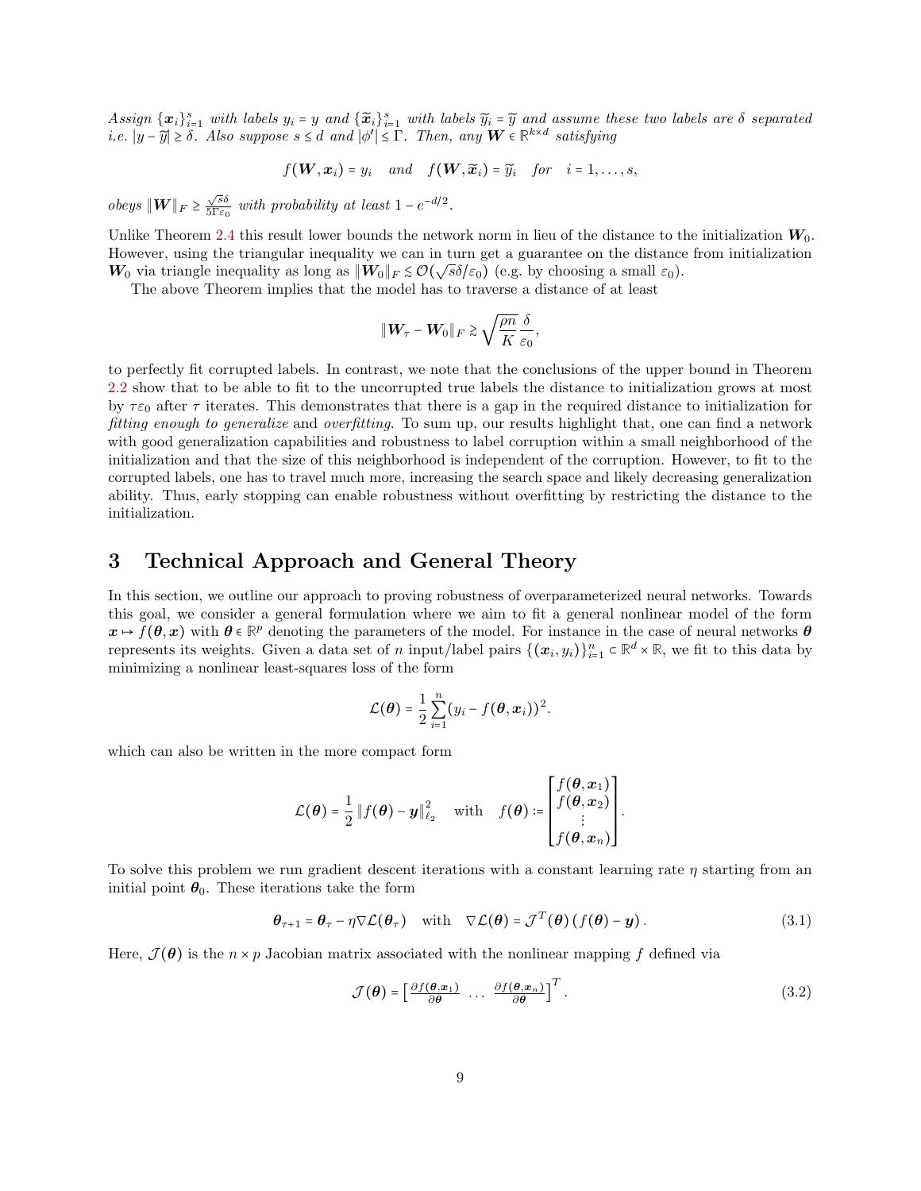*Assign $\{\boldsymbol{x}_i\}_{i=1}^s$ with labels $y_i = y$ and $\{\widetilde{\boldsymbol{x}}_i\}_{i=1}^s$ with labels $\widetilde{y}_i = \widetilde{y}$ and assume these two labels are $\delta$ separated i.e. $|y - \widetilde{y}| \ge \delta$. Also suppose $s \le d$ and $|\phi'| \le \Gamma$. Then, any $\boldsymbol{W} \in \mathbb{R}^{k \times d}$ satisfying*

$$f(\boldsymbol{W}, \boldsymbol{x}_i) = y_i \quad \text{and} \quad f(\boldsymbol{W}, \widetilde{\boldsymbol{x}}_i) = \widetilde{y}_i \quad \text{for} \quad i = 1, \ldots, s,$$

*obeys $\|\boldsymbol{W}\|_F \ge \frac{\sqrt{s}\delta}{5\Gamma\varepsilon_0}$ with probability at least $1 - e^{-d/2}$.*

Unlike Theorem 2.4 this result lower bounds the network norm in lieu of the distance to the initialization $\boldsymbol{W}_0$. However, using the triangular inequality we can in turn get a guarantee on the distance from initialization $\boldsymbol{W}_0$ via triangle inequality as long as $\|\boldsymbol{W}_0\|_F \lesssim \mathcal{O}(\sqrt{s}\delta/\varepsilon_0)$ (e.g. by choosing a small $\varepsilon_0$).

The above Theorem implies that the model has to traverse a distance of at least

$$\|\boldsymbol{W}_\tau - \boldsymbol{W}_0\|_F \gtrsim \sqrt{\frac{\rho n}{K}} \frac{\delta}{\varepsilon_0},$$

to perfectly fit corrupted labels. In contrast, we note that the conclusions of the upper bound in Theorem 2.2 show that to be able to fit to the uncorrupted true labels the distance to initialization grows at most by $\tau\varepsilon_0$ after $\tau$ iterates. This demonstrates that there is a gap in the required distance to initialization for *fitting enough to generalize* and *overfitting*. To sum up, our results highlight that, one can find a network with good generalization capabilities and robustness to label corruption within a small neighborhood of the initialization and that the size of this neighborhood is independent of the corruption. However, to fit to the corrupted labels, one has to travel much more, increasing the search space and likely decreasing generalization ability. Thus, early stopping can enable robustness without overfitting by restricting the distance to the initialization.

# 3 Technical Approach and General Theory

In this section, we outline our approach to proving robustness of overparameterized neural networks. Towards this goal, we consider a general formulation where we aim to fit a general nonlinear model of the form $\boldsymbol{x} \mapsto f(\boldsymbol{\theta}, \boldsymbol{x})$ with $\boldsymbol{\theta} \in \mathbb{R}^p$ denoting the parameters of the model. For instance in the case of neural networks $\boldsymbol{\theta}$ represents its weights. Given a data set of $n$ input/label pairs $\{(\boldsymbol{x}_i, y_i)\}_{i=1}^n \subset \mathbb{R}^d \times \mathbb{R}$, we fit to this data by minimizing a nonlinear least-squares loss of the form

$$\mathcal{L}(\boldsymbol{\theta}) = \frac{1}{2}\sum_{i=1}^n (y_i - f(\boldsymbol{\theta}, \boldsymbol{x}_i))^2.$$

which can also be written in the more compact form

$$\mathcal{L}(\boldsymbol{\theta}) = \frac{1}{2}\|f(\boldsymbol{\theta}) - \boldsymbol{y}\|_{\ell_2}^2 \quad \text{with} \quad f(\boldsymbol{\theta}) := \begin{bmatrix} f(\boldsymbol{\theta}, \boldsymbol{x}_1) \\ f(\boldsymbol{\theta}, \boldsymbol{x}_2) \\ \vdots \\ f(\boldsymbol{\theta}, \boldsymbol{x}_n) \end{bmatrix}.$$

To solve this problem we run gradient descent iterations with a constant learning rate $\eta$ starting from an initial point $\boldsymbol{\theta}_0$. These iterations take the form

$$\boldsymbol{\theta}_{\tau+1} = \boldsymbol{\theta}_\tau - \eta\nabla\mathcal{L}(\boldsymbol{\theta}_\tau) \quad \text{with} \quad \nabla\mathcal{L}(\boldsymbol{\theta}) = \mathcal{J}^T(\boldsymbol{\theta})\left(f(\boldsymbol{\theta}) - \boldsymbol{y}\right). \tag{3.1}$$

Here, $\mathcal{J}(\boldsymbol{\theta})$ is the $n \times p$ Jacobian matrix associated with the nonlinear mapping $f$ defined via

$$\mathcal{J}(\boldsymbol{\theta}) = \begin{bmatrix} \frac{\partial f(\boldsymbol{\theta}, \boldsymbol{x}_1)}{\partial \boldsymbol{\theta}} & \ldots & \frac{\partial f(\boldsymbol{\theta}, \boldsymbol{x}_n)}{\partial \boldsymbol{\theta}} \end{bmatrix}^T. \tag{3.2}$$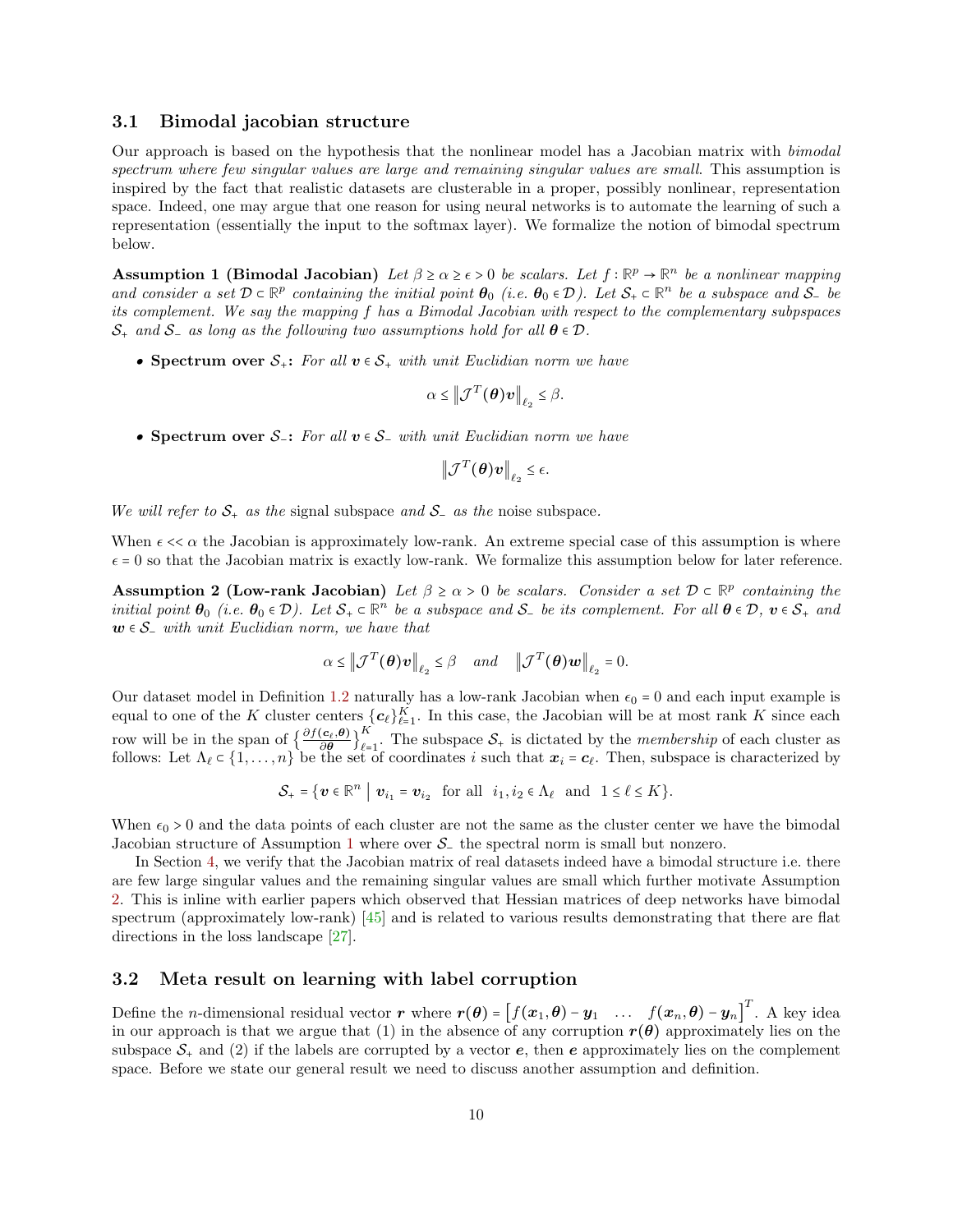### 3.1 Bimodal jacobian structure

Our approach is based on the hypothesis that the nonlinear model has a Jacobian matrix with *bimodal spectrum where few singular values are large and remaining singular values are small*. This assumption is inspired by the fact that realistic datasets are clusterable in a proper, possibly nonlinear, representation space. Indeed, one may argue that one reason for using neural networks is to automate the learning of such a representation (essentially the input to the softmax layer). We formalize the notion of bimodal spectrum below.

**Assumption 1 (Bimodal Jacobian)** *Let $\beta \geq \alpha \geq \epsilon > 0$ be scalars. Let $f : \mathbb{R}^p \rightarrow \mathbb{R}^n$ be a nonlinear mapping and consider a set $\mathcal{D} \subset \mathbb{R}^p$ containing the initial point $\boldsymbol{\theta}_0$ (i.e. $\boldsymbol{\theta}_0 \in \mathcal{D}$). Let $\mathcal{S}_+ \subset \mathbb{R}^n$ be a subspace and $\mathcal{S}_-$ be its complement. We say the mapping $f$ has a Bimodal Jacobian with respect to the complementary subpspaces $\mathcal{S}_+$ and $\mathcal{S}_-$ as long as the following two assumptions hold for all $\boldsymbol{\theta} \in \mathcal{D}$.*

- **Spectrum over $\mathcal{S}_+$:** *For all $\boldsymbol{v} \in \mathcal{S}_+$ with unit Euclidian norm we have*

$$\alpha \leq \left\| \mathcal{J}^T(\boldsymbol{\theta})\boldsymbol{v} \right\|_{\ell_2} \leq \beta.$$

- **Spectrum over $\mathcal{S}_-$:** *For all $\boldsymbol{v} \in \mathcal{S}_-$ with unit Euclidian norm we have*

$$\left\| \mathcal{J}^T(\boldsymbol{\theta})\boldsymbol{v} \right\|_{\ell_2} \leq \epsilon.$$

*We will refer to $\mathcal{S}_+$ as the* signal subspace *and $\mathcal{S}_-$ as the* noise subspace.

When $\epsilon << \alpha$ the Jacobian is approximately low-rank. An extreme special case of this assumption is where $\epsilon = 0$ so that the Jacobian matrix is exactly low-rank. We formalize this assumption below for later reference.

**Assumption 2 (Low-rank Jacobian)** *Let $\beta \geq \alpha > 0$ be scalars. Consider a set $\mathcal{D} \subset \mathbb{R}^p$ containing the initial point $\boldsymbol{\theta}_0$ (i.e. $\boldsymbol{\theta}_0 \in \mathcal{D}$). Let $\mathcal{S}_+ \subset \mathbb{R}^n$ be a subspace and $\mathcal{S}_-$ be its complement. For all $\boldsymbol{\theta} \in \mathcal{D}$, $\boldsymbol{v} \in \mathcal{S}_+$ and $\boldsymbol{w} \in \mathcal{S}_-$ with unit Euclidian norm, we have that*

$$\alpha \leq \left\| \mathcal{J}^T(\boldsymbol{\theta})\boldsymbol{v} \right\|_{\ell_2} \leq \beta \quad \text{and} \quad \left\| \mathcal{J}^T(\boldsymbol{\theta})\boldsymbol{w} \right\|_{\ell_2} = 0.$$

Our dataset model in Definition 1.2 naturally has a low-rank Jacobian when $\epsilon_0 = 0$ and each input example is equal to one of the $K$ cluster centers $\{\boldsymbol{c}_\ell\}_{\ell=1}^K$. In this case, the Jacobian will be at most rank $K$ since each row will be in the span of $\left\{\frac{\partial f(\boldsymbol{c}_\ell, \boldsymbol{\theta})}{\partial \boldsymbol{\theta}}\right\}_{\ell=1}^K$. The subspace $\mathcal{S}_+$ is dictated by the *membership* of each cluster as follows: Let $\Lambda_\ell \subset \{1, \ldots, n\}$ be the set of coordinates $i$ such that $\boldsymbol{x}_i = \boldsymbol{c}_\ell$. Then, subspace is characterized by

$$\mathcal{S}_+ = \{\boldsymbol{v} \in \mathbb{R}^n \mid \boldsymbol{v}_{i_1} = \boldsymbol{v}_{i_2} \quad \text{for all} \quad i_1, i_2 \in \Lambda_\ell \quad \text{and} \quad 1 \leq \ell \leq K\}.$$

When $\epsilon_0 > 0$ and the data points of each cluster are not the same as the cluster center we have the bimodal Jacobian structure of Assumption 1 where over $\mathcal{S}_-$ the spectral norm is small but nonzero.

In Section 4, we verify that the Jacobian matrix of real datasets indeed have a bimodal structure i.e. there are few large singular values and the remaining singular values are small which further motivate Assumption 2. This is inline with earlier papers which observed that Hessian matrices of deep networks have bimodal spectrum (approximately low-rank) [45] and is related to various results demonstrating that there are flat directions in the loss landscape [27].

### 3.2 Meta result on learning with label corruption

Define the $n$-dimensional residual vector $\boldsymbol{r}$ where $\boldsymbol{r}(\boldsymbol{\theta}) = \begin{bmatrix} f(\boldsymbol{x}_1, \boldsymbol{\theta}) - \boldsymbol{y}_1 & \ldots & f(\boldsymbol{x}_n, \boldsymbol{\theta}) - \boldsymbol{y}_n \end{bmatrix}^T$. A key idea in our approach is that we argue that (1) in the absence of any corruption $\boldsymbol{r}(\boldsymbol{\theta})$ approximately lies on the subspace $\mathcal{S}_+$ and (2) if the labels are corrupted by a vector $\boldsymbol{e}$, then $\boldsymbol{e}$ approximately lies on the complement space. Before we state our general result we need to discuss another assumption and definition.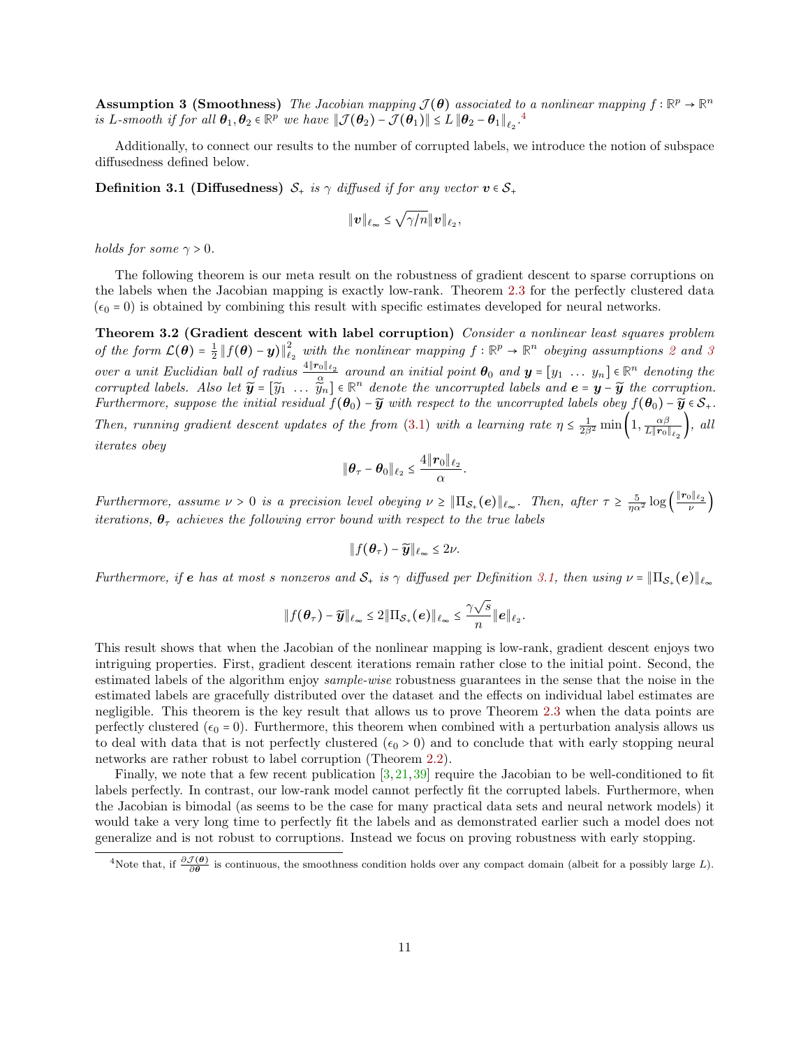**Assumption 3 (Smoothness)** *The Jacobian mapping $\mathcal{J}(\boldsymbol{\theta})$ associated to a nonlinear mapping $f:\mathbb{R}^p\to\mathbb{R}^n$ is L-smooth if for all $\boldsymbol{\theta}_1,\boldsymbol{\theta}_2\in\mathbb{R}^p$ we have $\|\mathcal{J}(\boldsymbol{\theta}_2)-\mathcal{J}(\boldsymbol{\theta}_1)\|\le L\|\boldsymbol{\theta}_2-\boldsymbol{\theta}_1\|_{\ell_2}$.*[4]

Additionally, to connect our results to the number of corrupted labels, we introduce the notion of subspace diffusedness defined below.

**Definition 3.1 (Diffusedness)** *$\mathcal{S}_+$ is $\gamma$ diffused if for any vector $\boldsymbol{v}\in\mathcal{S}_+$*

$$\|\boldsymbol{v}\|_{\ell_\infty}\le\sqrt{\gamma/n}\|\boldsymbol{v}\|_{\ell_2},$$

*holds for some $\gamma>0$.*

The following theorem is our meta result on the robustness of gradient descent to sparse corruptions on the labels when the Jacobian mapping is exactly low-rank. Theorem 2.3 for the perfectly clustered data ($\epsilon_0=0$) is obtained by combining this result with specific estimates developed for neural networks.

**Theorem 3.2 (Gradient descent with label corruption)** *Consider a nonlinear least squares problem of the form $\mathcal{L}(\boldsymbol{\theta})=\frac{1}{2}\|f(\boldsymbol{\theta})-\boldsymbol{y}\|_{\ell_2}^2$ with the nonlinear mapping $f:\mathbb{R}^p\to\mathbb{R}^n$ obeying assumptions 2 and 3 over a unit Euclidian ball of radius $\frac{4\|\boldsymbol{r}_0\|_{\ell_2}}{\alpha}$ around an initial point $\boldsymbol{\theta}_0$ and $\boldsymbol{y}=[y_1\ \dots\ y_n]\in\mathbb{R}^n$ denoting the corrupted labels. Also let $\widetilde{\boldsymbol{y}}=[\widetilde{y}_1\ \dots\ \widetilde{y}_n]\in\mathbb{R}^n$ denote the uncorrupted labels and $\boldsymbol{e}=\boldsymbol{y}-\widetilde{\boldsymbol{y}}$ the corruption. Furthermore, suppose the initial residual $f(\boldsymbol{\theta}_0)-\widetilde{\boldsymbol{y}}$ with respect to the uncorrupted labels obey $f(\boldsymbol{\theta}_0)-\widetilde{\boldsymbol{y}}\in\mathcal{S}_+$. Then, running gradient descent updates of the from (3.1) with a learning rate $\eta\le\frac{1}{2\beta^2}\min\left(1,\frac{\alpha\beta}{L\|\boldsymbol{r}_0\|_{\ell_2}}\right)$, all iterates obey*

$$\|\boldsymbol{\theta}_\tau-\boldsymbol{\theta}_0\|_{\ell_2}\le\frac{4\|\boldsymbol{r}_0\|_{\ell_2}}{\alpha}.$$

*Furthermore, assume $\nu>0$ is a precision level obeying $\nu\ge\|\Pi_{\mathcal{S}_+}(\boldsymbol{e})\|_{\ell_\infty}$. Then, after $\tau\ge\frac{5}{\eta\alpha^2}\log\left(\frac{\|\boldsymbol{r}_0\|_{\ell_2}}{\nu}\right)$ iterations, $\boldsymbol{\theta}_\tau$ achieves the following error bound with respect to the true labels*

$$\|f(\boldsymbol{\theta}_\tau)-\widetilde{\boldsymbol{y}}\|_{\ell_\infty}\le 2\nu.$$

*Furthermore, if $\boldsymbol{e}$ has at most $s$ nonzeros and $\mathcal{S}_+$ is $\gamma$ diffused per Definition 3.1, then using $\nu=\|\Pi_{\mathcal{S}_+}(\boldsymbol{e})\|_{\ell_\infty}$*

$$\|f(\boldsymbol{\theta}_\tau)-\widetilde{\boldsymbol{y}}\|_{\ell_\infty}\le 2\|\Pi_{\mathcal{S}_+}(\boldsymbol{e})\|_{\ell_\infty}\le\frac{\gamma\sqrt{s}}{n}\|\boldsymbol{e}\|_{\ell_2}.$$

This result shows that when the Jacobian of the nonlinear mapping is low-rank, gradient descent enjoys two intriguing properties. First, gradient descent iterations remain rather close to the initial point. Second, the estimated labels of the algorithm enjoy *sample-wise* robustness guarantees in the sense that the noise in the estimated labels are gracefully distributed over the dataset and the effects on individual label estimates are negligible. This theorem is the key result that allows us to prove Theorem 2.3 when the data points are perfectly clustered ($\epsilon_0=0$). Furthermore, this theorem when combined with a perturbation analysis allows us to deal with data that is not perfectly clustered ($\epsilon_0>0$) and to conclude that with early stopping neural networks are rather robust to label corruption (Theorem 2.2).

Finally, we note that a few recent publication [3, 21, 39] require the Jacobian to be well-conditioned to fit labels perfectly. In contrast, our low-rank model cannot perfectly fit the corrupted labels. Furthermore, when the Jacobian is bimodal (as seems to be the case for many practical data sets and neural network models) it would take a very long time to perfectly fit the labels and as demonstrated earlier such a model does not generalize and is not robust to corruptions. Instead we focus on proving robustness with early stopping.

[4] Note that, if $\frac{\partial\mathcal{J}(\boldsymbol{\theta})}{\partial\boldsymbol{\theta}}$ is continuous, the smoothness condition holds over any compact domain (albeit for a possibly large $L$).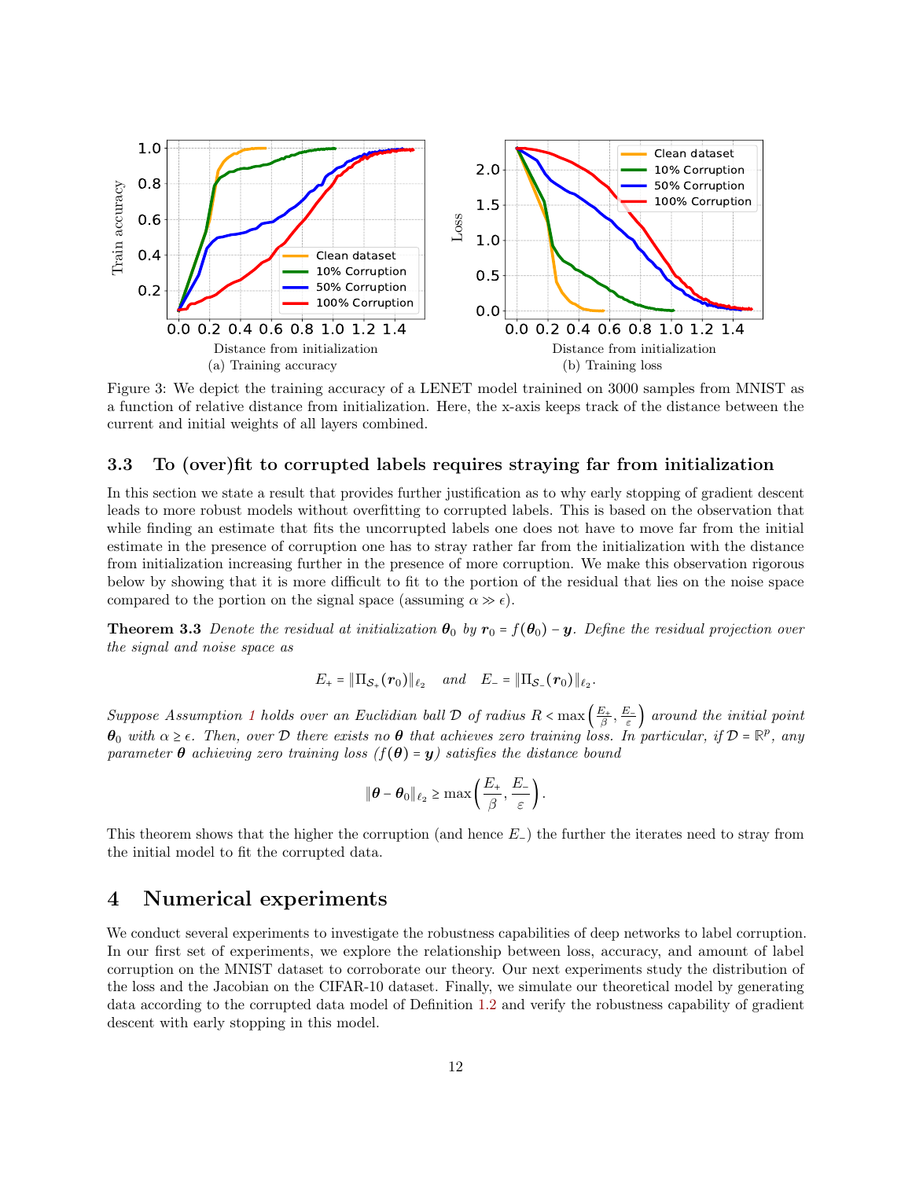(a) Training accuracy

(b) Training loss

Figure 3: We depict the training accuracy of a LENET model trainined on 3000 samples from MNIST as a function of relative distance from initialization. Here, the x-axis keeps track of the distance between the current and initial weights of all layers combined.

### 3.3 To (over)fit to corrupted labels requires straying far from initialization

In this section we state a result that provides further justification as to why early stopping of gradient descent leads to more robust models without overfitting to corrupted labels. This is based on the observation that while finding an estimate that fits the uncorrupted labels one does not have to move far from the initial estimate in the presence of corruption one has to stray rather far from the initialization with the distance from initialization increasing further in the presence of more corruption. We make this observation rigorous below by showing that it is more difficult to fit to the portion of the residual that lies on the noise space compared to the portion on the signal space (assuming $\alpha \gg \epsilon$).

**Theorem 3.3** *Denote the residual at initialization $\boldsymbol{\theta}_0$ by $\boldsymbol{r}_0 = f(\boldsymbol{\theta}_0) - \boldsymbol{y}$. Define the residual projection over the signal and noise space as*

$$E_+ = \|\Pi_{\mathcal{S}_+}(\boldsymbol{r}_0)\|_{\ell_2} \quad \text{and} \quad E_- = \|\Pi_{\mathcal{S}_-}(\boldsymbol{r}_0)\|_{\ell_2}.$$

*Suppose Assumption 1 holds over an Euclidian ball $\mathcal{D}$ of radius $R < \max\left(\frac{E_+}{\beta}, \frac{E_-}{\varepsilon}\right)$ around the initial point $\boldsymbol{\theta}_0$ with $\alpha \geq \epsilon$. Then, over $\mathcal{D}$ there exists no $\boldsymbol{\theta}$ that achieves zero training loss. In particular, if $\mathcal{D} = \mathbb{R}^p$, any parameter $\boldsymbol{\theta}$ achieving zero training loss ($f(\boldsymbol{\theta}) = \boldsymbol{y}$) satisfies the distance bound*

$$\|\boldsymbol{\theta} - \boldsymbol{\theta}_0\|_{\ell_2} \geq \max\left(\frac{E_+}{\beta}, \frac{E_-}{\varepsilon}\right).$$

This theorem shows that the higher the corruption (and hence $E_-$) the further the iterates need to stray from the initial model to fit the corrupted data.

## 4 Numerical experiments

We conduct several experiments to investigate the robustness capabilities of deep networks to label corruption. In our first set of experiments, we explore the relationship between loss, accuracy, and amount of label corruption on the MNIST dataset to corroborate our theory. Our next experiments study the distribution of the loss and the Jacobian on the CIFAR-10 dataset. Finally, we simulate our theoretical model by generating data according to the corrupted data model of Definition 1.2 and verify the robustness capability of gradient descent with early stopping in this model.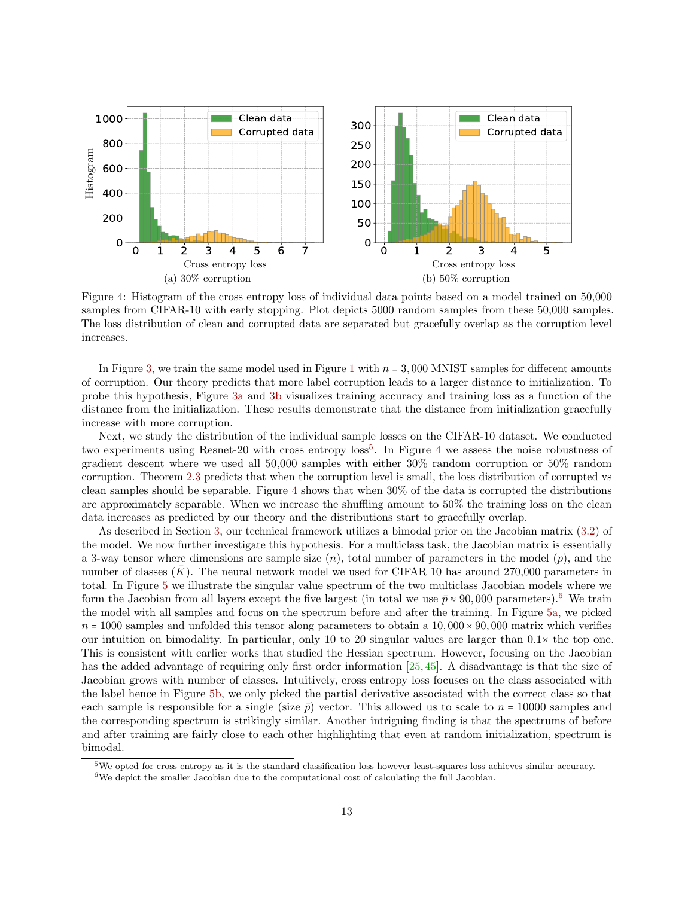(a) 30% corruption

(b) 50% corruption

Figure 4: Histogram of the cross entropy loss of individual data points based on a model trained on 50,000 samples from CIFAR-10 with early stopping. Plot depicts 5000 random samples from these 50,000 samples. The loss distribution of clean and corrupted data are separated but gracefully overlap as the corruption level increases.

In Figure 3, we train the same model used in Figure 1 with $n = 3,000$ MNIST samples for different amounts of corruption. Our theory predicts that more label corruption leads to a larger distance to initialization. To probe this hypothesis, Figure 3a and 3b visualizes training accuracy and training loss as a function of the distance from the initialization. These results demonstrate that the distance from initialization gracefully increase with more corruption.

Next, we study the distribution of the individual sample losses on the CIFAR-10 dataset. We conducted two experiments using Resnet-20 with cross entropy loss[5]. In Figure 4 we assess the noise robustness of gradient descent where we used all 50,000 samples with either 30% random corruption or 50% random corruption. Theorem 2.3 predicts that when the corruption level is small, the loss distribution of corrupted vs clean samples should be separable. Figure 4 shows that when 30% of the data is corrupted the distributions are approximately separable. When we increase the shuffling amount to 50% the training loss on the clean data increases as predicted by our theory and the distributions start to gracefully overlap.

As described in Section 3, our technical framework utilizes a bimodal prior on the Jacobian matrix (3.2) of the model. We now further investigate this hypothesis. For a multiclass task, the Jacobian matrix is essentially a 3-way tensor where dimensions are sample size ($n$), total number of parameters in the model ($p$), and the number of classes ($\bar{K}$). The neural network model we used for CIFAR 10 has around 270,000 parameters in total. In Figure 5 we illustrate the singular value spectrum of the two multiclass Jacobian models where we form the Jacobian from all layers except the five largest (in total we use $\bar{p} \approx 90,000$ parameters).[6] We train the model with all samples and focus on the spectrum before and after the training. In Figure 5a, we picked $n = 1000$ samples and unfolded this tensor along parameters to obtain a $10,000 \times 90,000$ matrix which verifies our intuition on bimodality. In particular, only 10 to 20 singular values are larger than $0.1\times$ the top one. This is consistent with earlier works that studied the Hessian spectrum. However, focusing on the Jacobian has the added advantage of requiring only first order information [25, 45]. A disadvantage is that the size of Jacobian grows with number of classes. Intuitively, cross entropy loss focuses on the class associated with the label hence in Figure 5b, we only picked the partial derivative associated with the correct class so that each sample is responsible for a single (size $\bar{p}$) vector. This allowed us to scale to $n = 10000$ samples and the corresponding spectrum is strikingly similar. Another intriguing finding is that the spectrums of before and after training are fairly close to each other highlighting that even at random initialization, spectrum is bimodal.

[5]We opted for cross entropy as it is the standard classification loss however least-squares loss achieves similar accuracy.

[6]We depict the smaller Jacobian due to the computational cost of calculating the full Jacobian.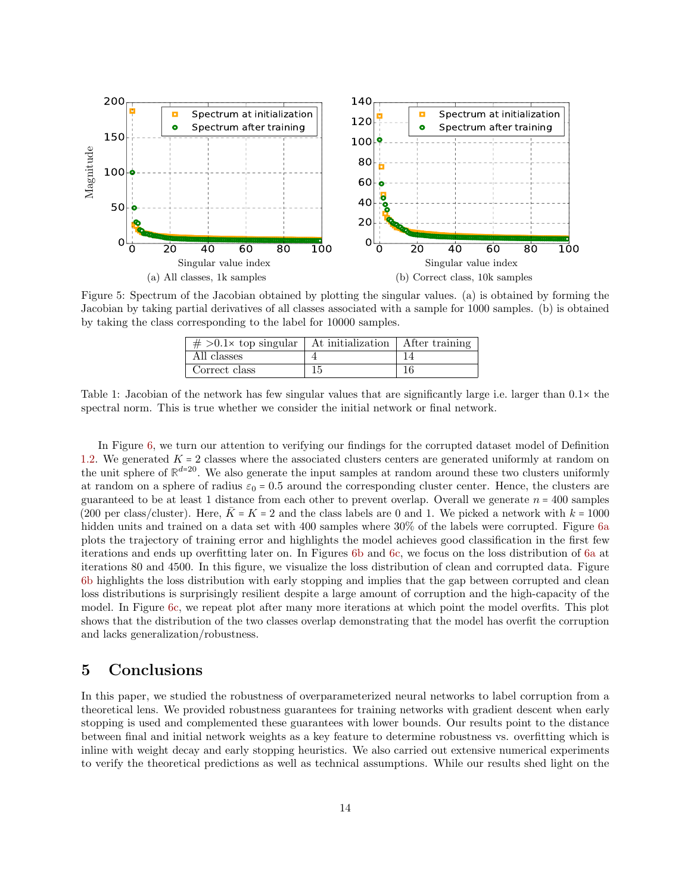(a) All classes, 1k samples

(b) Correct class, 10k samples

Figure 5: Spectrum of the Jacobian obtained by plotting the singular values. (a) is obtained by forming the Jacobian by taking partial derivatives of all classes associated with a sample for 1000 samples. (b) is obtained by taking the class corresponding to the label for 10000 samples.

| # >0.1× top singular | At initialization | After training |
|---|---|---|
| All classes | 4 | 14 |
| Correct class | 15 | 16 |

Table 1: Jacobian of the network has few singular values that are significantly large i.e. larger than 0.1× the spectral norm. This is true whether we consider the initial network or final network.

In Figure 6, we turn our attention to verifying our findings for the corrupted dataset model of Definition 1.2. We generated $K = 2$ classes where the associated clusters centers are generated uniformly at random on the unit sphere of $\mathbb{R}^{d=20}$. We also generate the input samples at random around these two clusters uniformly at random on a sphere of radius $\varepsilon_0 = 0.5$ around the corresponding cluster center. Hence, the clusters are guaranteed to be at least 1 distance from each other to prevent overlap. Overall we generate $n = 400$ samples (200 per class/cluster). Here, $\bar{K} = K = 2$ and the class labels are 0 and 1. We picked a network with $k = 1000$ hidden units and trained on a data set with 400 samples where 30% of the labels were corrupted. Figure 6a plots the trajectory of training error and highlights the model achieves good classification in the first few iterations and ends up overfitting later on. In Figures 6b and 6c, we focus on the loss distribution of 6a at iterations 80 and 4500. In this figure, we visualize the loss distribution of clean and corrupted data. Figure 6b highlights the loss distribution with early stopping and implies that the gap between corrupted and clean loss distributions is surprisingly resilient despite a large amount of corruption and the high-capacity of the model. In Figure 6c, we repeat plot after many more iterations at which point the model overfits. This plot shows that the distribution of the two classes overlap demonstrating that the model has overfit the corruption and lacks generalization/robustness.

# 5 Conclusions

In this paper, we studied the robustness of overparameterized neural networks to label corruption from a theoretical lens. We provided robustness guarantees for training networks with gradient descent when early stopping is used and complemented these guarantees with lower bounds. Our results point to the distance between final and initial network weights as a key feature to determine robustness vs. overfitting which is inline with weight decay and early stopping heuristics. We also carried out extensive numerical experiments to verify the theoretical predictions as well as technical assumptions. While our results shed light on the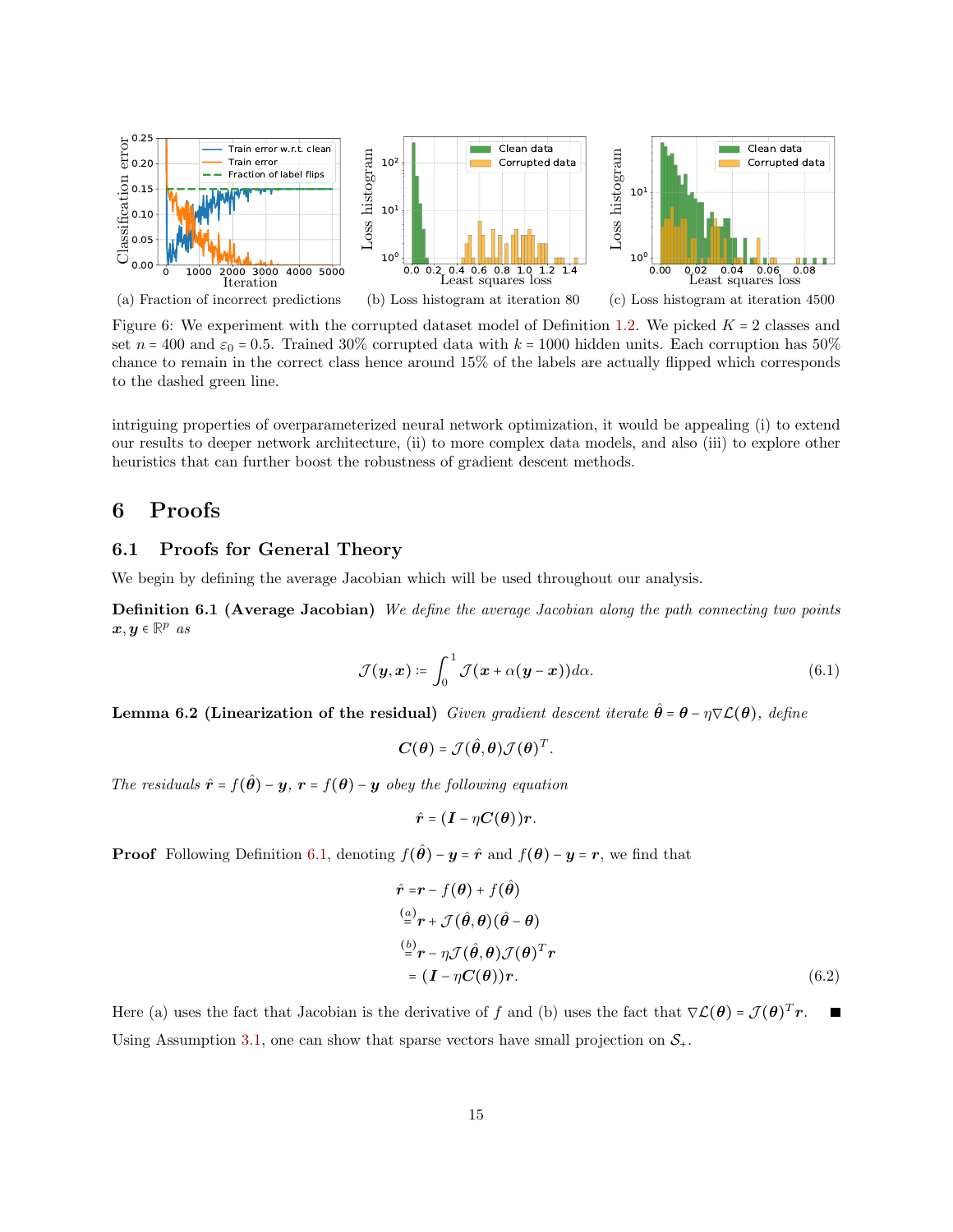(a) Fraction of incorrect predictions

(b) Loss histogram at iteration 80

(c) Loss histogram at iteration 4500

Figure 6: We experiment with the corrupted dataset model of Definition 1.2. We picked $K = 2$ classes and set $n = 400$ and $\varepsilon_0 = 0.5$. Trained 30% corrupted data with $k = 1000$ hidden units. Each corruption has 50% chance to remain in the correct class hence around 15% of the labels are actually flipped which corresponds to the dashed green line.

intriguing properties of overparameterized neural network optimization, it would be appealing (i) to extend our results to deeper network architecture, (ii) to more complex data models, and also (iii) to explore other heuristics that can further boost the robustness of gradient descent methods.

# 6 Proofs

## 6.1 Proofs for General Theory

We begin by defining the average Jacobian which will be used throughout our analysis.

**Definition 6.1 (Average Jacobian)** *We define the average Jacobian along the path connecting two points* $\boldsymbol{x}, \boldsymbol{y} \in \mathbb{R}^p$ *as*

$$\mathcal{J}(\boldsymbol{y}, \boldsymbol{x}) := \int_0^1 \mathcal{J}(\boldsymbol{x} + \alpha(\boldsymbol{y} - \boldsymbol{x}))d\alpha. \tag{6.1}$$

**Lemma 6.2 (Linearization of the residual)** *Given gradient descent iterate* $\hat{\boldsymbol{\theta}} = \boldsymbol{\theta} - \eta\nabla\mathcal{L}(\boldsymbol{\theta})$*, define*

$$\boldsymbol{C}(\boldsymbol{\theta}) = \mathcal{J}(\hat{\boldsymbol{\theta}}, \boldsymbol{\theta})\mathcal{J}(\boldsymbol{\theta})^T.$$

*The residuals* $\hat{\boldsymbol{r}} = f(\hat{\boldsymbol{\theta}}) - \boldsymbol{y}$, $\boldsymbol{r} = f(\boldsymbol{\theta}) - \boldsymbol{y}$ *obey the following equation*

$$\hat{\boldsymbol{r}} = (\boldsymbol{I} - \eta\boldsymbol{C}(\boldsymbol{\theta}))\boldsymbol{r}.$$

**Proof** Following Definition 6.1, denoting $f(\hat{\boldsymbol{\theta}}) - \boldsymbol{y} = \hat{\boldsymbol{r}}$ and $f(\boldsymbol{\theta}) - \boldsymbol{y} = \boldsymbol{r}$, we find that

$$\begin{aligned}
\hat{\boldsymbol{r}} &= \boldsymbol{r} - f(\boldsymbol{\theta}) + f(\hat{\boldsymbol{\theta}}) \\
&\overset{(a)}{=} \boldsymbol{r} + \mathcal{J}(\hat{\boldsymbol{\theta}}, \boldsymbol{\theta})(\hat{\boldsymbol{\theta}} - \boldsymbol{\theta}) \\
&\overset{(b)}{=} \boldsymbol{r} - \eta\mathcal{J}(\hat{\boldsymbol{\theta}}, \boldsymbol{\theta})\mathcal{J}(\boldsymbol{\theta})^T\boldsymbol{r} \\
&= (\boldsymbol{I} - \eta\boldsymbol{C}(\boldsymbol{\theta}))\boldsymbol{r}.
\end{aligned} \tag{6.2}$$

Here (a) uses the fact that Jacobian is the derivative of $f$ and (b) uses the fact that $\nabla\mathcal{L}(\boldsymbol{\theta}) = \mathcal{J}(\boldsymbol{\theta})^T\boldsymbol{r}$. ∎

Using Assumption 3.1, one can show that sparse vectors have small projection on $\mathcal{S}_+$.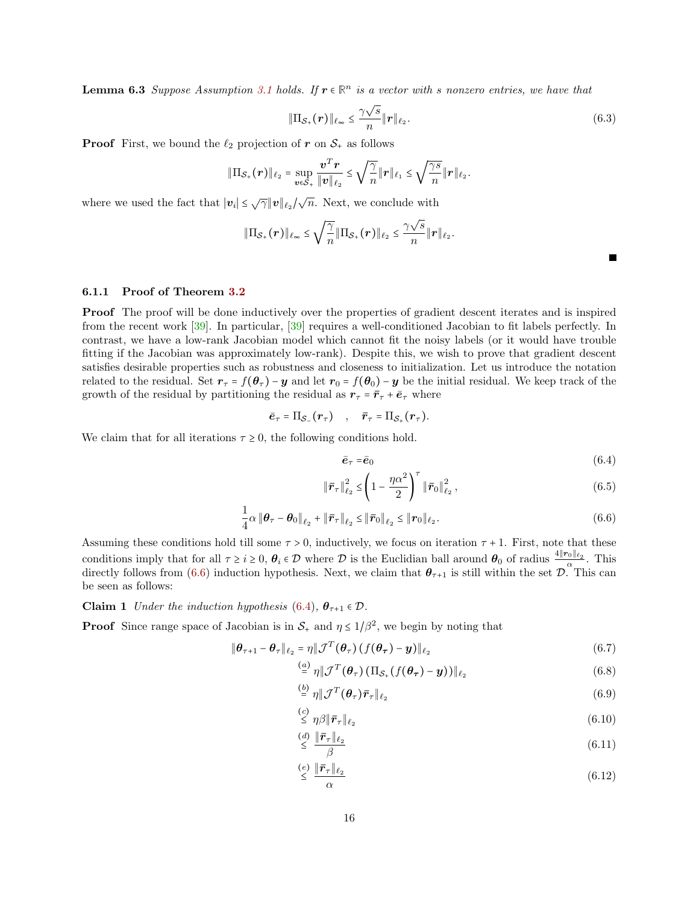**Lemma 6.3** *Suppose Assumption 3.1 holds. If $\boldsymbol{r} \in \mathbb{R}^n$ is a vector with $s$ nonzero entries, we have that*

$$\|\Pi_{\mathcal{S}_+}(\boldsymbol{r})\|_{\ell_\infty} \leq \frac{\gamma\sqrt{s}}{n}\|\boldsymbol{r}\|_{\ell_2}. \tag{6.3}$$

**Proof** First, we bound the $\ell_2$ projection of $\boldsymbol{r}$ on $\mathcal{S}_+$ as follows

$$\|\Pi_{\mathcal{S}_+}(\boldsymbol{r})\|_{\ell_2} = \sup_{\boldsymbol{v}\in\mathcal{S}_+} \frac{\boldsymbol{v}^T\boldsymbol{r}}{\|\boldsymbol{v}\|_{\ell_2}} \leq \sqrt{\frac{\gamma}{n}}\|\boldsymbol{r}\|_{\ell_1} \leq \sqrt{\frac{\gamma s}{n}}\|\boldsymbol{r}\|_{\ell_2}.$$

where we used the fact that $|\boldsymbol{v}_i| \leq \sqrt{\gamma}\|\boldsymbol{v}\|_{\ell_2}/\sqrt{n}$. Next, we conclude with

$$\|\Pi_{\mathcal{S}_+}(\boldsymbol{r})\|_{\ell_\infty} \leq \sqrt{\frac{\gamma}{n}}\|\Pi_{\mathcal{S}_+}(\boldsymbol{r})\|_{\ell_2} \leq \frac{\gamma\sqrt{s}}{n}\|\boldsymbol{r}\|_{\ell_2}.$$

■

### 6.1.1 Proof of Theorem 3.2

**Proof** The proof will be done inductively over the properties of gradient descent iterates and is inspired from the recent work [39]. In particular, [39] requires a well-conditioned Jacobian to fit labels perfectly. In contrast, we have a low-rank Jacobian model which cannot fit the noisy labels (or it would have trouble fitting if the Jacobian was approximately low-rank). Despite this, we wish to prove that gradient descent satisfies desirable properties such as robustness and closeness to initialization. Let us introduce the notation related to the residual. Set $\boldsymbol{r}_\tau = f(\boldsymbol{\theta}_\tau) - \boldsymbol{y}$ and let $\boldsymbol{r}_0 = f(\boldsymbol{\theta}_0) - \boldsymbol{y}$ be the initial residual. We keep track of the growth of the residual by partitioning the residual as $\boldsymbol{r}_\tau = \bar{\boldsymbol{r}}_\tau + \bar{\boldsymbol{e}}_\tau$ where

$$\bar{\boldsymbol{e}}_\tau = \Pi_{\mathcal{S}_-}(\boldsymbol{r}_\tau) \quad , \quad \bar{\boldsymbol{r}}_\tau = \Pi_{\mathcal{S}_+}(\boldsymbol{r}_\tau).$$

We claim that for all iterations $\tau \geq 0$, the following conditions hold.

$$\bar{\boldsymbol{e}}_\tau = \bar{\boldsymbol{e}}_0 \tag{6.4}$$

$$\|\bar{\boldsymbol{r}}_\tau\|_{\ell_2}^2 \leq \left(1 - \frac{\eta\alpha^2}{2}\right)^\tau \|\bar{\boldsymbol{r}}_0\|_{\ell_2}^2, \tag{6.5}$$

$$\frac{1}{4}\alpha\|\boldsymbol{\theta}_\tau - \boldsymbol{\theta}_0\|_{\ell_2} + \|\bar{\boldsymbol{r}}_\tau\|_{\ell_2} \leq \|\bar{\boldsymbol{r}}_0\|_{\ell_2} \leq \|\boldsymbol{r}_0\|_{\ell_2}. \tag{6.6}$$

Assuming these conditions hold till some $\tau > 0$, inductively, we focus on iteration $\tau + 1$. First, note that these conditions imply that for all $\tau \geq i \geq 0$, $\boldsymbol{\theta}_i \in \mathcal{D}$ where $\mathcal{D}$ is the Euclidian ball around $\boldsymbol{\theta}_0$ of radius $\frac{4\|\boldsymbol{r}_0\|_{\ell_2}}{\alpha}$. This directly follows from (6.6) induction hypothesis. Next, we claim that $\boldsymbol{\theta}_{\tau+1}$ is still within the set $\mathcal{D}$. This can be seen as follows:

**Claim 1** *Under the induction hypothesis (6.4), $\boldsymbol{\theta}_{\tau+1} \in \mathcal{D}$.*

**Proof** Since range space of Jacobian is in $\mathcal{S}_+$ and $\eta \leq 1/\beta^2$, we begin by noting that

$$\|\boldsymbol{\theta}_{\tau+1} - \boldsymbol{\theta}_\tau\|_{\ell_2} = \eta\|\mathcal{J}^T(\boldsymbol{\theta}_\tau)\left(f(\boldsymbol{\theta}_\tau) - \boldsymbol{y}\right)\|_{\ell_2} \tag{6.7}$$

$$\overset{(a)}{=} \eta\|\mathcal{J}^T(\boldsymbol{\theta}_\tau)\left(\Pi_{\mathcal{S}_+}(f(\boldsymbol{\theta}_\tau) - \boldsymbol{y})\right)\|_{\ell_2} \tag{6.8}$$

$$\overset{(b)}{=} \eta\|\mathcal{J}^T(\boldsymbol{\theta}_\tau)\bar{\boldsymbol{r}}_\tau\|_{\ell_2} \tag{6.9}$$

$$\overset{(c)}{\leq} \eta\beta\|\bar{\boldsymbol{r}}_\tau\|_{\ell_2} \tag{6.10}$$

$$\overset{(d)}{\leq} \frac{\|\bar{\boldsymbol{r}}_\tau\|_{\ell_2}}{\beta} \tag{6.11}$$

$$\overset{(e)}{\leq} \frac{\|\bar{\boldsymbol{r}}_\tau\|_{\ell_2}}{\alpha} \tag{6.12}$$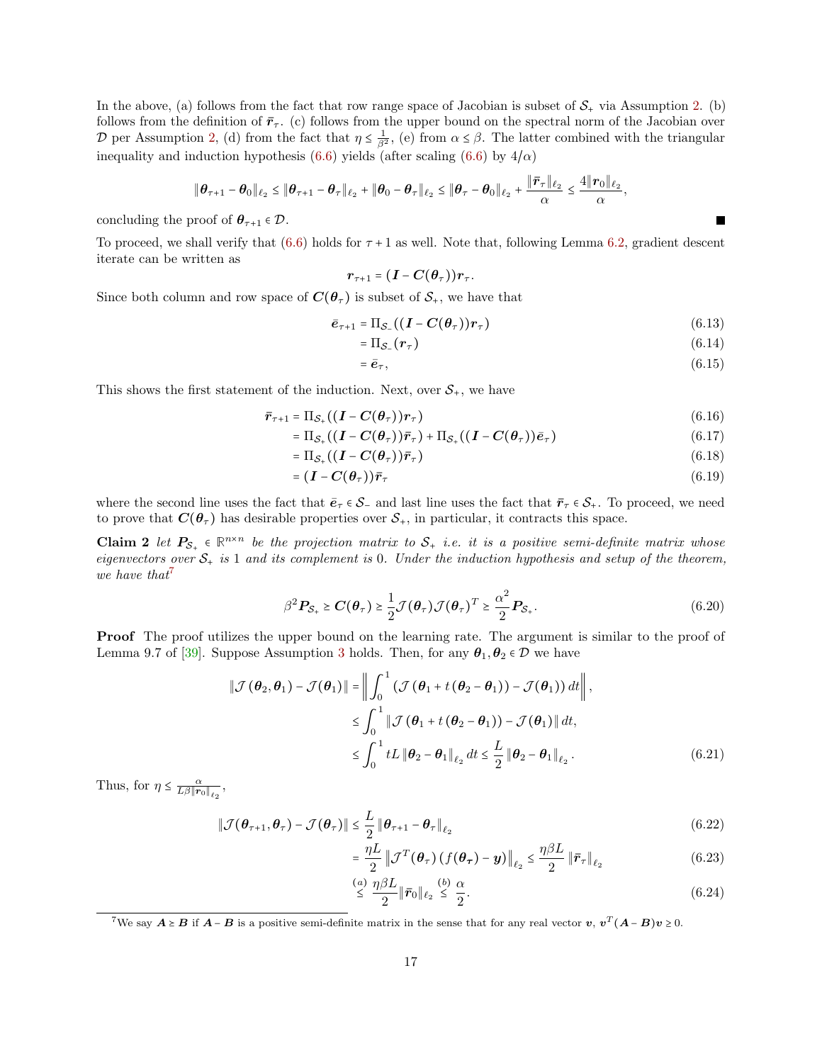In the above, (a) follows from the fact that row range space of Jacobian is subset of $\mathcal{S}_+$ via Assumption 2. (b) follows from the definition of $\bar{\boldsymbol{r}}_\tau$. (c) follows from the upper bound on the spectral norm of the Jacobian over $\mathcal{D}$ per Assumption 2, (d) from the fact that $\eta \le \frac{1}{\beta^2}$, (e) from $\alpha \le \beta$. The latter combined with the triangular inequality and induction hypothesis (6.6) yields (after scaling (6.6) by $4/\alpha$)

$$\|\boldsymbol{\theta}_{\tau+1} - \boldsymbol{\theta}_0\|_{\ell_2} \le \|\boldsymbol{\theta}_{\tau+1} - \boldsymbol{\theta}_\tau\|_{\ell_2} + \|\boldsymbol{\theta}_0 - \boldsymbol{\theta}_\tau\|_{\ell_2} \le \|\boldsymbol{\theta}_\tau - \boldsymbol{\theta}_0\|_{\ell_2} + \frac{\|\bar{\boldsymbol{r}}_\tau\|_{\ell_2}}{\alpha} \le \frac{4\|\boldsymbol{r}_0\|_{\ell_2}}{\alpha},$$

concluding the proof of $\boldsymbol{\theta}_{\tau+1} \in \mathcal{D}$. ■

To proceed, we shall verify that (6.6) holds for $\tau+1$ as well. Note that, following Lemma 6.2, gradient descent iterate can be written as

$$\boldsymbol{r}_{\tau+1} = (\boldsymbol{I} - \boldsymbol{C}(\boldsymbol{\theta}_\tau))\boldsymbol{r}_\tau.$$

Since both column and row space of $\boldsymbol{C}(\boldsymbol{\theta}_\tau)$ is subset of $\mathcal{S}_+$, we have that

$$\bar{\boldsymbol{e}}_{\tau+1} = \Pi_{\mathcal{S}_-}((\boldsymbol{I} - \boldsymbol{C}(\boldsymbol{\theta}_\tau))\boldsymbol{r}_\tau) \tag{6.13}$$
$$= \Pi_{\mathcal{S}_-}(\boldsymbol{r}_\tau) \tag{6.14}$$
$$= \bar{\boldsymbol{e}}_\tau, \tag{6.15}$$

This shows the first statement of the induction. Next, over $\mathcal{S}_+$, we have

$$\bar{\boldsymbol{r}}_{\tau+1} = \Pi_{\mathcal{S}_+}((\boldsymbol{I} - \boldsymbol{C}(\boldsymbol{\theta}_\tau))\boldsymbol{r}_\tau) \tag{6.16}$$
$$= \Pi_{\mathcal{S}_+}((\boldsymbol{I} - \boldsymbol{C}(\boldsymbol{\theta}_\tau))\bar{\boldsymbol{r}}_\tau) + \Pi_{\mathcal{S}_+}((\boldsymbol{I} - \boldsymbol{C}(\boldsymbol{\theta}_\tau))\bar{\boldsymbol{e}}_\tau) \tag{6.17}$$
$$= \Pi_{\mathcal{S}_+}((\boldsymbol{I} - \boldsymbol{C}(\boldsymbol{\theta}_\tau))\bar{\boldsymbol{r}}_\tau) \tag{6.18}$$
$$= (\boldsymbol{I} - \boldsymbol{C}(\boldsymbol{\theta}_\tau))\bar{\boldsymbol{r}}_\tau \tag{6.19}$$

where the second line uses the fact that $\bar{\boldsymbol{e}}_\tau \in \mathcal{S}_-$ and last line uses the fact that $\bar{\boldsymbol{r}}_\tau \in \mathcal{S}_+$. To proceed, we need to prove that $\boldsymbol{C}(\boldsymbol{\theta}_\tau)$ has desirable properties over $\mathcal{S}_+$, in particular, it contracts this space.

**Claim 2** *let $\boldsymbol{P}_{\mathcal{S}_+} \in \mathbb{R}^{n\times n}$ be the projection matrix to $\mathcal{S}_+$ i.e. it is a positive semi-definite matrix whose eigenvectors over $\mathcal{S}_+$ is 1 and its complement is 0. Under the induction hypothesis and setup of the theorem, we have that*[7]

$$\beta^2 \boldsymbol{P}_{\mathcal{S}_+} \succeq \boldsymbol{C}(\boldsymbol{\theta}_\tau) \succeq \frac{1}{2}\mathcal{J}(\boldsymbol{\theta}_\tau)\mathcal{J}(\boldsymbol{\theta}_\tau)^T \succeq \frac{\alpha^2}{2}\boldsymbol{P}_{\mathcal{S}_+}. \tag{6.20}$$

**Proof** The proof utilizes the upper bound on the learning rate. The argument is similar to the proof of Lemma 9.7 of [39]. Suppose Assumption 3 holds. Then, for any $\boldsymbol{\theta}_1, \boldsymbol{\theta}_2 \in \mathcal{D}$ we have

$$\begin{aligned}
\|\mathcal{J}(\boldsymbol{\theta}_2, \boldsymbol{\theta}_1) - \mathcal{J}(\boldsymbol{\theta}_1)\| &= \left\| \int_0^1 \left(\mathcal{J}(\boldsymbol{\theta}_1 + t(\boldsymbol{\theta}_2 - \boldsymbol{\theta}_1)) - \mathcal{J}(\boldsymbol{\theta}_1)\right) dt \right\|, \\
&\le \int_0^1 \|\mathcal{J}(\boldsymbol{\theta}_1 + t(\boldsymbol{\theta}_2 - \boldsymbol{\theta}_1)) - \mathcal{J}(\boldsymbol{\theta}_1)\| \, dt, \\
&\le \int_0^1 tL \|\boldsymbol{\theta}_2 - \boldsymbol{\theta}_1\|_{\ell_2} dt \le \frac{L}{2}\|\boldsymbol{\theta}_2 - \boldsymbol{\theta}_1\|_{\ell_2}.
\end{aligned} \tag{6.21}$$

Thus, for $\eta \le \frac{\alpha}{L\beta\|\boldsymbol{r}_0\|_{\ell_2}}$,

$$\|\mathcal{J}(\boldsymbol{\theta}_{\tau+1}, \boldsymbol{\theta}_\tau) - \mathcal{J}(\boldsymbol{\theta}_\tau)\| \le \frac{L}{2}\|\boldsymbol{\theta}_{\tau+1} - \boldsymbol{\theta}_\tau\|_{\ell_2} \tag{6.22}$$
$$= \frac{\eta L}{2}\left\|\mathcal{J}^T(\boldsymbol{\theta}_\tau)(f(\boldsymbol{\theta}_\tau) - \boldsymbol{y})\right\|_{\ell_2} \le \frac{\eta\beta L}{2}\|\bar{\boldsymbol{r}}_\tau\|_{\ell_2} \tag{6.23}$$
$$\overset{(a)}{\le} \frac{\eta\beta L}{2}\|\bar{\boldsymbol{r}}_0\|_{\ell_2} \overset{(b)}{\le} \frac{\alpha}{2}. \tag{6.24}$$

[7] We say $\boldsymbol{A} \succeq \boldsymbol{B}$ if $\boldsymbol{A} - \boldsymbol{B}$ is a positive semi-definite matrix in the sense that for any real vector $\boldsymbol{v}$, $\boldsymbol{v}^T(\boldsymbol{A} - \boldsymbol{B})\boldsymbol{v} \ge 0$.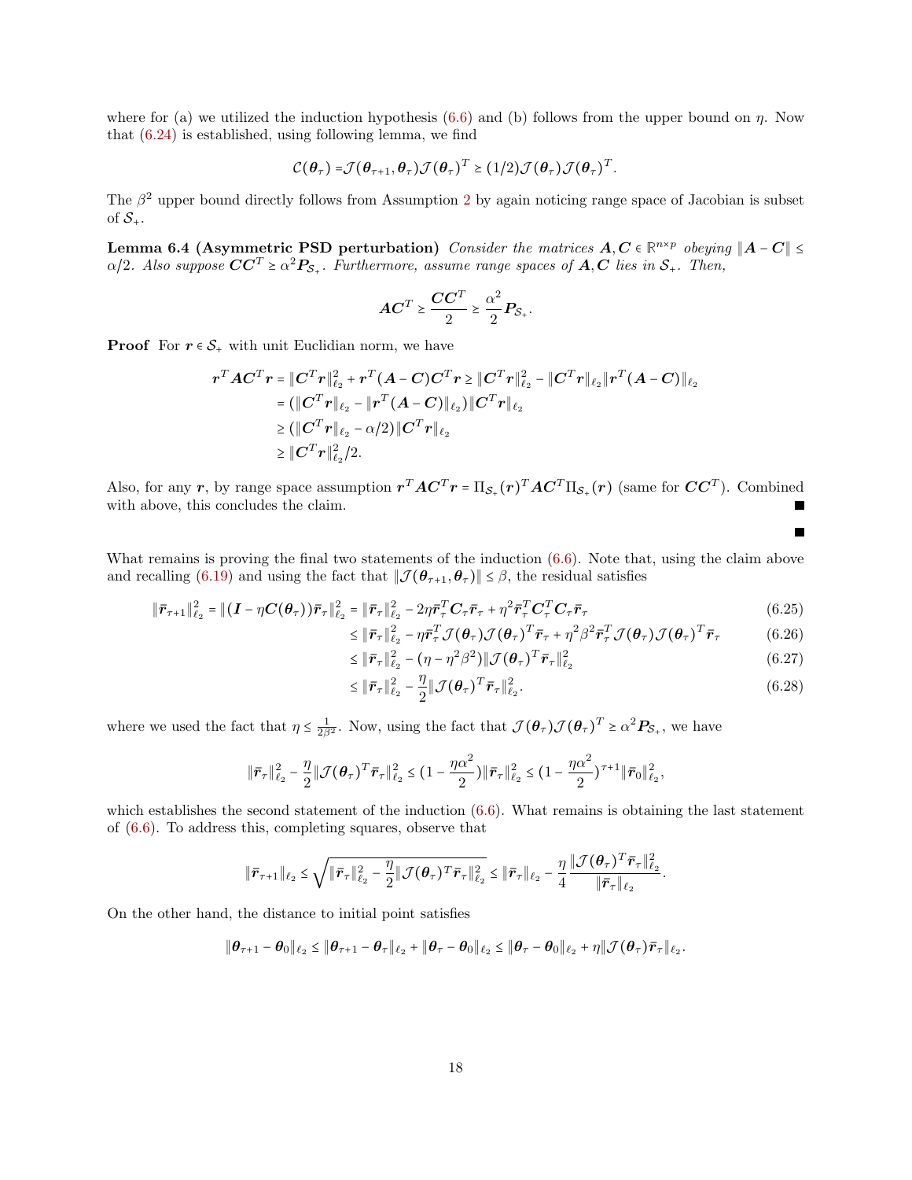where for (a) we utilized the induction hypothesis (6.6) and (b) follows from the upper bound on $\eta$. Now that (6.24) is established, using following lemma, we find

$$\mathcal{C}(\boldsymbol{\theta}_\tau) = \mathcal{J}(\boldsymbol{\theta}_{\tau+1}, \boldsymbol{\theta}_\tau)\mathcal{J}(\boldsymbol{\theta}_\tau)^T \succeq (1/2)\mathcal{J}(\boldsymbol{\theta}_\tau)\mathcal{J}(\boldsymbol{\theta}_\tau)^T.$$

The $\beta^2$ upper bound directly follows from Assumption 2 by again noticing range space of Jacobian is subset of $\mathcal{S}_+$.

**Lemma 6.4 (Asymmetric PSD perturbation)** *Consider the matrices $\boldsymbol{A}, \boldsymbol{C} \in \mathbb{R}^{n\times p}$ obeying $\|\boldsymbol{A}-\boldsymbol{C}\| \le \alpha/2$. Also suppose $\boldsymbol{C}\boldsymbol{C}^T \succeq \alpha^2 \boldsymbol{P}_{\mathcal{S}_+}$. Furthermore, assume range spaces of $\boldsymbol{A}, \boldsymbol{C}$ lies in $\mathcal{S}_+$. Then,*

$$\boldsymbol{A}\boldsymbol{C}^T \succeq \frac{\boldsymbol{C}\boldsymbol{C}^T}{2} \succeq \frac{\alpha^2}{2}\boldsymbol{P}_{\mathcal{S}_+}.$$

**Proof** For $\boldsymbol{r} \in \mathcal{S}_+$ with unit Euclidian norm, we have

$$\begin{aligned}
\boldsymbol{r}^T\boldsymbol{A}\boldsymbol{C}^T\boldsymbol{r} &= \|\boldsymbol{C}^T\boldsymbol{r}\|_{\ell_2}^2 + \boldsymbol{r}^T(\boldsymbol{A}-\boldsymbol{C})\boldsymbol{C}^T\boldsymbol{r} \ge \|\boldsymbol{C}^T\boldsymbol{r}\|_{\ell_2}^2 - \|\boldsymbol{C}^T\boldsymbol{r}\|_{\ell_2}\|\boldsymbol{r}^T(\boldsymbol{A}-\boldsymbol{C})\|_{\ell_2} \\
&= (\|\boldsymbol{C}^T\boldsymbol{r}\|_{\ell_2} - \|\boldsymbol{r}^T(\boldsymbol{A}-\boldsymbol{C})\|_{\ell_2})\|\boldsymbol{C}^T\boldsymbol{r}\|_{\ell_2} \\
&\ge (\|\boldsymbol{C}^T\boldsymbol{r}\|_{\ell_2} - \alpha/2)\|\boldsymbol{C}^T\boldsymbol{r}\|_{\ell_2} \\
&\ge \|\boldsymbol{C}^T\boldsymbol{r}\|_{\ell_2}^2/2.
\end{aligned}$$

Also, for any $\boldsymbol{r}$, by range space assumption $\boldsymbol{r}^T\boldsymbol{A}\boldsymbol{C}^T\boldsymbol{r} = \Pi_{\mathcal{S}_+}(\boldsymbol{r})^T\boldsymbol{A}\boldsymbol{C}^T\Pi_{\mathcal{S}_+}(\boldsymbol{r})$ (same for $\boldsymbol{C}\boldsymbol{C}^T$). Combined with above, this concludes the claim. ∎

∎

What remains is proving the final two statements of the induction (6.6). Note that, using the claim above and recalling (6.19) and using the fact that $\|\mathcal{J}(\boldsymbol{\theta}_{\tau+1}, \boldsymbol{\theta}_\tau)\| \le \beta$, the residual satisfies

$$\begin{aligned}
\|\bar{\boldsymbol{r}}_{\tau+1}\|_{\ell_2}^2 = \|(\boldsymbol{I} - \eta\boldsymbol{C}(\boldsymbol{\theta}_\tau))\bar{\boldsymbol{r}}_\tau\|_{\ell_2}^2 &= \|\bar{\boldsymbol{r}}_\tau\|_{\ell_2}^2 - 2\eta\bar{\boldsymbol{r}}_\tau^T\boldsymbol{C}_\tau\bar{\boldsymbol{r}}_\tau + \eta^2\bar{\boldsymbol{r}}_\tau^T\boldsymbol{C}_\tau^T\boldsymbol{C}_\tau\bar{\boldsymbol{r}}_\tau && (6.25)\\
&\le \|\bar{\boldsymbol{r}}_\tau\|_{\ell_2}^2 - \eta\bar{\boldsymbol{r}}_\tau^T\mathcal{J}(\boldsymbol{\theta}_\tau)\mathcal{J}(\boldsymbol{\theta}_\tau)^T\bar{\boldsymbol{r}}_\tau + \eta^2\beta^2\bar{\boldsymbol{r}}_\tau^T\mathcal{J}(\boldsymbol{\theta}_\tau)\mathcal{J}(\boldsymbol{\theta}_\tau)^T\bar{\boldsymbol{r}}_\tau && (6.26)\\
&\le \|\bar{\boldsymbol{r}}_\tau\|_{\ell_2}^2 - (\eta - \eta^2\beta^2)\|\mathcal{J}(\boldsymbol{\theta}_\tau)^T\bar{\boldsymbol{r}}_\tau\|_{\ell_2}^2 && (6.27)\\
&\le \|\bar{\boldsymbol{r}}_\tau\|_{\ell_2}^2 - \frac{\eta}{2}\|\mathcal{J}(\boldsymbol{\theta}_\tau)^T\bar{\boldsymbol{r}}_\tau\|_{\ell_2}^2. && (6.28)
\end{aligned}$$

where we used the fact that $\eta \le \frac{1}{2\beta^2}$. Now, using the fact that $\mathcal{J}(\boldsymbol{\theta}_\tau)\mathcal{J}(\boldsymbol{\theta}_\tau)^T \succeq \alpha^2\boldsymbol{P}_{\mathcal{S}_+}$, we have

$$\|\bar{\boldsymbol{r}}_\tau\|_{\ell_2}^2 - \frac{\eta}{2}\|\mathcal{J}(\boldsymbol{\theta}_\tau)^T\bar{\boldsymbol{r}}_\tau\|_{\ell_2}^2 \le (1 - \frac{\eta\alpha^2}{2})\|\bar{\boldsymbol{r}}_\tau\|_{\ell_2}^2 \le (1 - \frac{\eta\alpha^2}{2})^{\tau+1}\|\bar{\boldsymbol{r}}_0\|_{\ell_2}^2,$$

which establishes the second statement of the induction (6.6). What remains is obtaining the last statement of (6.6). To address this, completing squares, observe that

$$\|\bar{\boldsymbol{r}}_{\tau+1}\|_{\ell_2} \le \sqrt{\|\bar{\boldsymbol{r}}_\tau\|_{\ell_2}^2 - \frac{\eta}{2}\|\mathcal{J}(\boldsymbol{\theta}_\tau)^T\bar{\boldsymbol{r}}_\tau\|_{\ell_2}^2} \le \|\bar{\boldsymbol{r}}_\tau\|_{\ell_2} - \frac{\eta}{4}\frac{\|\mathcal{J}(\boldsymbol{\theta}_\tau)^T\bar{\boldsymbol{r}}_\tau\|_{\ell_2}^2}{\|\bar{\boldsymbol{r}}_\tau\|_{\ell_2}}.$$

On the other hand, the distance to initial point satisfies

$$\|\boldsymbol{\theta}_{\tau+1} - \boldsymbol{\theta}_0\|_{\ell_2} \le \|\boldsymbol{\theta}_{\tau+1} - \boldsymbol{\theta}_\tau\|_{\ell_2} + \|\boldsymbol{\theta}_\tau - \boldsymbol{\theta}_0\|_{\ell_2} \le \|\boldsymbol{\theta}_\tau - \boldsymbol{\theta}_0\|_{\ell_2} + \eta\|\mathcal{J}(\boldsymbol{\theta}_\tau)\bar{\boldsymbol{r}}_\tau\|_{\ell_2}.$$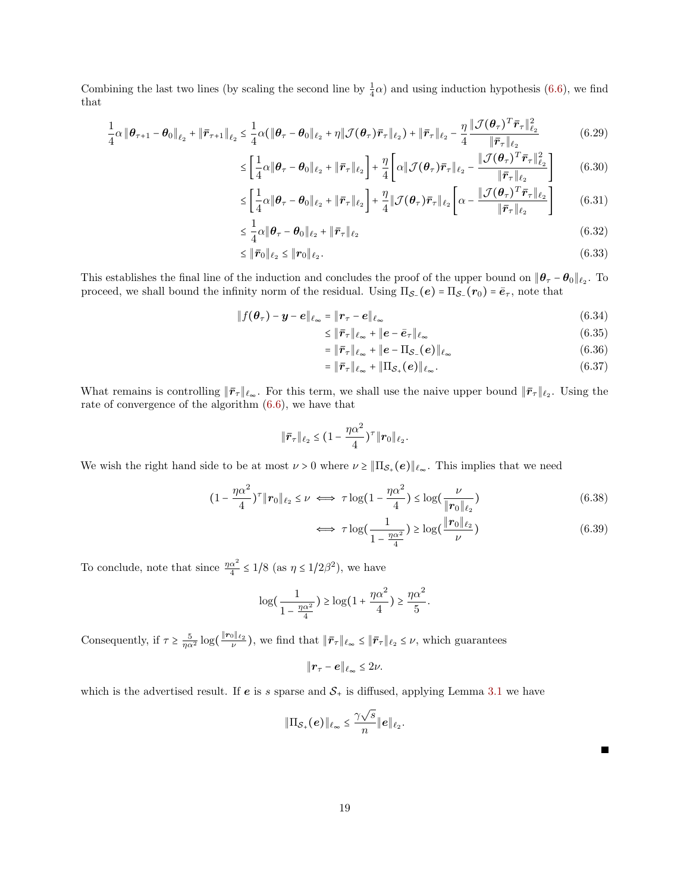Combining the last two lines (by scaling the second line by $\frac{1}{4}\alpha$) and using induction hypothesis (6.6), we find that

$$\frac{1}{4}\alpha\left\|\boldsymbol{\theta}_{\tau+1}-\boldsymbol{\theta}_0\right\|_{\ell_2}+\left\|\bar{\boldsymbol{r}}_{\tau+1}\right\|_{\ell_2}\le\frac{1}{4}\alpha(\|\boldsymbol{\theta}_{\tau}-\boldsymbol{\theta}_0\|_{\ell_2}+\eta\|\mathcal{J}(\boldsymbol{\theta}_\tau)\bar{\boldsymbol{r}}_\tau\|_{\ell_2})+\|\bar{\boldsymbol{r}}_\tau\|_{\ell_2}-\frac{\eta}{4}\frac{\|\mathcal{J}(\boldsymbol{\theta}_\tau)^T\bar{\boldsymbol{r}}_\tau\|_{\ell_2}^2}{\|\bar{\boldsymbol{r}}_\tau\|_{\ell_2}} \tag{6.29}$$

$$\le\left[\frac{1}{4}\alpha\|\boldsymbol{\theta}_{\tau}-\boldsymbol{\theta}_0\|_{\ell_2}+\|\bar{\boldsymbol{r}}_\tau\|_{\ell_2}\right]+\frac{\eta}{4}\left[\alpha\|\mathcal{J}(\boldsymbol{\theta}_\tau)\bar{\boldsymbol{r}}_\tau\|_{\ell_2}-\frac{\|\mathcal{J}(\boldsymbol{\theta}_\tau)^T\bar{\boldsymbol{r}}_\tau\|_{\ell_2}^2}{\|\bar{\boldsymbol{r}}_\tau\|_{\ell_2}}\right] \tag{6.30}$$

$$\le\left[\frac{1}{4}\alpha\|\boldsymbol{\theta}_{\tau}-\boldsymbol{\theta}_0\|_{\ell_2}+\|\bar{\boldsymbol{r}}_\tau\|_{\ell_2}\right]+\frac{\eta}{4}\|\mathcal{J}(\boldsymbol{\theta}_\tau)\bar{\boldsymbol{r}}_\tau\|_{\ell_2}\left[\alpha-\frac{\|\mathcal{J}(\boldsymbol{\theta}_\tau)^T\bar{\boldsymbol{r}}_\tau\|_{\ell_2}}{\|\bar{\boldsymbol{r}}_\tau\|_{\ell_2}}\right] \tag{6.31}$$

$$\le\frac{1}{4}\alpha\|\boldsymbol{\theta}_{\tau}-\boldsymbol{\theta}_0\|_{\ell_2}+\|\bar{\boldsymbol{r}}_\tau\|_{\ell_2} \tag{6.32}$$

$$\le\|\bar{\boldsymbol{r}}_0\|_{\ell_2}\le\|\boldsymbol{r}_0\|_{\ell_2}. \tag{6.33}$$

This establishes the final line of the induction and concludes the proof of the upper bound on $\|\boldsymbol{\theta}_\tau-\boldsymbol{\theta}_0\|_{\ell_2}$. To proceed, we shall bound the infinity norm of the residual. Using $\Pi_{\mathcal{S}_-}(\boldsymbol{e})=\Pi_{\mathcal{S}_-}(\boldsymbol{r}_0)=\bar{\boldsymbol{e}}_\tau$, note that

$$\|f(\boldsymbol{\theta}_\tau)-\boldsymbol{y}-\boldsymbol{e}\|_{\ell_\infty}=\|\boldsymbol{r}_\tau-\boldsymbol{e}\|_{\ell_\infty} \tag{6.34}$$

$$\le\|\bar{\boldsymbol{r}}_\tau\|_{\ell_\infty}+\|\boldsymbol{e}-\bar{\boldsymbol{e}}_\tau\|_{\ell_\infty} \tag{6.35}$$

$$=\|\bar{\boldsymbol{r}}_\tau\|_{\ell_\infty}+\|\boldsymbol{e}-\Pi_{\mathcal{S}_-}(\boldsymbol{e})\|_{\ell_\infty} \tag{6.36}$$

$$=\|\bar{\boldsymbol{r}}_\tau\|_{\ell_\infty}+\|\Pi_{\mathcal{S}_+}(\boldsymbol{e})\|_{\ell_\infty}. \tag{6.37}$$

What remains is controlling $\|\bar{\boldsymbol{r}}_\tau\|_{\ell_\infty}$. For this term, we shall use the naive upper bound $\|\bar{\boldsymbol{r}}_\tau\|_{\ell_2}$. Using the rate of convergence of the algorithm (6.6), we have that

$$\|\bar{\boldsymbol{r}}_\tau\|_{\ell_2}\le(1-\frac{\eta\alpha^2}{4})^\tau\|\boldsymbol{r}_0\|_{\ell_2}.$$

We wish the right hand side to be at most $\nu>0$ where $\nu\ge\|\Pi_{\mathcal{S}_+}(\boldsymbol{e})\|_{\ell_\infty}$. This implies that we need

$$(1-\frac{\eta\alpha^2}{4})^\tau\|\boldsymbol{r}_0\|_{\ell_2}\le\nu\iff\tau\log(1-\frac{\eta\alpha^2}{4})\le\log(\frac{\nu}{\|\boldsymbol{r}_0\|_{\ell_2}}) \tag{6.38}$$

$$\iff\tau\log(\frac{1}{1-\frac{\eta\alpha^2}{4}})\ge\log(\frac{\|\boldsymbol{r}_0\|_{\ell_2}}{\nu}) \tag{6.39}$$

To conclude, note that since $\frac{\eta\alpha^2}{4}\le1/8$ (as $\eta\le1/2\beta^2$), we have

$$\log(\frac{1}{1-\frac{\eta\alpha^2}{4}})\ge\log(1+\frac{\eta\alpha^2}{4})\ge\frac{\eta\alpha^2}{5}.$$

Consequently, if $\tau\ge\frac{5}{\eta\alpha^2}\log(\frac{\|\boldsymbol{r}_0\|_{\ell_2}}{\nu})$, we find that $\|\bar{\boldsymbol{r}}_\tau\|_{\ell_\infty}\le\|\bar{\boldsymbol{r}}_\tau\|_{\ell_2}\le\nu$, which guarantees

$$\|\boldsymbol{r}_\tau-\boldsymbol{e}\|_{\ell_\infty}\le2\nu.$$

which is the advertised result. If $\boldsymbol{e}$ is $s$ sparse and $\mathcal{S}_+$ is diffused, applying Lemma 3.1 we have

$$\|\Pi_{\mathcal{S}_+}(\boldsymbol{e})\|_{\ell_\infty}\le\frac{\gamma\sqrt{s}}{n}\|\boldsymbol{e}\|_{\ell_2}.$$

■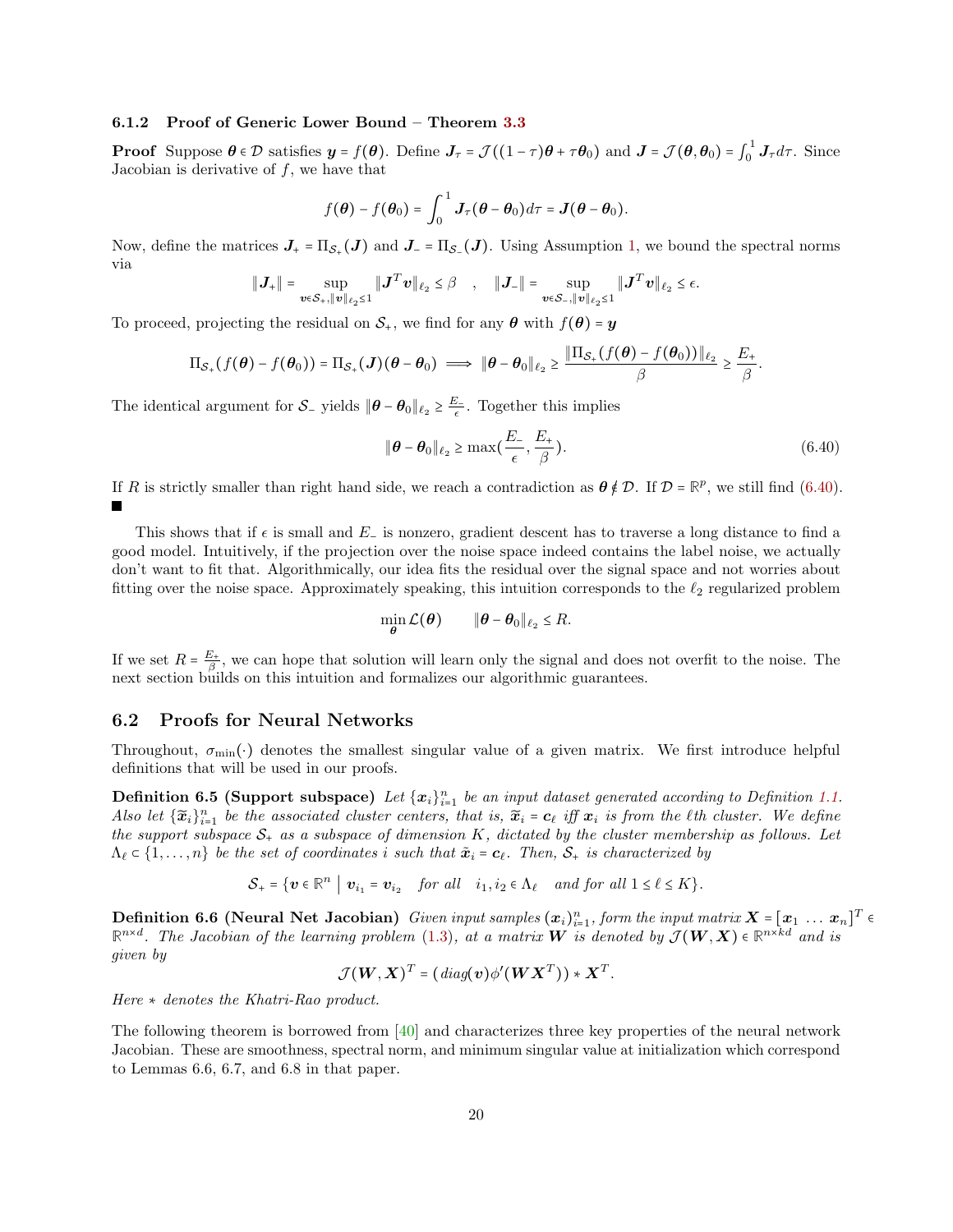### 6.1.2 Proof of Generic Lower Bound – Theorem 3.3

**Proof** Suppose $\boldsymbol{\theta} \in \mathcal{D}$ satisfies $\boldsymbol{y} = f(\boldsymbol{\theta})$. Define $\boldsymbol{J}_\tau = \mathcal{J}((1-\tau)\boldsymbol{\theta} + \tau\boldsymbol{\theta}_0)$ and $\boldsymbol{J} = \mathcal{J}(\boldsymbol{\theta}, \boldsymbol{\theta}_0) = \int_0^1 \boldsymbol{J}_\tau d\tau$. Since Jacobian is derivative of $f$, we have that

$$f(\boldsymbol{\theta}) - f(\boldsymbol{\theta}_0) = \int_0^1 \boldsymbol{J}_\tau(\boldsymbol{\theta} - \boldsymbol{\theta}_0) d\tau = \boldsymbol{J}(\boldsymbol{\theta} - \boldsymbol{\theta}_0).$$

Now, define the matrices $\boldsymbol{J}_+ = \Pi_{\mathcal{S}_+}(\boldsymbol{J})$ and $\boldsymbol{J}_- = \Pi_{\mathcal{S}_-}(\boldsymbol{J})$. Using Assumption 1, we bound the spectral norms via

$$\|\boldsymbol{J}_+\| = \sup_{\boldsymbol{v} \in \mathcal{S}_+, \|\boldsymbol{v}\|_{\ell_2} \le 1} \|\boldsymbol{J}^T \boldsymbol{v}\|_{\ell_2} \le \beta \quad , \quad \|\boldsymbol{J}_-\| = \sup_{\boldsymbol{v} \in \mathcal{S}_-, \|\boldsymbol{v}\|_{\ell_2} \le 1} \|\boldsymbol{J}^T \boldsymbol{v}\|_{\ell_2} \le \epsilon.$$

To proceed, projecting the residual on $\mathcal{S}_+$, we find for any $\boldsymbol{\theta}$ with $f(\boldsymbol{\theta}) = \boldsymbol{y}$

$$\Pi_{\mathcal{S}_+}(f(\boldsymbol{\theta}) - f(\boldsymbol{\theta}_0)) = \Pi_{\mathcal{S}_+}(\boldsymbol{J})(\boldsymbol{\theta} - \boldsymbol{\theta}_0) \implies \|\boldsymbol{\theta} - \boldsymbol{\theta}_0\|_{\ell_2} \ge \frac{\|\Pi_{\mathcal{S}_+}(f(\boldsymbol{\theta}) - f(\boldsymbol{\theta}_0))\|_{\ell_2}}{\beta} \ge \frac{E_+}{\beta}.$$

The identical argument for $\mathcal{S}_-$ yields $\|\boldsymbol{\theta} - \boldsymbol{\theta}_0\|_{\ell_2} \ge \frac{E_-}{\epsilon}$. Together this implies

$$\|\boldsymbol{\theta} - \boldsymbol{\theta}_0\|_{\ell_2} \ge \max\left(\frac{E_-}{\epsilon}, \frac{E_+}{\beta}\right). \tag{6.40}$$

If $R$ is strictly smaller than right hand side, we reach a contradiction as $\boldsymbol{\theta} \notin \mathcal{D}$. If $\mathcal{D} = \mathbb{R}^p$, we still find (6.40). ∎

This shows that if $\epsilon$ is small and $E_-$ is nonzero, gradient descent has to traverse a long distance to find a good model. Intuitively, if the projection over the noise space indeed contains the label noise, we actually don't want to fit that. Algorithmically, our idea fits the residual over the signal space and not worries about fitting over the noise space. Approximately speaking, this intuition corresponds to the $\ell_2$ regularized problem

$$\min_{\boldsymbol{\theta}} \mathcal{L}(\boldsymbol{\theta}) \qquad \|\boldsymbol{\theta} - \boldsymbol{\theta}_0\|_{\ell_2} \le R.$$

If we set $R = \frac{E_+}{\beta}$, we can hope that solution will learn only the signal and does not overfit to the noise. The next section builds on this intuition and formalizes our algorithmic guarantees.

## 6.2 Proofs for Neural Networks

Throughout, $\sigma_{\min}(\cdot)$ denotes the smallest singular value of a given matrix. We first introduce helpful definitions that will be used in our proofs.

**Definition 6.5 (Support subspace)** *Let $\{\boldsymbol{x}_i\}_{i=1}^n$ be an input dataset generated according to Definition 1.1. Also let $\{\widetilde{\boldsymbol{x}}_i\}_{i=1}^n$ be the associated cluster centers, that is, $\widetilde{\boldsymbol{x}}_i = \boldsymbol{c}_\ell$ iff $\boldsymbol{x}_i$ is from the $\ell$th cluster. We define the support subspace $\mathcal{S}_+$ as a subspace of dimension $K$, dictated by the cluster membership as follows. Let $\Lambda_\ell \subset \{1, \dots, n\}$ be the set of coordinates $i$ such that $\tilde{\boldsymbol{x}}_i = \boldsymbol{c}_\ell$. Then, $\mathcal{S}_+$ is characterized by*

$$\mathcal{S}_+ = \{\boldsymbol{v} \in \mathbb{R}^n \mid \boldsymbol{v}_{i_1} = \boldsymbol{v}_{i_2} \quad \text{for all} \quad i_1, i_2 \in \Lambda_\ell \quad \text{and for all } 1 \le \ell \le K\}.$$

**Definition 6.6 (Neural Net Jacobian)** *Given input samples $(\boldsymbol{x}_i)_{i=1}^n$, form the input matrix $\boldsymbol{X} = [\boldsymbol{x}_1 \ \dots \ \boldsymbol{x}_n]^T \in \mathbb{R}^{n \times d}$. The Jacobian of the learning problem (1.3), at a matrix $\boldsymbol{W}$ is denoted by $\mathcal{J}(\boldsymbol{W}, \boldsymbol{X}) \in \mathbb{R}^{n \times kd}$ and is given by*

$$\mathcal{J}(\boldsymbol{W}, \boldsymbol{X})^T = (\text{diag}(\boldsymbol{v})\phi'(\boldsymbol{W}\boldsymbol{X}^T)) * \boldsymbol{X}^T.$$

*Here $*$ denotes the Khatri-Rao product.*

The following theorem is borrowed from [40] and characterizes three key properties of the neural network Jacobian. These are smoothness, spectral norm, and minimum singular value at initialization which correspond to Lemmas 6.6, 6.7, and 6.8 in that paper.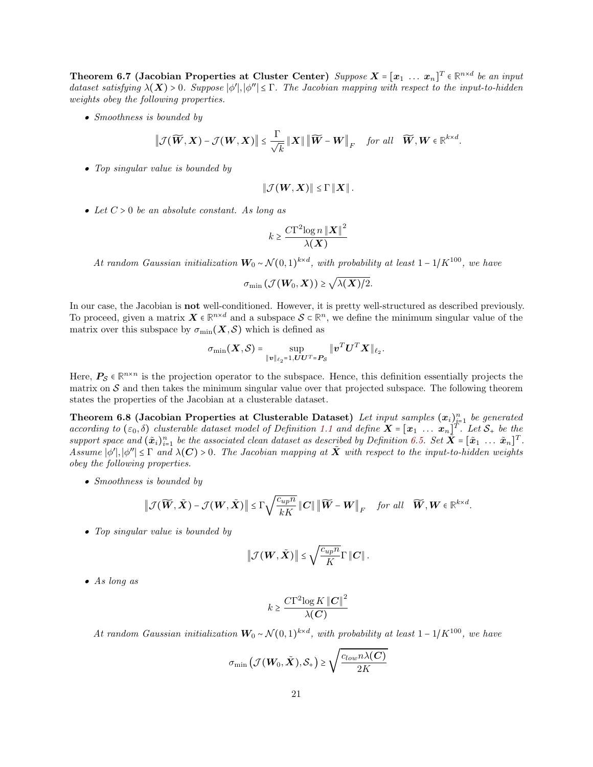**Theorem 6.7 (Jacobian Properties at Cluster Center)** *Suppose $\boldsymbol{X} = [\boldsymbol{x}_1 \ \dots \ \boldsymbol{x}_n]^T \in \mathbb{R}^{n\times d}$ be an input dataset satisfying $\lambda(\boldsymbol{X}) > 0$. Suppose $|\phi'|, |\phi''| \le \Gamma$. The Jacobian mapping with respect to the input-to-hidden weights obey the following properties.*

- *Smoothness is bounded by*

$$\left\| \mathcal{J}(\widetilde{\boldsymbol{W}}, \boldsymbol{X}) - \mathcal{J}(\boldsymbol{W}, \boldsymbol{X}) \right\| \le \frac{\Gamma}{\sqrt{k}} \left\| \boldsymbol{X} \right\| \left\| \widetilde{\boldsymbol{W}} - \boldsymbol{W} \right\|_F \quad \text{for all} \quad \widetilde{\boldsymbol{W}}, \boldsymbol{W} \in \mathbb{R}^{k\times d}.$$

- *Top singular value is bounded by*

$$\left\| \mathcal{J}(\boldsymbol{W}, \boldsymbol{X}) \right\| \le \Gamma \left\| \boldsymbol{X} \right\|.$$

- *Let $C > 0$ be an absolute constant. As long as*

$$k \ge \frac{C\Gamma^2 \log n \left\| \boldsymbol{X} \right\|^2}{\lambda(\boldsymbol{X})}$$

*At random Gaussian initialization $\boldsymbol{W}_0 \sim \mathcal{N}(0,1)^{k\times d}$, with probability at least $1 - 1/K^{100}$, we have*

$$\sigma_{\min}\left(\mathcal{J}(\boldsymbol{W}_0, \boldsymbol{X})\right) \ge \sqrt{\lambda(\boldsymbol{X})/2}.$$

In our case, the Jacobian is **not** well-conditioned. However, it is pretty well-structured as described previously. To proceed, given a matrix $\boldsymbol{X} \in \mathbb{R}^{n\times d}$ and a subspace $\mathcal{S} \subset \mathbb{R}^n$, we define the minimum singular value of the matrix over this subspace by $\sigma_{\min}(\boldsymbol{X}, \mathcal{S})$ which is defined as

$$\sigma_{\min}(\boldsymbol{X}, \mathcal{S}) = \sup_{\|\boldsymbol{v}\|_{\ell_2}=1, \boldsymbol{U}\boldsymbol{U}^T = \boldsymbol{P}_{\mathcal{S}}} \|\boldsymbol{v}^T \boldsymbol{U}^T \boldsymbol{X}\|_{\ell_2}.$$

Here, $\boldsymbol{P}_{\mathcal{S}} \in \mathbb{R}^{n\times n}$ is the projection operator to the subspace. Hence, this definition essentially projects the matrix on $\mathcal{S}$ and then takes the minimum singular value over that projected subspace. The following theorem states the properties of the Jacobian at a clusterable dataset.

**Theorem 6.8 (Jacobian Properties at Clusterable Dataset)** *Let input samples $(\boldsymbol{x}_i)_{i=1}^n$ be generated according to $(\varepsilon_0, \delta)$ clusterable dataset model of Definition 1.1 and define $\boldsymbol{X} = [\boldsymbol{x}_1 \ \dots \ \boldsymbol{x}_n]^T$. Let $\mathcal{S}_+$ be the support space and $(\tilde{\boldsymbol{x}}_i)_{i=1}^n$ be the associated clean dataset as described by Definition 6.5. Set $\tilde{\boldsymbol{X}} = [\tilde{\boldsymbol{x}}_1 \ \dots \ \tilde{\boldsymbol{x}}_n]^T$. Assume $|\phi'|, |\phi''| \le \Gamma$ and $\lambda(\boldsymbol{C}) > 0$. The Jacobian mapping at $\tilde{\boldsymbol{X}}$ with respect to the input-to-hidden weights obey the following properties.*

- *Smoothness is bounded by*

$$\left\| \mathcal{J}(\widetilde{\boldsymbol{W}}, \tilde{\boldsymbol{X}}) - \mathcal{J}(\boldsymbol{W}, \tilde{\boldsymbol{X}}) \right\| \le \Gamma \sqrt{\frac{c_{up} n}{kK}} \left\| \boldsymbol{C} \right\| \left\| \widetilde{\boldsymbol{W}} - \boldsymbol{W} \right\|_F \quad \text{for all} \quad \widetilde{\boldsymbol{W}}, \boldsymbol{W} \in \mathbb{R}^{k\times d}.$$

- *Top singular value is bounded by*

$$\left\| \mathcal{J}(\boldsymbol{W}, \tilde{\boldsymbol{X}}) \right\| \le \sqrt{\frac{c_{up} n}{K}} \Gamma \left\| \boldsymbol{C} \right\|.$$

- *As long as*

$$k \ge \frac{C\Gamma^2 \log K \left\| \boldsymbol{C} \right\|^2}{\lambda(\boldsymbol{C})}$$

*At random Gaussian initialization $\boldsymbol{W}_0 \sim \mathcal{N}(0,1)^{k\times d}$, with probability at least $1 - 1/K^{100}$, we have*

$$\sigma_{\min}\left(\mathcal{J}(\boldsymbol{W}_0, \tilde{\boldsymbol{X}}), \mathcal{S}_+\right) \ge \sqrt{\frac{c_{low} n \lambda(\boldsymbol{C})}{2K}}$$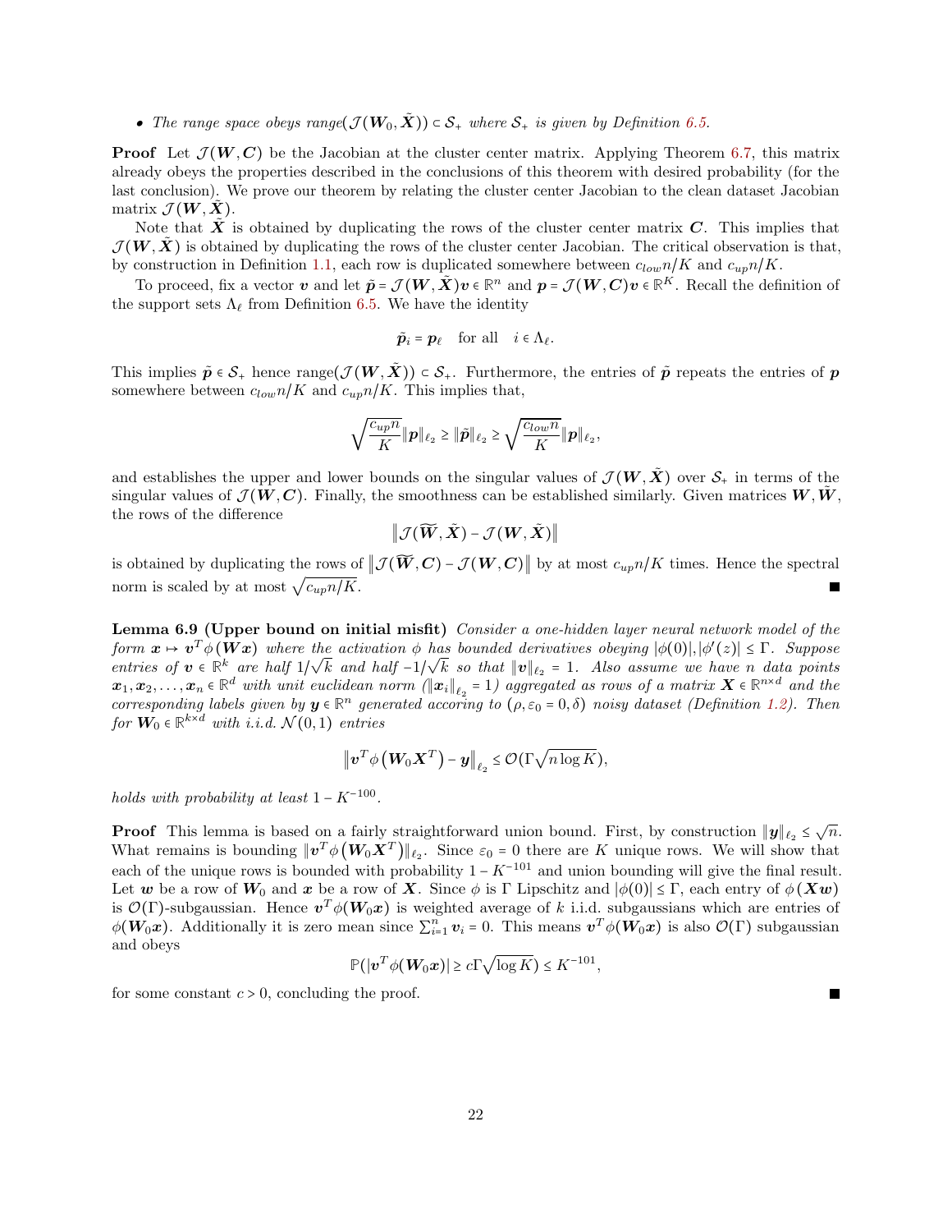- *The range space obeys* $\text{range}(\mathcal{J}(\boldsymbol{W}_0, \tilde{\boldsymbol{X}})) \subset \mathcal{S}_+$ *where* $\mathcal{S}_+$ *is given by Definition 6.5.*

**Proof** Let $\mathcal{J}(\boldsymbol{W}, \boldsymbol{C})$ be the Jacobian at the cluster center matrix. Applying Theorem 6.7, this matrix already obeys the properties described in the conclusions of this theorem with desired probability (for the last conclusion). We prove our theorem by relating the cluster center Jacobian to the clean dataset Jacobian matrix $\mathcal{J}(\boldsymbol{W}, \tilde{\boldsymbol{X}})$.

Note that $\tilde{\boldsymbol{X}}$ is obtained by duplicating the rows of the cluster center matrix $\boldsymbol{C}$. This implies that $\mathcal{J}(\boldsymbol{W}, \tilde{\boldsymbol{X}})$ is obtained by duplicating the rows of the cluster center Jacobian. The critical observation is that, by construction in Definition 1.1, each row is duplicated somewhere between $c_{low}n/K$ and $c_{up}n/K$.

To proceed, fix a vector $\boldsymbol{v}$ and let $\tilde{\boldsymbol{p}} = \mathcal{J}(\boldsymbol{W}, \tilde{\boldsymbol{X}})\boldsymbol{v} \in \mathbb{R}^n$ and $\boldsymbol{p} = \mathcal{J}(\boldsymbol{W}, \boldsymbol{C})\boldsymbol{v} \in \mathbb{R}^K$. Recall the definition of the support sets $\Lambda_\ell$ from Definition 6.5. We have the identity

$$\tilde{\boldsymbol{p}}_i = \boldsymbol{p}_\ell \quad \text{for all} \quad i \in \Lambda_\ell.$$

This implies $\tilde{\boldsymbol{p}} \in \mathcal{S}_+$ hence $\text{range}(\mathcal{J}(\boldsymbol{W}, \tilde{\boldsymbol{X}})) \subset \mathcal{S}_+$. Furthermore, the entries of $\tilde{\boldsymbol{p}}$ repeats the entries of $\boldsymbol{p}$ somewhere between $c_{low}n/K$ and $c_{up}n/K$. This implies that,

$$\sqrt{\frac{c_{up}n}{K}}\|\boldsymbol{p}\|_{\ell_2} \ge \|\tilde{\boldsymbol{p}}\|_{\ell_2} \ge \sqrt{\frac{c_{low}n}{K}}\|\boldsymbol{p}\|_{\ell_2},$$

and establishes the upper and lower bounds on the singular values of $\mathcal{J}(\boldsymbol{W}, \tilde{\boldsymbol{X}})$ over $\mathcal{S}_+$ in terms of the singular values of $\mathcal{J}(\boldsymbol{W}, \boldsymbol{C})$. Finally, the smoothness can be established similarly. Given matrices $\boldsymbol{W}, \tilde{\boldsymbol{W}}$, the rows of the difference

$$\left\|\mathcal{J}(\widetilde{\boldsymbol{W}}, \tilde{\boldsymbol{X}}) - \mathcal{J}(\boldsymbol{W}, \tilde{\boldsymbol{X}})\right\|$$

is obtained by duplicating the rows of $\left\|\mathcal{J}(\widetilde{\boldsymbol{W}}, \boldsymbol{C}) - \mathcal{J}(\boldsymbol{W}, \boldsymbol{C})\right\|$ by at most $c_{up}n/K$ times. Hence the spectral norm is scaled by at most $\sqrt{c_{up}n/K}$. ∎

**Lemma 6.9 (Upper bound on initial misfit)** *Consider a one-hidden layer neural network model of the form* $\boldsymbol{x} \mapsto \boldsymbol{v}^T\phi(\boldsymbol{W}\boldsymbol{x})$ *where the activation* $\phi$ *has bounded derivatives obeying* $|\phi(0)|, |\phi'(z)| \le \Gamma$. *Suppose entries of* $\boldsymbol{v} \in \mathbb{R}^k$ *are half* $1/\sqrt{k}$ *and half* $-1/\sqrt{k}$ *so that* $\|\boldsymbol{v}\|_{\ell_2} = 1$. *Also assume we have* $n$ *data points* $\boldsymbol{x}_1, \boldsymbol{x}_2, \ldots, \boldsymbol{x}_n \in \mathbb{R}^d$ *with unit euclidean norm* ($\|\boldsymbol{x}_i\|_{\ell_2} = 1$) *aggregated as rows of a matrix* $\boldsymbol{X} \in \mathbb{R}^{n\times d}$ *and the corresponding labels given by* $\boldsymbol{y} \in \mathbb{R}^n$ *generated according to* $(\rho, \varepsilon_0 = 0, \delta)$ *noisy dataset (Definition 1.2). Then for* $\boldsymbol{W}_0 \in \mathbb{R}^{k\times d}$ *with i.i.d.* $\mathcal{N}(0,1)$ *entries*

$$\left\|\boldsymbol{v}^T\phi\left(\boldsymbol{W}_0\boldsymbol{X}^T\right) - \boldsymbol{y}\right\|_{\ell_2} \le \mathcal{O}(\Gamma\sqrt{n\log K}),$$

*holds with probability at least* $1 - K^{-100}$.

**Proof** This lemma is based on a fairly straightforward union bound. First, by construction $\|\boldsymbol{y}\|_{\ell_2} \le \sqrt{n}$. What remains is bounding $\|\boldsymbol{v}^T\phi\left(\boldsymbol{W}_0\boldsymbol{X}^T\right)\|_{\ell_2}$. Since $\varepsilon_0 = 0$ there are $K$ unique rows. We will show that each of the unique rows is bounded with probability $1 - K^{-101}$ and union bounding will give the final result. Let $\boldsymbol{w}$ be a row of $\boldsymbol{W}_0$ and $\boldsymbol{x}$ be a row of $\boldsymbol{X}$. Since $\phi$ is $\Gamma$ Lipschitz and $|\phi(0)| \le \Gamma$, each entry of $\phi(\boldsymbol{X}\boldsymbol{w})$ is $\mathcal{O}(\Gamma)$-subgaussian. Hence $\boldsymbol{v}^T\phi(\boldsymbol{W}_0\boldsymbol{x})$ is weighted average of $k$ i.i.d. subgaussians which are entries of $\phi(\boldsymbol{W}_0\boldsymbol{x})$. Additionally it is zero mean since $\sum_{i=1}^n \boldsymbol{v}_i = 0$. This means $\boldsymbol{v}^T\phi(\boldsymbol{W}_0\boldsymbol{x})$ is also $\mathcal{O}(\Gamma)$ subgaussian and obeys

$$\mathbb{P}(|\boldsymbol{v}^T\phi(\boldsymbol{W}_0\boldsymbol{x})| \ge c\Gamma\sqrt{\log K}) \le K^{-101},$$

for some constant $c > 0$, concluding the proof. ∎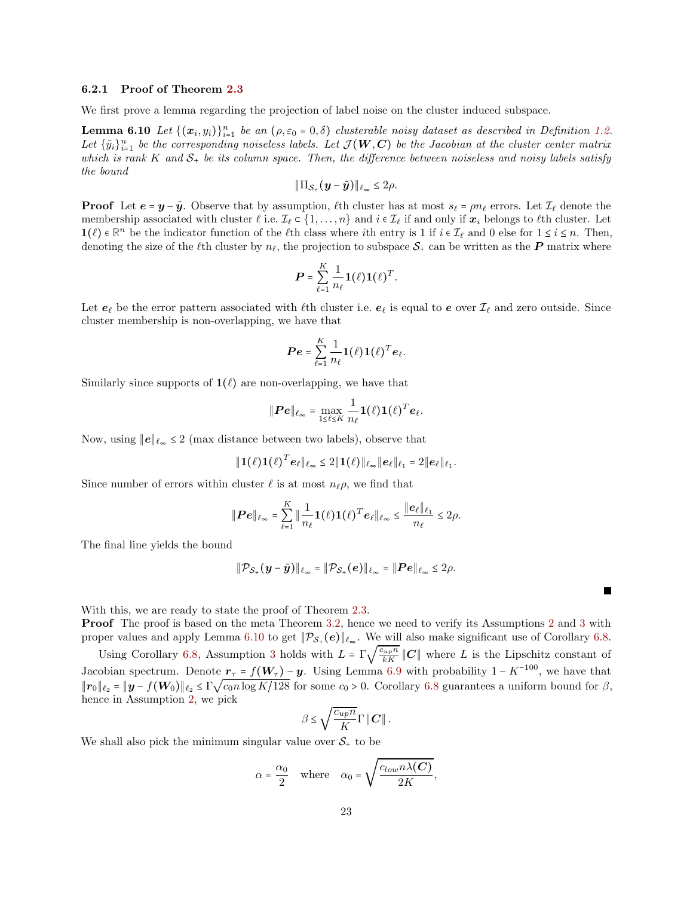### 6.2.1 Proof of Theorem 2.3

We first prove a lemma regarding the projection of label noise on the cluster induced subspace.

**Lemma 6.10** *Let $\{(\boldsymbol{x}_i, y_i)\}_{i=1}^n$ be an $(\rho, \varepsilon_0 = 0, \delta)$ clusterable noisy dataset as described in Definition 1.2. Let $\{\tilde{y}_i\}_{i=1}^n$ be the corresponding noiseless labels. Let $\mathcal{J}(\boldsymbol{W}, \boldsymbol{C})$ be the Jacobian at the cluster center matrix which is rank $K$ and $\mathcal{S}_+$ be its column space. Then, the difference between noiseless and noisy labels satisfy the bound*

$$\|\Pi_{\mathcal{S}_+}(\boldsymbol{y} - \tilde{\boldsymbol{y}})\|_{\ell_\infty} \le 2\rho.$$

**Proof** Let $\boldsymbol{e} = \boldsymbol{y} - \tilde{\boldsymbol{y}}$. Observe that by assumption, $\ell$th cluster has at most $s_\ell = \rho n_\ell$ errors. Let $\mathcal{I}_\ell$ denote the membership associated with cluster $\ell$ i.e. $\mathcal{I}_\ell \subset \{1, \dots, n\}$ and $i \in \mathcal{I}_\ell$ if and only if $\boldsymbol{x}_i$ belongs to $\ell$th cluster. Let $\mathbf{1}(\ell) \in \mathbb{R}^n$ be the indicator function of the $\ell$th class where $i$th entry is 1 if $i \in \mathcal{I}_\ell$ and 0 else for $1 \le i \le n$. Then, denoting the size of the $\ell$th cluster by $n_\ell$, the projection to subspace $\mathcal{S}_+$ can be written as the $\boldsymbol{P}$ matrix where

$$\boldsymbol{P} = \sum_{\ell=1}^K \frac{1}{n_\ell} \mathbf{1}(\ell)\mathbf{1}(\ell)^T.$$

Let $\boldsymbol{e}_\ell$ be the error pattern associated with $\ell$th cluster i.e. $\boldsymbol{e}_\ell$ is equal to $\boldsymbol{e}$ over $\mathcal{I}_\ell$ and zero outside. Since cluster membership is non-overlapping, we have that

$$\boldsymbol{P}\boldsymbol{e} = \sum_{\ell=1}^K \frac{1}{n_\ell} \mathbf{1}(\ell)\mathbf{1}(\ell)^T \boldsymbol{e}_\ell.$$

Similarly since supports of $\mathbf{1}(\ell)$ are non-overlapping, we have that

$$\|\boldsymbol{P}\boldsymbol{e}\|_{\ell_\infty} = \max_{1 \le \ell \le K} \frac{1}{n_\ell} \mathbf{1}(\ell)\mathbf{1}(\ell)^T \boldsymbol{e}_\ell.$$

Now, using $\|\boldsymbol{e}\|_{\ell_\infty} \le 2$ (max distance between two labels), observe that

$$\|\mathbf{1}(\ell)\mathbf{1}(\ell)^T \boldsymbol{e}_\ell\|_{\ell_\infty} \le 2\|\mathbf{1}(\ell)\|_{\ell_\infty} \|\boldsymbol{e}_\ell\|_{\ell_1} = 2\|\boldsymbol{e}_\ell\|_{\ell_1}.$$

Since number of errors within cluster $\ell$ is at most $n_\ell \rho$, we find that

$$\|\boldsymbol{P}\boldsymbol{e}\|_{\ell_\infty} = \sum_{\ell=1}^K \|\frac{1}{n_\ell} \mathbf{1}(\ell)\mathbf{1}(\ell)^T \boldsymbol{e}_\ell\|_{\ell_\infty} \le \frac{\|\boldsymbol{e}_\ell\|_{\ell_1}}{n_\ell} \le 2\rho.$$

The final line yields the bound

$$\|\mathcal{P}_{\mathcal{S}_+}(\boldsymbol{y} - \tilde{\boldsymbol{y}})\|_{\ell_\infty} = \|\mathcal{P}_{\mathcal{S}_+}(\boldsymbol{e})\|_{\ell_\infty} = \|\boldsymbol{P}\boldsymbol{e}\|_{\ell_\infty} \le 2\rho.$$

■

With this, we are ready to state the proof of Theorem 2.3.

**Proof** The proof is based on the meta Theorem 3.2, hence we need to verify its Assumptions 2 and 3 with proper values and apply Lemma 6.10 to get $\|\mathcal{P}_{\mathcal{S}_+}(\boldsymbol{e})\|_{\ell_\infty}$. We will also make significant use of Corollary 6.8.

Using Corollary 6.8, Assumption 3 holds with $L = \Gamma\sqrt{\frac{c_{up}n}{kK}}\|\boldsymbol{C}\|$ where $L$ is the Lipschitz constant of Jacobian spectrum. Denote $\boldsymbol{r}_\tau = f(\boldsymbol{W}_\tau) - \boldsymbol{y}$. Using Lemma 6.9 with probability $1 - K^{-100}$, we have that $\|\boldsymbol{r}_0\|_{\ell_2} = \|\boldsymbol{y} - f(\boldsymbol{W}_0)\|_{\ell_2} \le \Gamma\sqrt{c_0 n \log K/128}$ for some $c_0 > 0$. Corollary 6.8 guarantees a uniform bound for $\beta$, hence in Assumption 2, we pick

$$\beta \le \sqrt{\frac{c_{up}n}{K}}\Gamma\|\boldsymbol{C}\|.$$

We shall also pick the minimum singular value over $\mathcal{S}_+$ to be

$$\alpha = \frac{\alpha_0}{2} \quad \text{where} \quad \alpha_0 = \sqrt{\frac{c_{low}n\lambda(\boldsymbol{C})}{2K}},$$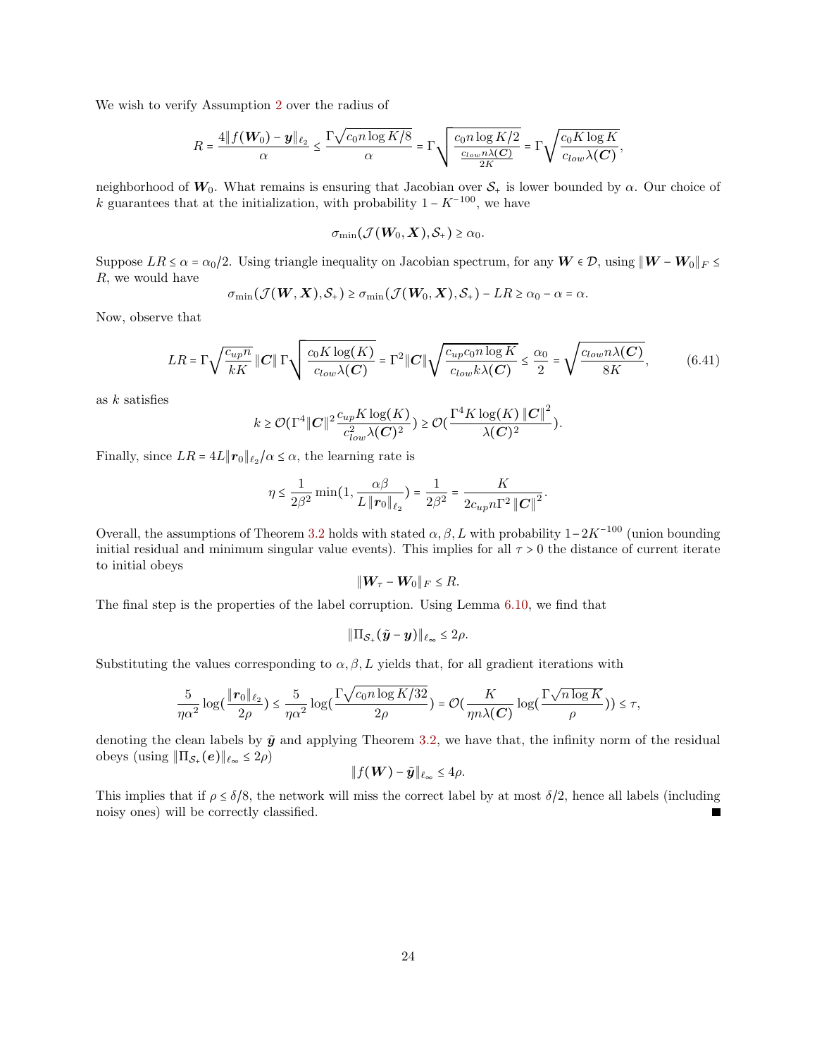We wish to verify Assumption 2 over the radius of

$$R = \frac{4\|f(\boldsymbol{W}_0) - \boldsymbol{y}\|_{\ell_2}}{\alpha} \leq \frac{\Gamma\sqrt{c_0 n \log K/8}}{\alpha} = \Gamma\sqrt{\frac{c_0 n \log K/2}{\frac{c_{low} n \lambda(\boldsymbol{C})}{2K}}} = \Gamma\sqrt{\frac{c_0 K \log K}{c_{low}\lambda(\boldsymbol{C})}},$$

neighborhood of $\boldsymbol{W}_0$. What remains is ensuring that Jacobian over $\mathcal{S}_+$ is lower bounded by $\alpha$. Our choice of $k$ guarantees that at the initialization, with probability $1 - K^{-100}$, we have

$$\sigma_{\min}(\mathcal{J}(\boldsymbol{W}_0, \boldsymbol{X}), \mathcal{S}_+) \geq \alpha_0.$$

Suppose $LR \leq \alpha = \alpha_0/2$. Using triangle inequality on Jacobian spectrum, for any $\boldsymbol{W} \in \mathcal{D}$, using $\|\boldsymbol{W} - \boldsymbol{W}_0\|_F \leq R$, we would have

$$\sigma_{\min}(\mathcal{J}(\boldsymbol{W}, \boldsymbol{X}), \mathcal{S}_+) \geq \sigma_{\min}(\mathcal{J}(\boldsymbol{W}_0, \boldsymbol{X}), \mathcal{S}_+) - LR \geq \alpha_0 - \alpha = \alpha.$$

Now, observe that

$$LR = \Gamma\sqrt{\frac{c_{up} n}{kK}}\|\boldsymbol{C}\|\,\Gamma\sqrt{\frac{c_0 K \log(K)}{c_{low}\lambda(\boldsymbol{C})}} = \Gamma^2\|\boldsymbol{C}\|\sqrt{\frac{c_{up} c_0 n \log K}{c_{low} k \lambda(\boldsymbol{C})}} \leq \frac{\alpha_0}{2} = \sqrt{\frac{c_{low} n \lambda(\boldsymbol{C})}{8K}}, \tag{6.41}$$

as $k$ satisfies

$$k \geq \mathcal{O}\Big(\Gamma^4\|\boldsymbol{C}\|^2 \frac{c_{up} K \log(K)}{c_{low}^2 \lambda(\boldsymbol{C})^2}\Big) \geq \mathcal{O}\Big(\frac{\Gamma^4 K \log(K)\,\|\boldsymbol{C}\|^2}{\lambda(\boldsymbol{C})^2}\Big).$$

Finally, since $LR = 4L\|\boldsymbol{r}_0\|_{\ell_2}/\alpha \leq \alpha$, the learning rate is

$$\eta \leq \frac{1}{2\beta^2}\min\Big(1, \frac{\alpha\beta}{L\|\boldsymbol{r}_0\|_{\ell_2}}\Big) = \frac{1}{2\beta^2} = \frac{K}{2c_{up} n \Gamma^2\|\boldsymbol{C}\|^2}.$$

Overall, the assumptions of Theorem 3.2 holds with stated $\alpha, \beta, L$ with probability $1 - 2K^{-100}$ (union bounding initial residual and minimum singular value events). This implies for all $\tau > 0$ the distance of current iterate to initial obeys

$$\|\boldsymbol{W}_\tau - \boldsymbol{W}_0\|_F \leq R.$$

The final step is the properties of the label corruption. Using Lemma 6.10, we find that

$$\|\Pi_{\mathcal{S}_+}(\tilde{\boldsymbol{y}} - \boldsymbol{y})\|_{\ell_\infty} \leq 2\rho.$$

Substituting the values corresponding to $\alpha, \beta, L$ yields that, for all gradient iterations with

$$\frac{5}{\eta\alpha^2}\log\Big(\frac{\|\boldsymbol{r}_0\|_{\ell_2}}{2\rho}\Big) \leq \frac{5}{\eta\alpha^2}\log\Big(\frac{\Gamma\sqrt{c_0 n \log K/32}}{2\rho}\Big) = \mathcal{O}\Big(\frac{K}{\eta n \lambda(\boldsymbol{C})}\log\Big(\frac{\Gamma\sqrt{n\log K}}{\rho}\Big)\Big) \leq \tau,$$

denoting the clean labels by $\tilde{\boldsymbol{y}}$ and applying Theorem 3.2, we have that, the infinity norm of the residual obeys (using $\|\Pi_{\mathcal{S}_+}(\boldsymbol{e})\|_{\ell_\infty} \leq 2\rho$)

$$\|f(\boldsymbol{W}) - \tilde{\boldsymbol{y}}\|_{\ell_\infty} \leq 4\rho.$$

This implies that if $\rho \leq \delta/8$, the network will miss the correct label by at most $\delta/2$, hence all labels (including noisy ones) will be correctly classified. ■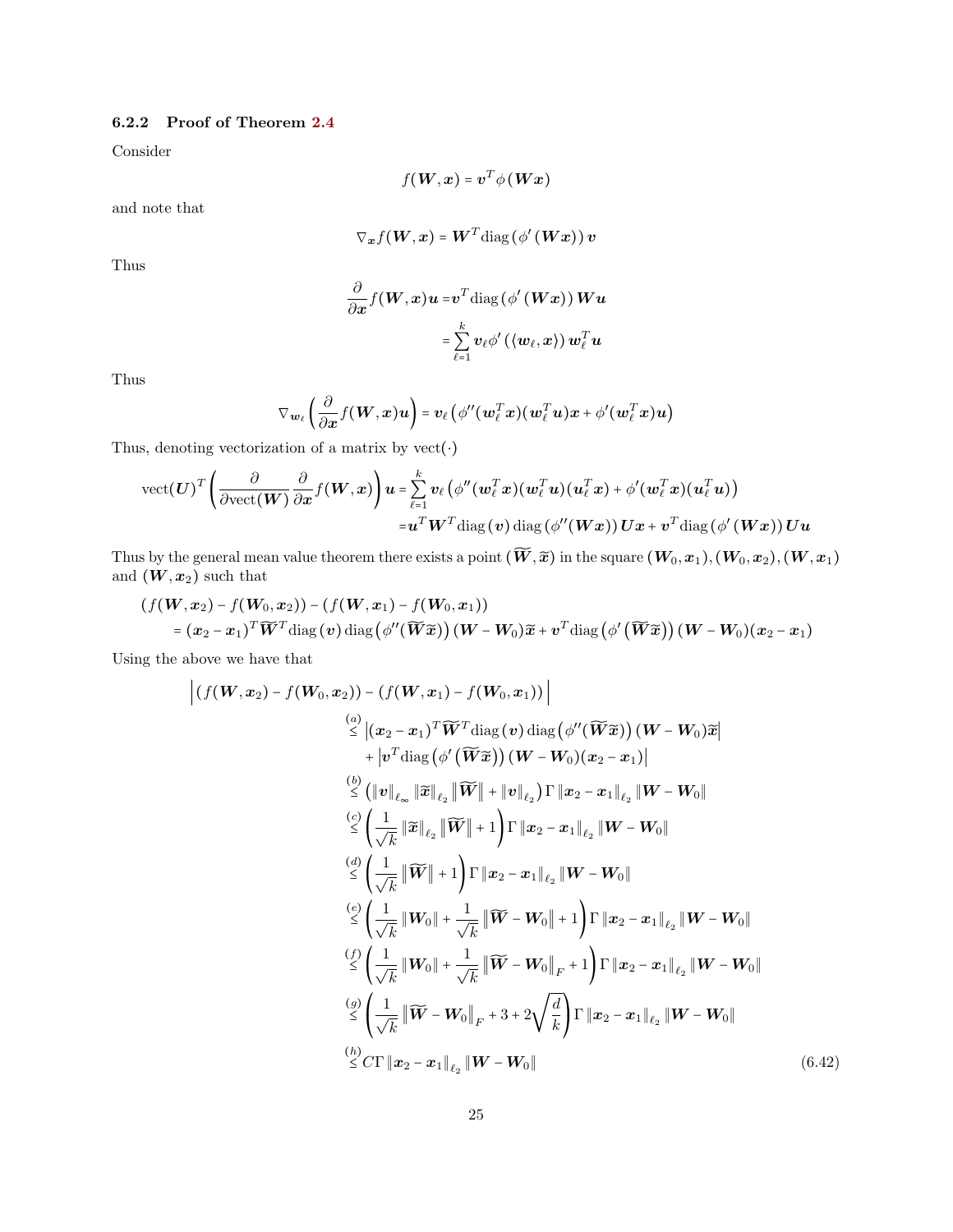### 6.2.2 Proof of Theorem 2.4

Consider

$$f(\boldsymbol{W},\boldsymbol{x}) = \boldsymbol{v}^T\phi\left(\boldsymbol{W}\boldsymbol{x}\right)$$

and note that

$$\nabla_{\boldsymbol{x}} f(\boldsymbol{W},\boldsymbol{x}) = \boldsymbol{W}^T\text{diag}\left(\phi'\left(\boldsymbol{W}\boldsymbol{x}\right)\right)\boldsymbol{v}$$

Thus

$$\begin{aligned}\frac{\partial}{\partial \boldsymbol{x}} f(\boldsymbol{W},\boldsymbol{x})\boldsymbol{u} =& \boldsymbol{v}^T\text{diag}\left(\phi'\left(\boldsymbol{W}\boldsymbol{x}\right)\right)\boldsymbol{W}\boldsymbol{u}\\ =& \sum_{\ell=1}^k \boldsymbol{v}_\ell\phi'\left(\langle \boldsymbol{w}_\ell,\boldsymbol{x}\rangle\right)\boldsymbol{w}_\ell^T\boldsymbol{u}\end{aligned}$$

Thus

$$\nabla_{\boldsymbol{w}_\ell}\left(\frac{\partial}{\partial \boldsymbol{x}} f(\boldsymbol{W},\boldsymbol{x})\boldsymbol{u}\right) = \boldsymbol{v}_\ell\left(\phi''(\boldsymbol{w}_\ell^T\boldsymbol{x})(\boldsymbol{w}_\ell^T\boldsymbol{u})\boldsymbol{x} + \phi'(\boldsymbol{w}_\ell^T\boldsymbol{x})\boldsymbol{u}\right)$$

Thus, denoting vectorization of a matrix by $\text{vect}(\cdot)$

$$\begin{aligned}\text{vect}(\boldsymbol{U})^T\left(\frac{\partial}{\partial \text{vect}(\boldsymbol{W})}\frac{\partial}{\partial \boldsymbol{x}} f(\boldsymbol{W},\boldsymbol{x})\right)\boldsymbol{u} =& \sum_{\ell=1}^k \boldsymbol{v}_\ell\left(\phi''(\boldsymbol{w}_\ell^T\boldsymbol{x})(\boldsymbol{w}_\ell^T\boldsymbol{u})(\boldsymbol{u}_\ell^T\boldsymbol{x}) + \phi'(\boldsymbol{w}_\ell^T\boldsymbol{x})(\boldsymbol{u}_\ell^T\boldsymbol{u})\right)\\ =& \boldsymbol{u}^T\boldsymbol{W}^T\text{diag}\left(\boldsymbol{v}\right)\text{diag}\left(\phi''(\boldsymbol{W}\boldsymbol{x})\right)\boldsymbol{U}\boldsymbol{x} + \boldsymbol{v}^T\text{diag}\left(\phi'\left(\boldsymbol{W}\boldsymbol{x}\right)\right)\boldsymbol{U}\boldsymbol{u}\end{aligned}$$

Thus by the general mean value theorem there exists a point $(\widetilde{\boldsymbol{W}},\widetilde{\boldsymbol{x}})$ in the square $(\boldsymbol{W}_0,\boldsymbol{x}_1),(\boldsymbol{W}_0,\boldsymbol{x}_2),(\boldsymbol{W},\boldsymbol{x}_1)$ and $(\boldsymbol{W},\boldsymbol{x}_2)$ such that

$$\begin{aligned}&\left(f(\boldsymbol{W},\boldsymbol{x}_2) - f(\boldsymbol{W}_0,\boldsymbol{x}_2)\right) - \left(f(\boldsymbol{W},\boldsymbol{x}_1) - f(\boldsymbol{W}_0,\boldsymbol{x}_1)\right)\\ &\quad= (\boldsymbol{x}_2-\boldsymbol{x}_1)^T\widetilde{\boldsymbol{W}}^T\text{diag}\left(\boldsymbol{v}\right)\text{diag}\left(\phi''(\widetilde{\boldsymbol{W}}\widetilde{\boldsymbol{x}})\right)(\boldsymbol{W}-\boldsymbol{W}_0)\widetilde{\boldsymbol{x}} + \boldsymbol{v}^T\text{diag}\left(\phi'\left(\widetilde{\boldsymbol{W}}\widetilde{\boldsymbol{x}}\right)\right)(\boldsymbol{W}-\boldsymbol{W}_0)(\boldsymbol{x}_2-\boldsymbol{x}_1)\end{aligned}$$

Using the above we have that

$$\begin{aligned}\Big|\left(f(\boldsymbol{W},\boldsymbol{x}_2) - f(\boldsymbol{W}_0,\boldsymbol{x}_2)\right) &- \left(f(\boldsymbol{W},\boldsymbol{x}_1) - f(\boldsymbol{W}_0,\boldsymbol{x}_1)\right)\Big|\\ \overset{(a)}{\le}& \left|(\boldsymbol{x}_2-\boldsymbol{x}_1)^T\widetilde{\boldsymbol{W}}^T\text{diag}\left(\boldsymbol{v}\right)\text{diag}\left(\phi''(\widetilde{\boldsymbol{W}}\widetilde{\boldsymbol{x}})\right)(\boldsymbol{W}-\boldsymbol{W}_0)\widetilde{\boldsymbol{x}}\right|\\ &+ \left|\boldsymbol{v}^T\text{diag}\left(\phi'\left(\widetilde{\boldsymbol{W}}\widetilde{\boldsymbol{x}}\right)\right)(\boldsymbol{W}-\boldsymbol{W}_0)(\boldsymbol{x}_2-\boldsymbol{x}_1)\right|\\ \overset{(b)}{\le}& \left(\|\boldsymbol{v}\|_{\ell_\infty}\|\widetilde{\boldsymbol{x}}\|_{\ell_2}\|\widetilde{\boldsymbol{W}}\| + \|\boldsymbol{v}\|_{\ell_2}\right)\Gamma\|\boldsymbol{x}_2-\boldsymbol{x}_1\|_{\ell_2}\|\boldsymbol{W}-\boldsymbol{W}_0\|\\ \overset{(c)}{\le}& \left(\frac{1}{\sqrt{k}}\|\widetilde{\boldsymbol{x}}\|_{\ell_2}\|\widetilde{\boldsymbol{W}}\| + 1\right)\Gamma\|\boldsymbol{x}_2-\boldsymbol{x}_1\|_{\ell_2}\|\boldsymbol{W}-\boldsymbol{W}_0\|\\ \overset{(d)}{\le}& \left(\frac{1}{\sqrt{k}}\|\widetilde{\boldsymbol{W}}\| + 1\right)\Gamma\|\boldsymbol{x}_2-\boldsymbol{x}_1\|_{\ell_2}\|\boldsymbol{W}-\boldsymbol{W}_0\|\\ \overset{(e)}{\le}& \left(\frac{1}{\sqrt{k}}\|\boldsymbol{W}_0\| + \frac{1}{\sqrt{k}}\|\widetilde{\boldsymbol{W}}-\boldsymbol{W}_0\| + 1\right)\Gamma\|\boldsymbol{x}_2-\boldsymbol{x}_1\|_{\ell_2}\|\boldsymbol{W}-\boldsymbol{W}_0\|\\ \overset{(f)}{\le}& \left(\frac{1}{\sqrt{k}}\|\boldsymbol{W}_0\| + \frac{1}{\sqrt{k}}\|\widetilde{\boldsymbol{W}}-\boldsymbol{W}_0\|_F + 1\right)\Gamma\|\boldsymbol{x}_2-\boldsymbol{x}_1\|_{\ell_2}\|\boldsymbol{W}-\boldsymbol{W}_0\|\\ \overset{(g)}{\le}& \left(\frac{1}{\sqrt{k}}\|\widetilde{\boldsymbol{W}}-\boldsymbol{W}_0\|_F + 3 + 2\sqrt{\frac{d}{k}}\right)\Gamma\|\boldsymbol{x}_2-\boldsymbol{x}_1\|_{\ell_2}\|\boldsymbol{W}-\boldsymbol{W}_0\|\\ \overset{(h)}{\le}& C\Gamma\|\boldsymbol{x}_2-\boldsymbol{x}_1\|_{\ell_2}\|\boldsymbol{W}-\boldsymbol{W}_0\|\end{aligned}\tag{6.42}$$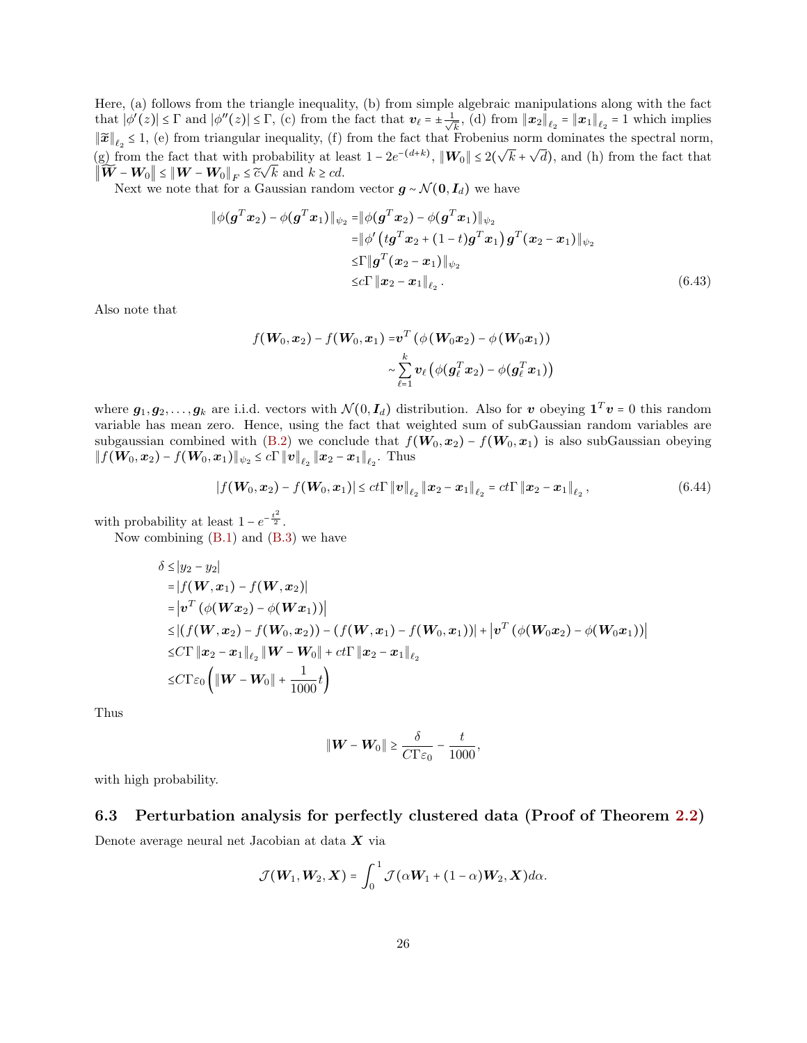Here, (a) follows from the triangle inequality, (b) from simple algebraic manipulations along with the fact that $|\phi'(z)| \le \Gamma$ and $|\phi''(z)| \le \Gamma$, (c) from the fact that $\boldsymbol{v}_\ell = \pm\frac{1}{\sqrt{k}}$, (d) from $\|\boldsymbol{x}_2\|_{\ell_2} = \|\boldsymbol{x}_1\|_{\ell_2} = 1$ which implies $\|\widetilde{\boldsymbol{x}}\|_{\ell_2} \le 1$, (e) from triangular inequality, (f) from the fact that Frobenius norm dominates the spectral norm, (g) from the fact that with probability at least $1 - 2e^{-(d+k)}$, $\|\boldsymbol{W}_0\| \le 2(\sqrt{k} + \sqrt{d})$, and (h) from the fact that $\|\widetilde{\boldsymbol{W}} - \boldsymbol{W}_0\| \le \|\boldsymbol{W} - \boldsymbol{W}_0\|_F \le \widetilde{c}\sqrt{k}$ and $k \ge cd$.

Next we note that for a Gaussian random vector $\boldsymbol{g} \sim \mathcal{N}(\boldsymbol{0}, \boldsymbol{I}_d)$ we have

$$
\begin{aligned}
\|\phi(\boldsymbol{g}^T\boldsymbol{x}_2) - \phi(\boldsymbol{g}^T\boldsymbol{x}_1)\|_{\psi_2} =& \|\phi(\boldsymbol{g}^T\boldsymbol{x}_2) - \phi(\boldsymbol{g}^T\boldsymbol{x}_1)\|_{\psi_2} \\
=& \|\phi'\left(t\boldsymbol{g}^T\boldsymbol{x}_2 + (1-t)\boldsymbol{g}^T\boldsymbol{x}_1\right)\boldsymbol{g}^T(\boldsymbol{x}_2 - \boldsymbol{x}_1)\|_{\psi_2} \\
\le& \Gamma \|\boldsymbol{g}^T(\boldsymbol{x}_2 - \boldsymbol{x}_1)\|_{\psi_2} \\
\le& c\Gamma \|\boldsymbol{x}_2 - \boldsymbol{x}_1\|_{\ell_2}.
\end{aligned} \tag{6.43}
$$

Also note that

$$
\begin{aligned}
f(\boldsymbol{W}_0, \boldsymbol{x}_2) - f(\boldsymbol{W}_0, \boldsymbol{x}_1) =& \boldsymbol{v}^T\left(\phi(\boldsymbol{W}_0\boldsymbol{x}_2) - \phi(\boldsymbol{W}_0\boldsymbol{x}_1)\right) \\
\sim& \sum_{\ell=1}^{k} \boldsymbol{v}_\ell \left(\phi(\boldsymbol{g}_\ell^T\boldsymbol{x}_2) - \phi(\boldsymbol{g}_\ell^T\boldsymbol{x}_1)\right)
\end{aligned}
$$

where $\boldsymbol{g}_1, \boldsymbol{g}_2, \ldots, \boldsymbol{g}_k$ are i.i.d. vectors with $\mathcal{N}(0, \boldsymbol{I}_d)$ distribution. Also for $\boldsymbol{v}$ obeying $\boldsymbol{1}^T\boldsymbol{v} = 0$ this random variable has mean zero. Hence, using the fact that weighted sum of subGaussian random variables are subgaussian combined with (B.2) we conclude that $f(\boldsymbol{W}_0, \boldsymbol{x}_2) - f(\boldsymbol{W}_0, \boldsymbol{x}_1)$ is also subGaussian obeying $\|f(\boldsymbol{W}_0, \boldsymbol{x}_2) - f(\boldsymbol{W}_0, \boldsymbol{x}_1)\|_{\psi_2} \le c\Gamma \|\boldsymbol{v}\|_{\ell_2} \|\boldsymbol{x}_2 - \boldsymbol{x}_1\|_{\ell_2}$. Thus

$$
|f(\boldsymbol{W}_0, \boldsymbol{x}_2) - f(\boldsymbol{W}_0, \boldsymbol{x}_1)| \le ct\Gamma \|\boldsymbol{v}\|_{\ell_2} \|\boldsymbol{x}_2 - \boldsymbol{x}_1\|_{\ell_2} = ct\Gamma \|\boldsymbol{x}_2 - \boldsymbol{x}_1\|_{\ell_2}, \tag{6.44}
$$

with probability at least $1 - e^{-\frac{t^2}{2}}$.

Now combining (B.1) and (B.3) we have

$$
\begin{aligned}
\delta \le& |y_2 - y_2| \\
=& |f(\boldsymbol{W}, \boldsymbol{x}_1) - f(\boldsymbol{W}, \boldsymbol{x}_2)| \\
=& \left|\boldsymbol{v}^T\left(\phi(\boldsymbol{W}\boldsymbol{x}_2) - \phi(\boldsymbol{W}\boldsymbol{x}_1)\right)\right| \\
\le& |(f(\boldsymbol{W}, \boldsymbol{x}_2) - f(\boldsymbol{W}_0, \boldsymbol{x}_2)) - (f(\boldsymbol{W}, \boldsymbol{x}_1) - f(\boldsymbol{W}_0, \boldsymbol{x}_1))| + \left|\boldsymbol{v}^T\left(\phi(\boldsymbol{W}_0\boldsymbol{x}_2) - \phi(\boldsymbol{W}_0\boldsymbol{x}_1)\right)\right| \\
\le& C\Gamma \|\boldsymbol{x}_2 - \boldsymbol{x}_1\|_{\ell_2} \|\boldsymbol{W} - \boldsymbol{W}_0\| + ct\Gamma \|\boldsymbol{x}_2 - \boldsymbol{x}_1\|_{\ell_2} \\
\le& C\Gamma\varepsilon_0 \left(\|\boldsymbol{W} - \boldsymbol{W}_0\| + \frac{1}{1000}t\right)
\end{aligned}
$$

Thus

$$
\|\boldsymbol{W} - \boldsymbol{W}_0\| \ge \frac{\delta}{C\Gamma\varepsilon_0} - \frac{t}{1000},
$$

with high probability.

### 6.3 Perturbation analysis for perfectly clustered data (Proof of Theorem 2.2)

Denote average neural net Jacobian at data $\boldsymbol{X}$ via

$$
\mathcal{J}(\boldsymbol{W}_1, \boldsymbol{W}_2, \boldsymbol{X}) = \int_0^1 \mathcal{J}(\alpha\boldsymbol{W}_1 + (1-\alpha)\boldsymbol{W}_2, \boldsymbol{X})d\alpha.
$$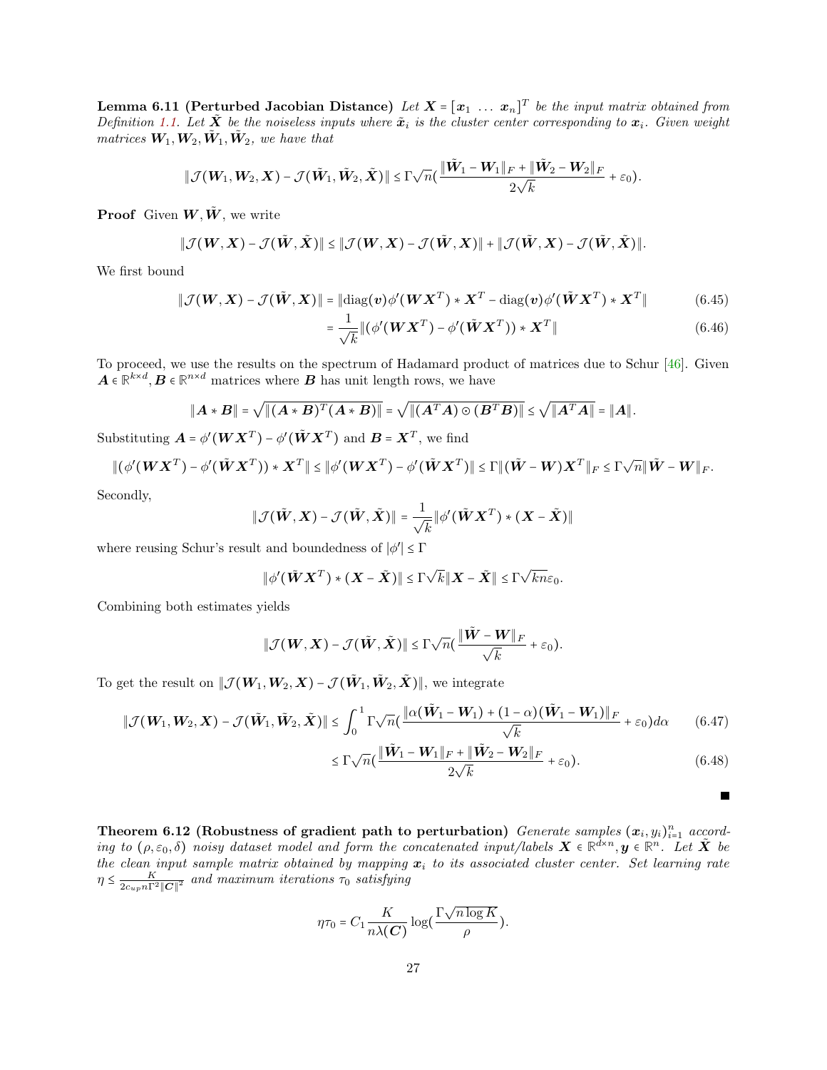**Lemma 6.11 (Perturbed Jacobian Distance)** *Let $\boldsymbol{X} = [\boldsymbol{x}_1 \ \dots \ \boldsymbol{x}_n]^T$ be the input matrix obtained from Definition 1.1. Let $\tilde{\boldsymbol{X}}$ be the noiseless inputs where $\tilde{\boldsymbol{x}}_i$ is the cluster center corresponding to $\boldsymbol{x}_i$. Given weight matrices $\boldsymbol{W}_1, \boldsymbol{W}_2, \tilde{\boldsymbol{W}}_1, \tilde{\boldsymbol{W}}_2$, we have that*

$$\|\mathcal{J}(\boldsymbol{W}_1, \boldsymbol{W}_2, \boldsymbol{X}) - \mathcal{J}(\tilde{\boldsymbol{W}}_1, \tilde{\boldsymbol{W}}_2, \tilde{\boldsymbol{X}})\| \le \Gamma\sqrt{n}\Big(\frac{\|\tilde{\boldsymbol{W}}_1 - \boldsymbol{W}_1\|_F + \|\tilde{\boldsymbol{W}}_2 - \boldsymbol{W}_2\|_F}{2\sqrt{k}} + \varepsilon_0\Big).$$

**Proof** Given $\boldsymbol{W}, \tilde{\boldsymbol{W}}$, we write

$$\|\mathcal{J}(\boldsymbol{W}, \boldsymbol{X}) - \mathcal{J}(\tilde{\boldsymbol{W}}, \tilde{\boldsymbol{X}})\| \le \|\mathcal{J}(\boldsymbol{W}, \boldsymbol{X}) - \mathcal{J}(\tilde{\boldsymbol{W}}, \boldsymbol{X})\| + \|\mathcal{J}(\tilde{\boldsymbol{W}}, \boldsymbol{X}) - \mathcal{J}(\tilde{\boldsymbol{W}}, \tilde{\boldsymbol{X}})\|.$$

We first bound

$$\|\mathcal{J}(\boldsymbol{W}, \boldsymbol{X}) - \mathcal{J}(\tilde{\boldsymbol{W}}, \boldsymbol{X})\| = \|\text{diag}(\boldsymbol{v})\phi'(\boldsymbol{W}\boldsymbol{X}^T) * \boldsymbol{X}^T - \text{diag}(\boldsymbol{v})\phi'(\tilde{\boldsymbol{W}}\boldsymbol{X}^T) * \boldsymbol{X}^T\| \tag{6.45}$$

$$= \frac{1}{\sqrt{k}}\|(\phi'(\boldsymbol{W}\boldsymbol{X}^T) - \phi'(\tilde{\boldsymbol{W}}\boldsymbol{X}^T)) * \boldsymbol{X}^T\| \tag{6.46}$$

To proceed, we use the results on the spectrum of Hadamard product of matrices due to Schur [46]. Given $\boldsymbol{A} \in \mathbb{R}^{k\times d}, \boldsymbol{B} \in \mathbb{R}^{n\times d}$ matrices where $\boldsymbol{B}$ has unit length rows, we have

$$\|\boldsymbol{A} * \boldsymbol{B}\| = \sqrt{\|(\boldsymbol{A} * \boldsymbol{B})^T(\boldsymbol{A} * \boldsymbol{B})\|} = \sqrt{\|(\boldsymbol{A}^T\boldsymbol{A}) \odot (\boldsymbol{B}^T\boldsymbol{B})\|} \le \sqrt{\|\boldsymbol{A}^T\boldsymbol{A}\|} = \|\boldsymbol{A}\|.$$

Substituting $\boldsymbol{A} = \phi'(\boldsymbol{W}\boldsymbol{X}^T) - \phi'(\tilde{\boldsymbol{W}}\boldsymbol{X}^T)$ and $\boldsymbol{B} = \boldsymbol{X}^T$, we find

$$\|(\phi'(\boldsymbol{W}\boldsymbol{X}^T) - \phi'(\tilde{\boldsymbol{W}}\boldsymbol{X}^T)) * \boldsymbol{X}^T\| \le \|\phi'(\boldsymbol{W}\boldsymbol{X}^T) - \phi'(\tilde{\boldsymbol{W}}\boldsymbol{X}^T)\| \le \Gamma\|(\tilde{\boldsymbol{W}} - \boldsymbol{W})\boldsymbol{X}^T\|_F \le \Gamma\sqrt{n}\|\tilde{\boldsymbol{W}} - \boldsymbol{W}\|_F.$$

Secondly,

$$\|\mathcal{J}(\tilde{\boldsymbol{W}}, \boldsymbol{X}) - \mathcal{J}(\tilde{\boldsymbol{W}}, \tilde{\boldsymbol{X}})\| = \frac{1}{\sqrt{k}}\|\phi'(\tilde{\boldsymbol{W}}\boldsymbol{X}^T) * (\boldsymbol{X} - \tilde{\boldsymbol{X}})\|$$

where reusing Schur's result and boundedness of $|\phi'| \le \Gamma$

$$\|\phi'(\tilde{\boldsymbol{W}}\boldsymbol{X}^T) * (\boldsymbol{X} - \tilde{\boldsymbol{X}})\| \le \Gamma\sqrt{k}\|\boldsymbol{X} - \tilde{\boldsymbol{X}}\| \le \Gamma\sqrt{kn}\varepsilon_0.$$

Combining both estimates yields

$$\|\mathcal{J}(\boldsymbol{W}, \boldsymbol{X}) - \mathcal{J}(\tilde{\boldsymbol{W}}, \tilde{\boldsymbol{X}})\| \le \Gamma\sqrt{n}\Big(\frac{\|\tilde{\boldsymbol{W}} - \boldsymbol{W}\|_F}{\sqrt{k}} + \varepsilon_0\Big).$$

To get the result on $\|\mathcal{J}(\boldsymbol{W}_1, \boldsymbol{W}_2, \boldsymbol{X}) - \mathcal{J}(\tilde{\boldsymbol{W}}_1, \tilde{\boldsymbol{W}}_2, \tilde{\boldsymbol{X}})\|$, we integrate

$$\|\mathcal{J}(\boldsymbol{W}_1, \boldsymbol{W}_2, \boldsymbol{X}) - \mathcal{J}(\tilde{\boldsymbol{W}}_1, \tilde{\boldsymbol{W}}_2, \tilde{\boldsymbol{X}})\| \le \int_0^1 \Gamma\sqrt{n}\Big(\frac{\|\alpha(\tilde{\boldsymbol{W}}_1 - \boldsymbol{W}_1) + (1-\alpha)(\tilde{\boldsymbol{W}}_1 - \boldsymbol{W}_1)\|_F}{\sqrt{k}} + \varepsilon_0\Big)d\alpha \tag{6.47}$$

$$\le \Gamma\sqrt{n}\Big(\frac{\|\tilde{\boldsymbol{W}}_1 - \boldsymbol{W}_1\|_F + \|\tilde{\boldsymbol{W}}_2 - \boldsymbol{W}_2\|_F}{2\sqrt{k}} + \varepsilon_0\Big). \tag{6.48}$$

■

**Theorem 6.12 (Robustness of gradient path to perturbation)** *Generate samples $(\boldsymbol{x}_i, y_i)_{i=1}^n$ according to $(\rho, \varepsilon_0, \delta)$ noisy dataset model and form the concatenated input/labels $\boldsymbol{X} \in \mathbb{R}^{d\times n}, \boldsymbol{y} \in \mathbb{R}^n$. Let $\tilde{\boldsymbol{X}}$ be the clean input sample matrix obtained by mapping $\boldsymbol{x}_i$ to its associated cluster center. Set learning rate $\eta \le \frac{K}{2c_{up}n\Gamma^2\|\boldsymbol{C}\|^2}$ and maximum iterations $\tau_0$ satisfying*

$$\eta\tau_0 = C_1\frac{K}{n\lambda(\boldsymbol{C})}\log\Big(\frac{\Gamma\sqrt{n\log K}}{\rho}\Big).$$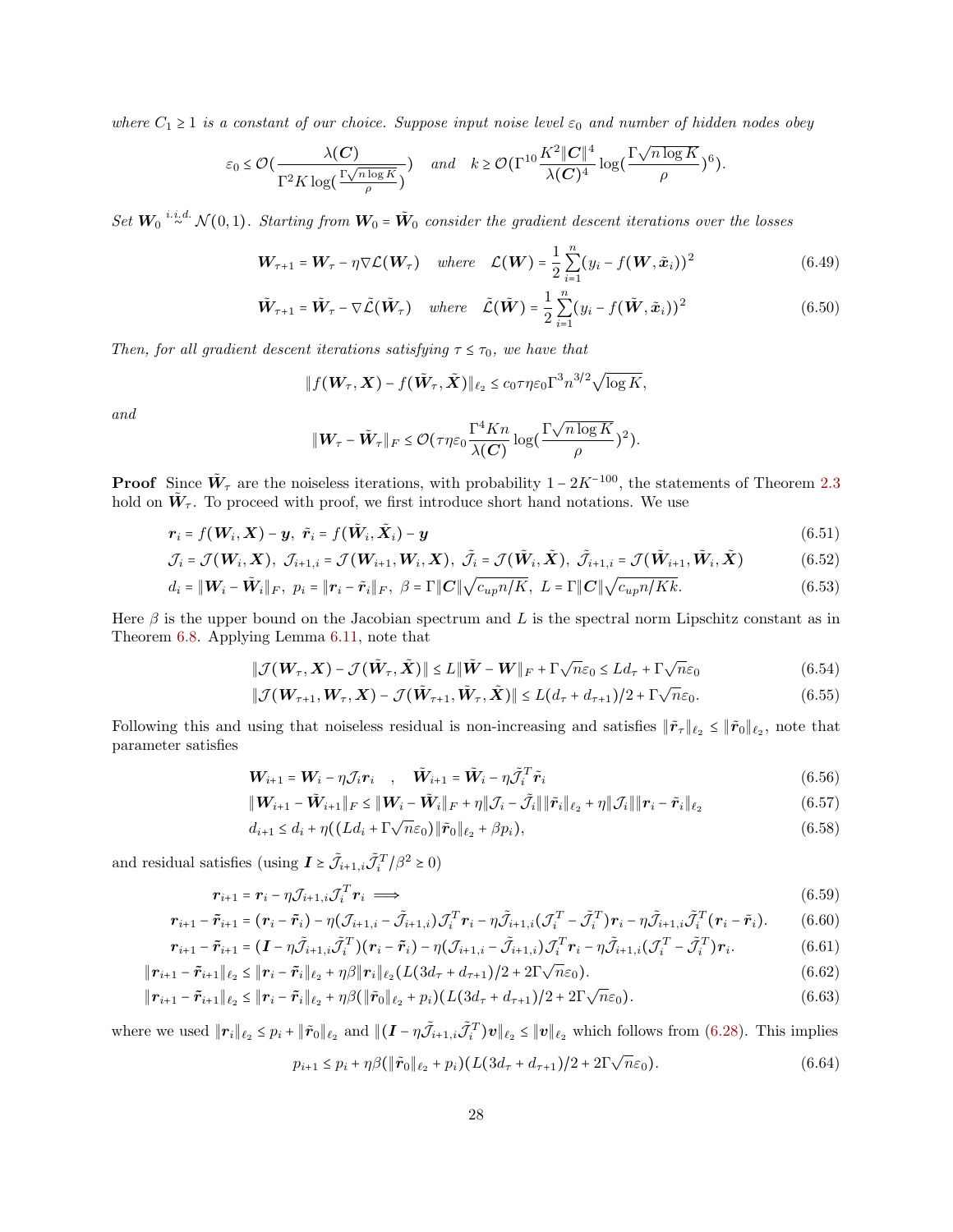*where $C_1 \ge 1$ is a constant of our choice. Suppose input noise level $\varepsilon_0$ and number of hidden nodes obey*

$$\varepsilon_0 \le \mathcal{O}(\frac{\lambda(\boldsymbol{C})}{\Gamma^2 K \log(\frac{\Gamma\sqrt{n\log K}}{\rho})}) \quad \text{and} \quad k \ge \mathcal{O}(\Gamma^{10}\frac{K^2\|\boldsymbol{C}\|^4}{\lambda(\boldsymbol{C})^4}\log(\frac{\Gamma\sqrt{n\log K}}{\rho})^6).$$

*Set $\boldsymbol{W}_0 \overset{i.i.d.}{\sim} \mathcal{N}(0,1)$. Starting from $\boldsymbol{W}_0 = \tilde{\boldsymbol{W}}_0$ consider the gradient descent iterations over the losses*

$$\boldsymbol{W}_{\tau+1} = \boldsymbol{W}_\tau - \eta\nabla\mathcal{L}(\boldsymbol{W}_\tau) \quad \text{where} \quad \mathcal{L}(\boldsymbol{W}) = \frac{1}{2}\sum_{i=1}^n (y_i - f(\boldsymbol{W},\tilde{\boldsymbol{x}}_i))^2 \tag{6.49}$$

$$\tilde{\boldsymbol{W}}_{\tau+1} = \tilde{\boldsymbol{W}}_\tau - \nabla\tilde{\mathcal{L}}(\tilde{\boldsymbol{W}}_\tau) \quad \text{where} \quad \tilde{\mathcal{L}}(\tilde{\boldsymbol{W}}) = \frac{1}{2}\sum_{i=1}^n (y_i - f(\tilde{\boldsymbol{W}},\tilde{\boldsymbol{x}}_i))^2 \tag{6.50}$$

*Then, for all gradient descent iterations satisfying $\tau \le \tau_0$, we have that*

$$\|f(\boldsymbol{W}_\tau,\boldsymbol{X}) - f(\tilde{\boldsymbol{W}}_\tau,\tilde{\boldsymbol{X}})\|_{\ell_2} \le c_0\tau\eta\varepsilon_0\Gamma^3 n^{3/2}\sqrt{\log K},$$

*and*

$$\|\boldsymbol{W}_\tau - \tilde{\boldsymbol{W}}_\tau\|_F \le \mathcal{O}(\tau\eta\varepsilon_0\frac{\Gamma^4 Kn}{\lambda(\boldsymbol{C})}\log(\frac{\Gamma\sqrt{n\log K}}{\rho})^2).$$

**Proof** Since $\tilde{\boldsymbol{W}}_\tau$ are the noiseless iterations, with probability $1-2K^{-100}$, the statements of Theorem 2.3 hold on $\tilde{\boldsymbol{W}}_\tau$. To proceed with proof, we first introduce short hand notations. We use

$$\boldsymbol{r}_i = f(\boldsymbol{W}_i,\boldsymbol{X}) - \boldsymbol{y},\ \tilde{\boldsymbol{r}}_i = f(\tilde{\boldsymbol{W}}_i,\tilde{\boldsymbol{X}}_i) - \boldsymbol{y} \tag{6.51}$$

$$\mathcal{J}_i = \mathcal{J}(\boldsymbol{W}_i,\boldsymbol{X}),\ \mathcal{J}_{i+1,i} = \mathcal{J}(\boldsymbol{W}_{i+1},\boldsymbol{W}_i,\boldsymbol{X}),\ \tilde{\mathcal{J}}_i = \mathcal{J}(\tilde{\boldsymbol{W}}_i,\tilde{\boldsymbol{X}}),\ \tilde{\mathcal{J}}_{i+1,i} = \mathcal{J}(\tilde{\boldsymbol{W}}_{i+1},\tilde{\boldsymbol{W}}_i,\tilde{\boldsymbol{X}}) \tag{6.52}$$

$$d_i = \|\boldsymbol{W}_i - \tilde{\boldsymbol{W}}_i\|_F,\ p_i = \|\boldsymbol{r}_i - \tilde{\boldsymbol{r}}_i\|_F,\ \beta = \Gamma\|\boldsymbol{C}\|\sqrt{c_{up}n/K},\ L = \Gamma\|\boldsymbol{C}\|\sqrt{c_{up}n/Kk}. \tag{6.53}$$

Here $\beta$ is the upper bound on the Jacobian spectrum and $L$ is the spectral norm Lipschitz constant as in Theorem 6.8. Applying Lemma 6.11, note that

$$\|\mathcal{J}(\boldsymbol{W}_\tau,\boldsymbol{X}) - \mathcal{J}(\tilde{\boldsymbol{W}}_\tau,\tilde{\boldsymbol{X}})\| \le L\|\tilde{\boldsymbol{W}} - \boldsymbol{W}\|_F + \Gamma\sqrt{n}\varepsilon_0 \le Ld_\tau + \Gamma\sqrt{n}\varepsilon_0 \tag{6.54}$$

$$\|\mathcal{J}(\boldsymbol{W}_{\tau+1},\boldsymbol{W}_\tau,\boldsymbol{X}) - \mathcal{J}(\tilde{\boldsymbol{W}}_{\tau+1},\tilde{\boldsymbol{W}}_\tau,\tilde{\boldsymbol{X}})\| \le L(d_\tau + d_{\tau+1})/2 + \Gamma\sqrt{n}\varepsilon_0. \tag{6.55}$$

Following this and using that noiseless residual is non-increasing and satisfies $\|\tilde{\boldsymbol{r}}_\tau\|_{\ell_2} \le \|\tilde{\boldsymbol{r}}_0\|_{\ell_2}$, note that parameter satisfies

$$\boldsymbol{W}_{i+1} = \boldsymbol{W}_i - \eta\mathcal{J}_i\boldsymbol{r}_i \quad , \quad \tilde{\boldsymbol{W}}_{i+1} = \tilde{\boldsymbol{W}}_i - \eta\tilde{\mathcal{J}}_i^T\tilde{\boldsymbol{r}}_i \tag{6.56}$$

$$\|\boldsymbol{W}_{i+1} - \tilde{\boldsymbol{W}}_{i+1}\|_F \le \|\boldsymbol{W}_i - \tilde{\boldsymbol{W}}_i\|_F + \eta\|\mathcal{J}_i - \tilde{\mathcal{J}}_i\|\|\tilde{\boldsymbol{r}}_i\|_{\ell_2} + \eta\|\mathcal{J}_i\|\|\boldsymbol{r}_i - \tilde{\boldsymbol{r}}_i\|_{\ell_2} \tag{6.57}$$

$$d_{i+1} \le d_i + \eta((Ld_i + \Gamma\sqrt{n}\varepsilon_0)\|\tilde{\boldsymbol{r}}_0\|_{\ell_2} + \beta p_i), \tag{6.58}$$

and residual satisfies (using $\boldsymbol{I} \ge \tilde{\mathcal{J}}_{i+1,i}\tilde{\mathcal{J}}_i^T/\beta^2 \ge 0$)

$$\boldsymbol{r}_{i+1} = \boldsymbol{r}_i - \eta\mathcal{J}_{i+1,i}\mathcal{J}_i^T\boldsymbol{r}_i \implies \tag{6.59}$$

$$\boldsymbol{r}_{i+1} - \tilde{\boldsymbol{r}}_{i+1} = (\boldsymbol{r}_i - \tilde{\boldsymbol{r}}_i) - \eta(\mathcal{J}_{i+1,i} - \tilde{\mathcal{J}}_{i+1,i})\mathcal{J}_i^T\boldsymbol{r}_i - \eta\tilde{\mathcal{J}}_{i+1,i}(\mathcal{J}_i^T - \tilde{\mathcal{J}}_i^T)\boldsymbol{r}_i - \eta\tilde{\mathcal{J}}_{i+1,i}\tilde{\mathcal{J}}_i^T(\boldsymbol{r}_i - \tilde{\boldsymbol{r}}_i). \tag{6.60}$$

$$\boldsymbol{r}_{i+1} - \tilde{\boldsymbol{r}}_{i+1} = (\boldsymbol{I} - \eta\tilde{\mathcal{J}}_{i+1,i}\tilde{\mathcal{J}}_i^T)(\boldsymbol{r}_i - \tilde{\boldsymbol{r}}_i) - \eta(\mathcal{J}_{i+1,i} - \tilde{\mathcal{J}}_{i+1,i})\mathcal{J}_i^T\boldsymbol{r}_i - \eta\tilde{\mathcal{J}}_{i+1,i}(\mathcal{J}_i^T - \tilde{\mathcal{J}}_i^T)\boldsymbol{r}_i. \tag{6.61}$$

$$\|\boldsymbol{r}_{i+1} - \tilde{\boldsymbol{r}}_{i+1}\|_{\ell_2} \le \|\boldsymbol{r}_i - \tilde{\boldsymbol{r}}_i\|_{\ell_2} + \eta\beta\|\boldsymbol{r}_i\|_{\ell_2}(L(3d_\tau + d_{\tau+1})/2 + 2\Gamma\sqrt{n}\varepsilon_0). \tag{6.62}$$

$$\|\boldsymbol{r}_{i+1} - \tilde{\boldsymbol{r}}_{i+1}\|_{\ell_2} \le \|\boldsymbol{r}_i - \tilde{\boldsymbol{r}}_i\|_{\ell_2} + \eta\beta(\|\tilde{\boldsymbol{r}}_0\|_{\ell_2} + p_i)(L(3d_\tau + d_{\tau+1})/2 + 2\Gamma\sqrt{n}\varepsilon_0). \tag{6.63}$$

where we used $\|\boldsymbol{r}_i\|_{\ell_2} \le p_i + \|\tilde{\boldsymbol{r}}_0\|_{\ell_2}$ and $\|(\boldsymbol{I} - \eta\tilde{\mathcal{J}}_{i+1,i}\tilde{\mathcal{J}}_i^T)\boldsymbol{v}\|_{\ell_2} \le \|\boldsymbol{v}\|_{\ell_2}$ which follows from (6.28). This implies

$$p_{i+1} \le p_i + \eta\beta(\|\tilde{\boldsymbol{r}}_0\|_{\ell_2} + p_i)(L(3d_\tau + d_{\tau+1})/2 + 2\Gamma\sqrt{n}\varepsilon_0). \tag{6.64}$$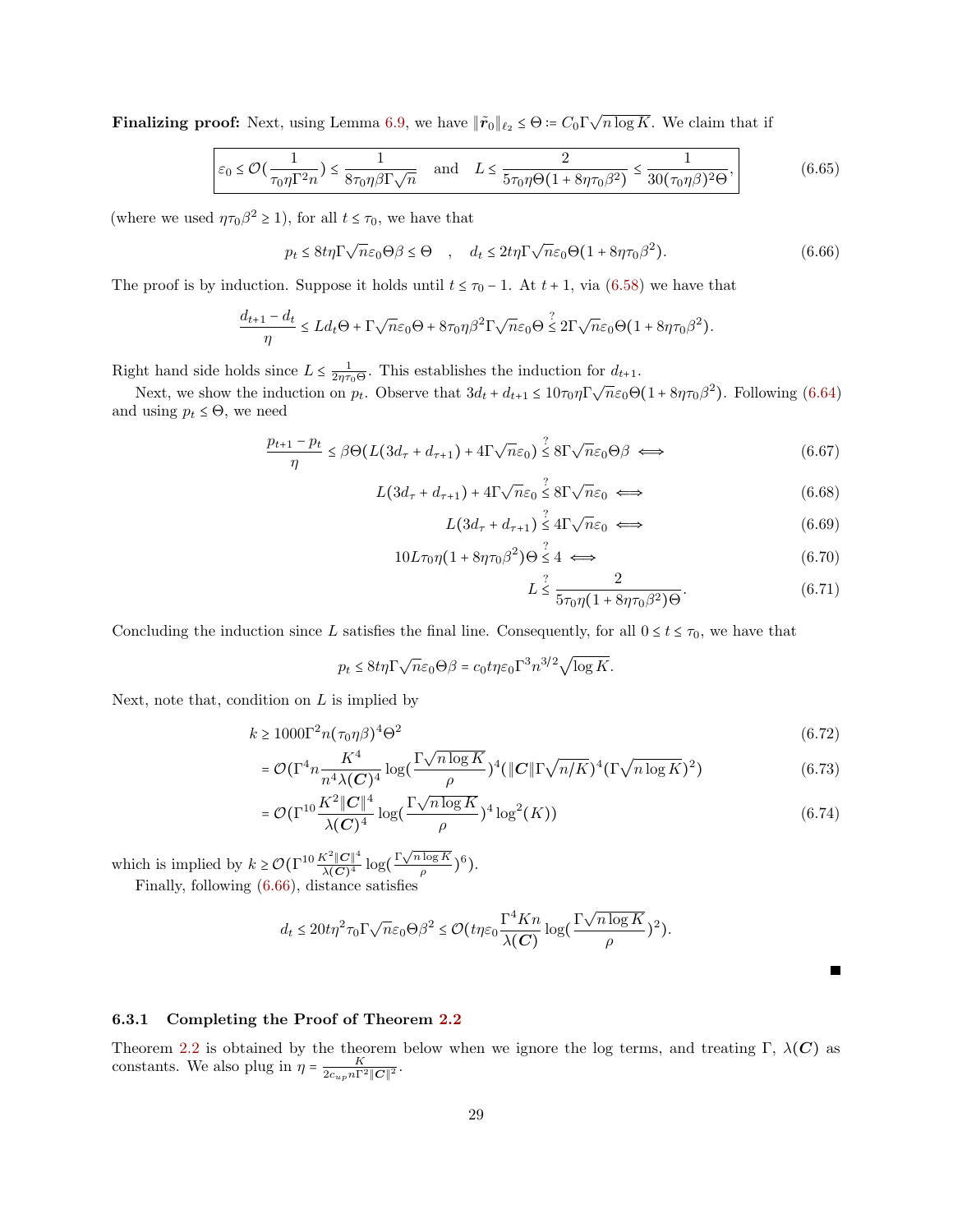**Finalizing proof:** Next, using Lemma 6.9, we have $\|\tilde{r}_0\|_{\ell_2} \le \Theta := C_0\Gamma\sqrt{n\log K}$. We claim that if

$$\boxed{\varepsilon_0 \le \mathcal{O}(\frac{1}{\tau_0\eta\Gamma^2 n}) \le \frac{1}{8\tau_0\eta\beta\Gamma\sqrt{n}} \quad \text{and} \quad L \le \frac{2}{5\tau_0\eta\Theta(1+8\eta\tau_0\beta^2)} \le \frac{1}{30(\tau_0\eta\beta)^2\Theta},} \tag{6.65}$$

(where we used $\eta\tau_0\beta^2 \ge 1$), for all $t \le \tau_0$, we have that

$$p_t \le 8t\eta\Gamma\sqrt{n}\varepsilon_0\Theta\beta \le \Theta \quad , \quad d_t \le 2t\eta\Gamma\sqrt{n}\varepsilon_0\Theta(1+8\eta\tau_0\beta^2). \tag{6.66}$$

The proof is by induction. Suppose it holds until $t \le \tau_0 - 1$. At $t+1$, via (6.58) we have that

$$\frac{d_{t+1}-d_t}{\eta} \le Ld_t\Theta + \Gamma\sqrt{n}\varepsilon_0\Theta + 8\tau_0\eta\beta^2\Gamma\sqrt{n}\varepsilon_0\Theta \overset{?}{\le} 2\Gamma\sqrt{n}\varepsilon_0\Theta(1+8\eta\tau_0\beta^2).$$

Right hand side holds since $L \le \frac{1}{2\eta\tau_0\Theta}$. This establishes the induction for $d_{t+1}$.

Next, we show the induction on $p_t$. Observe that $3d_t + d_{t+1} \le 10\tau_0\eta\Gamma\sqrt{n}\varepsilon_0\Theta(1+8\eta\tau_0\beta^2)$. Following (6.64) and using $p_t \le \Theta$, we need

$$\frac{p_{t+1}-p_t}{\eta} \le \beta\Theta(L(3d_\tau + d_{\tau+1}) + 4\Gamma\sqrt{n}\varepsilon_0) \overset{?}{\le} 8\Gamma\sqrt{n}\varepsilon_0\Theta\beta \iff \tag{6.67}$$

$$L(3d_\tau + d_{\tau+1}) + 4\Gamma\sqrt{n}\varepsilon_0 \overset{?}{\le} 8\Gamma\sqrt{n}\varepsilon_0 \iff \tag{6.68}$$

$$L(3d_\tau + d_{\tau+1}) \overset{?}{\le} 4\Gamma\sqrt{n}\varepsilon_0 \iff \tag{6.69}$$

$$10L\tau_0\eta(1+8\eta\tau_0\beta^2)\Theta \overset{?}{\le} 4 \iff \tag{6.70}$$

$$L \overset{?}{\le} \frac{2}{5\tau_0\eta(1+8\eta\tau_0\beta^2)\Theta}. \tag{6.71}$$

Concluding the induction since $L$ satisfies the final line. Consequently, for all $0 \le t \le \tau_0$, we have that

$$p_t \le 8t\eta\Gamma\sqrt{n}\varepsilon_0\Theta\beta = c_0 t\eta\varepsilon_0\Gamma^3 n^{3/2}\sqrt{\log K}.$$

Next, note that, condition on $L$ is implied by

$$k \ge 1000\Gamma^2 n(\tau_0\eta\beta)^4\Theta^2 \tag{6.72}$$

$$= \mathcal{O}(\Gamma^4 n\frac{K^4}{n^4\lambda(\boldsymbol{C})^4}\log(\frac{\Gamma\sqrt{n\log K}}{\rho})^4(\|\boldsymbol{C}\|\Gamma\sqrt{n/K})^4(\Gamma\sqrt{n\log K})^2) \tag{6.73}$$

$$= \mathcal{O}(\Gamma^{10}\frac{K^2\|\boldsymbol{C}\|^4}{\lambda(\boldsymbol{C})^4}\log(\frac{\Gamma\sqrt{n\log K}}{\rho})^4\log^2(K)) \tag{6.74}$$

which is implied by $k \ge \mathcal{O}(\Gamma^{10}\frac{K^2\|\boldsymbol{C}\|^4}{\lambda(\boldsymbol{C})^4}\log(\frac{\Gamma\sqrt{n\log K}}{\rho})^6)$.

Finally, following (6.66), distance satisfies

$$d_t \le 20t\eta^2\tau_0\Gamma\sqrt{n}\varepsilon_0\Theta\beta^2 \le \mathcal{O}(t\eta\varepsilon_0\frac{\Gamma^4 Kn}{\lambda(\boldsymbol{C})}\log(\frac{\Gamma\sqrt{n\log K}}{\rho})^2).$$

■

### 6.3.1 Completing the Proof of Theorem 2.2

Theorem 2.2 is obtained by the theorem below when we ignore the log terms, and treating $\Gamma$, $\lambda(\boldsymbol{C})$ as constants. We also plug in $\eta = \frac{K}{2c_{up}n\Gamma^2\|\boldsymbol{C}\|^2}$.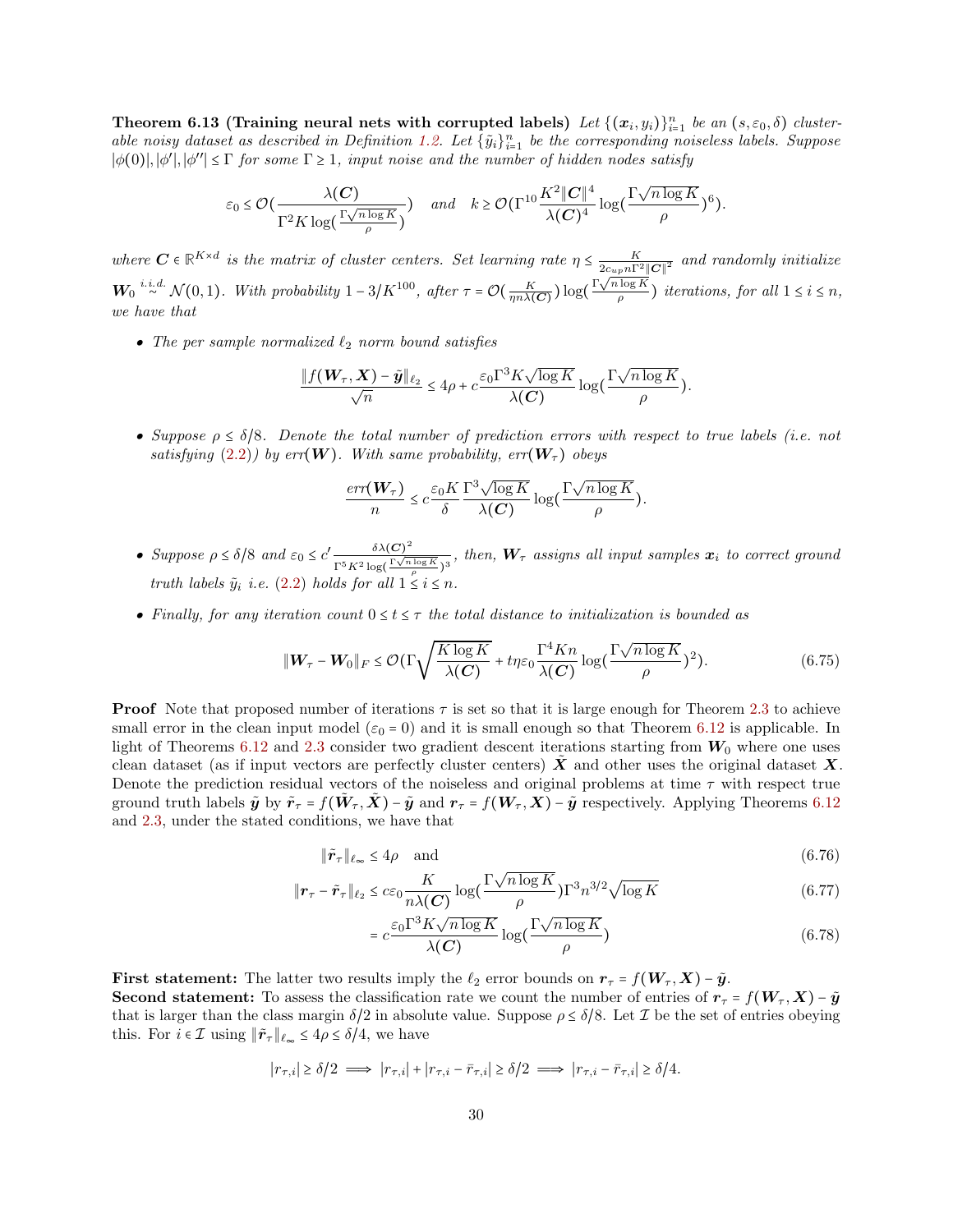**Theorem 6.13 (Training neural nets with corrupted labels)** *Let $\{(\boldsymbol{x}_i, y_i)\}_{i=1}^n$ be an $(s, \varepsilon_0, \delta)$ clusterable noisy dataset as described in Definition 1.2. Let $\{\tilde{y}_i\}_{i=1}^n$ be the corresponding noiseless labels. Suppose $|\phi(0)|, |\phi'|, |\phi''| \le \Gamma$ for some $\Gamma \ge 1$, input noise and the number of hidden nodes satisfy*

$$\varepsilon_0 \le \mathcal{O}\Big(\frac{\lambda(\boldsymbol{C})}{\Gamma^2 K \log(\frac{\Gamma\sqrt{n\log K}}{\rho})}\Big) \quad \text{and} \quad k \ge \mathcal{O}\Big(\Gamma^{10}\frac{K^2\|\boldsymbol{C}\|^4}{\lambda(\boldsymbol{C})^4}\log\big(\frac{\Gamma\sqrt{n\log K}}{\rho}\big)^6\Big).$$

*where $\boldsymbol{C} \in \mathbb{R}^{K\times d}$ is the matrix of cluster centers. Set learning rate $\eta \le \frac{K}{2c_{up}n\Gamma^2\|\boldsymbol{C}\|^2}$ and randomly initialize $\boldsymbol{W}_0 \overset{i.i.d.}{\sim} \mathcal{N}(0,1)$. With probability $1 - 3/K^{100}$, after $\tau = \mathcal{O}(\frac{K}{\eta n \lambda(\boldsymbol{C})})\log(\frac{\Gamma\sqrt{n\log K}}{\rho})$ iterations, for all $1 \le i \le n$, we have that*

- *The per sample normalized $\ell_2$ norm bound satisfies*

$$\frac{\|f(\boldsymbol{W}_\tau, \boldsymbol{X}) - \tilde{\boldsymbol{y}}\|_{\ell_2}}{\sqrt{n}} \le 4\rho + c\frac{\varepsilon_0\Gamma^3 K\sqrt{\log K}}{\lambda(\boldsymbol{C})}\log\big(\frac{\Gamma\sqrt{n\log K}}{\rho}\big).$$

- *Suppose $\rho \le \delta/8$. Denote the total number of prediction errors with respect to true labels (i.e. not satisfying (2.2)) by $err(\boldsymbol{W})$. With same probability, $err(\boldsymbol{W}_\tau)$ obeys*

$$\frac{err(\boldsymbol{W}_\tau)}{n} \le c\frac{\varepsilon_0 K}{\delta}\frac{\Gamma^3\sqrt{\log K}}{\lambda(\boldsymbol{C})}\log\big(\frac{\Gamma\sqrt{n\log K}}{\rho}\big).$$

- *Suppose $\rho \le \delta/8$ and $\varepsilon_0 \le c'\frac{\delta\lambda(\boldsymbol{C})^2}{\Gamma^5 K^2\log(\frac{\Gamma\sqrt{n\log K}}{\rho})^3}$, then, $\boldsymbol{W}_\tau$ assigns all input samples $\boldsymbol{x}_i$ to correct ground truth labels $\tilde{y}_i$ i.e. (2.2) holds for all $1 \le i \le n$.*

- *Finally, for any iteration count $0 \le t \le \tau$ the total distance to initialization is bounded as*

$$\|\boldsymbol{W}_\tau - \boldsymbol{W}_0\|_F \le \mathcal{O}\Big(\Gamma\sqrt{\frac{K\log K}{\lambda(\boldsymbol{C})}} + t\eta\varepsilon_0\frac{\Gamma^4 Kn}{\lambda(\boldsymbol{C})}\log\big(\frac{\Gamma\sqrt{n\log K}}{\rho}\big)^2\Big). \tag{6.75}$$

**Proof** Note that proposed number of iterations $\tau$ is set so that it is large enough for Theorem 2.3 to achieve small error in the clean input model ($\varepsilon_0 = 0$) and it is small enough so that Theorem 6.12 is applicable. In light of Theorems 6.12 and 2.3 consider two gradient descent iterations starting from $\boldsymbol{W}_0$ where one uses clean dataset (as if input vectors are perfectly cluster centers) $\tilde{\boldsymbol{X}}$ and other uses the original dataset $\boldsymbol{X}$. Denote the prediction residual vectors of the noiseless and original problems at time $\tau$ with respect true ground truth labels $\tilde{\boldsymbol{y}}$ by $\tilde{\boldsymbol{r}}_\tau = f(\tilde{\boldsymbol{W}}_\tau, \tilde{\boldsymbol{X}}) - \tilde{\boldsymbol{y}}$ and $\boldsymbol{r}_\tau = f(\boldsymbol{W}_\tau, \boldsymbol{X}) - \tilde{\boldsymbol{y}}$ respectively. Applying Theorems 6.12 and 2.3, under the stated conditions, we have that

$$\|\tilde{\boldsymbol{r}}_\tau\|_{\ell_\infty} \le 4\rho \quad \text{and} \tag{6.76}$$

$$\|\boldsymbol{r}_\tau - \tilde{\boldsymbol{r}}_\tau\|_{\ell_2} \le c\varepsilon_0\frac{K}{n\lambda(\boldsymbol{C})}\log\big(\frac{\Gamma\sqrt{n\log K}}{\rho}\big)\Gamma^3 n^{3/2}\sqrt{\log K} \tag{6.77}$$

$$= c\frac{\varepsilon_0\Gamma^3 K\sqrt{n\log K}}{\lambda(\boldsymbol{C})}\log\big(\frac{\Gamma\sqrt{n\log K}}{\rho}\big) \tag{6.78}$$

**First statement:** The latter two results imply the $\ell_2$ error bounds on $\boldsymbol{r}_\tau = f(\boldsymbol{W}_\tau, \boldsymbol{X}) - \tilde{\boldsymbol{y}}$.

**Second statement:** To assess the classification rate we count the number of entries of $\boldsymbol{r}_\tau = f(\boldsymbol{W}_\tau, \boldsymbol{X}) - \tilde{\boldsymbol{y}}$ that is larger than the class margin $\delta/2$ in absolute value. Suppose $\rho \le \delta/8$. Let $\mathcal{I}$ be the set of entries obeying this. For $i \in \mathcal{I}$ using $\|\tilde{\boldsymbol{r}}_\tau\|_{\ell_\infty} \le 4\rho \le \delta/4$, we have

$$|r_{\tau,i}| \ge \delta/2 \implies |r_{\tau,i}| + |r_{\tau,i} - \bar{r}_{\tau,i}| \ge \delta/2 \implies |r_{\tau,i} - \bar{r}_{\tau,i}| \ge \delta/4.$$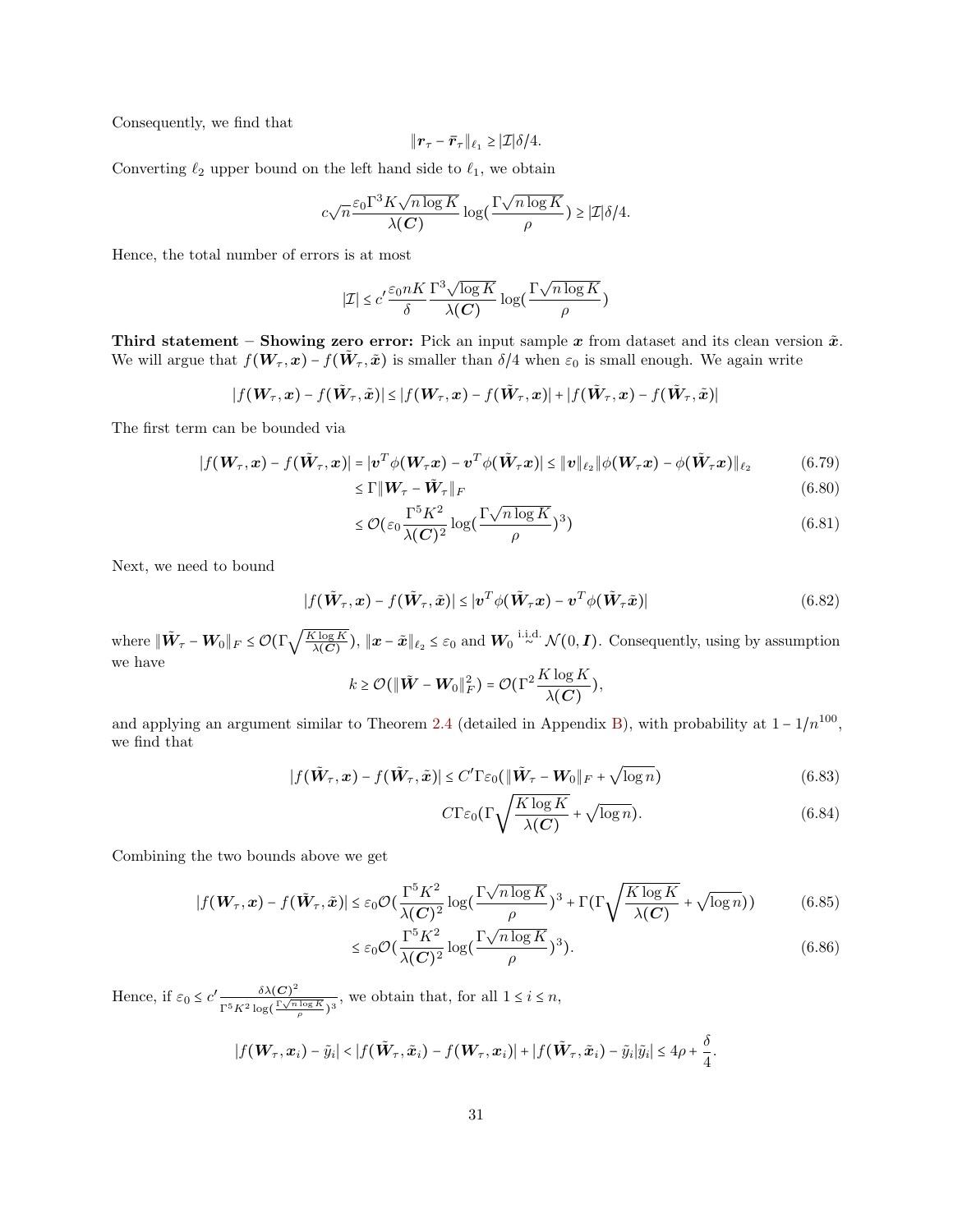Consequently, we find that

$$\|\boldsymbol{r}_\tau - \bar{\boldsymbol{r}}_\tau\|_{\ell_1} \geq |\mathcal{I}|\delta/4.$$

Converting $\ell_2$ upper bound on the left hand side to $\ell_1$, we obtain

$$c\sqrt{n}\frac{\varepsilon_0\Gamma^3 K\sqrt{n\log K}}{\lambda(\boldsymbol{C})}\log(\frac{\Gamma\sqrt{n\log K}}{\rho}) \geq |\mathcal{I}|\delta/4.$$

Hence, the total number of errors is at most

$$|\mathcal{I}| \leq c'\frac{\varepsilon_0 nK}{\delta}\frac{\Gamma^3\sqrt{\log K}}{\lambda(\boldsymbol{C})}\log(\frac{\Gamma\sqrt{n\log K}}{\rho})$$

**Third statement – Showing zero error:** Pick an input sample $\boldsymbol{x}$ from dataset and its clean version $\tilde{\boldsymbol{x}}$. We will argue that $f(\boldsymbol{W}_\tau,\boldsymbol{x}) - f(\tilde{\boldsymbol{W}}_\tau,\tilde{\boldsymbol{x}})$ is smaller than $\delta/4$ when $\varepsilon_0$ is small enough. We again write

$$|f(\boldsymbol{W}_\tau,\boldsymbol{x}) - f(\tilde{\boldsymbol{W}}_\tau,\tilde{\boldsymbol{x}})| \leq |f(\boldsymbol{W}_\tau,\boldsymbol{x}) - f(\tilde{\boldsymbol{W}}_\tau,\boldsymbol{x})| + |f(\tilde{\boldsymbol{W}}_\tau,\boldsymbol{x}) - f(\tilde{\boldsymbol{W}}_\tau,\tilde{\boldsymbol{x}})|$$

The first term can be bounded via

$$|f(\boldsymbol{W}_\tau,\boldsymbol{x}) - f(\tilde{\boldsymbol{W}}_\tau,\boldsymbol{x})| = |\boldsymbol{v}^T\phi(\boldsymbol{W}_\tau\boldsymbol{x}) - \boldsymbol{v}^T\phi(\tilde{\boldsymbol{W}}_\tau\boldsymbol{x})| \leq \|\boldsymbol{v}\|_{\ell_2}\|\phi(\boldsymbol{W}_\tau\boldsymbol{x}) - \phi(\tilde{\boldsymbol{W}}_\tau\boldsymbol{x})\|_{\ell_2} \tag{6.79}$$

$$\leq \Gamma\|\boldsymbol{W}_\tau - \tilde{\boldsymbol{W}}_\tau\|_F \tag{6.80}$$

$$\leq \mathcal{O}(\varepsilon_0\frac{\Gamma^5K^2}{\lambda(\boldsymbol{C})^2}\log(\frac{\Gamma\sqrt{n\log K}}{\rho})^3) \tag{6.81}$$

Next, we need to bound

$$|f(\tilde{\boldsymbol{W}}_\tau,\boldsymbol{x}) - f(\tilde{\boldsymbol{W}}_\tau,\tilde{\boldsymbol{x}})| \leq |\boldsymbol{v}^T\phi(\tilde{\boldsymbol{W}}_\tau\boldsymbol{x}) - \boldsymbol{v}^T\phi(\tilde{\boldsymbol{W}}_\tau\tilde{\boldsymbol{x}})| \tag{6.82}$$

where $\|\tilde{\boldsymbol{W}}_\tau - \boldsymbol{W}_0\|_F \leq \mathcal{O}(\Gamma\sqrt{\frac{K\log K}{\lambda(\boldsymbol{C})}})$, $\|\boldsymbol{x} - \tilde{\boldsymbol{x}}\|_{\ell_2} \leq \varepsilon_0$ and $\boldsymbol{W}_0 \overset{\text{i.i.d.}}{\sim} \mathcal{N}(0,\boldsymbol{I})$. Consequently, using by assumption we have

$$k \geq \mathcal{O}(\|\tilde{\boldsymbol{W}} - \boldsymbol{W}_0\|_F^2) = \mathcal{O}(\Gamma^2\frac{K\log K}{\lambda(\boldsymbol{C})}),$$

and applying an argument similar to Theorem 2.4 (detailed in Appendix B), with probability at $1 - 1/n^{100}$, we find that

$$|f(\tilde{\boldsymbol{W}}_\tau,\boldsymbol{x}) - f(\tilde{\boldsymbol{W}}_\tau,\tilde{\boldsymbol{x}})| \leq C'\Gamma\varepsilon_0(\|\tilde{\boldsymbol{W}}_\tau - \boldsymbol{W}_0\|_F + \sqrt{\log n}) \tag{6.83}$$

$$C\Gamma\varepsilon_0(\Gamma\sqrt{\frac{K\log K}{\lambda(\boldsymbol{C})}} + \sqrt{\log n}). \tag{6.84}$$

Combining the two bounds above we get

$$|f(\boldsymbol{W}_\tau,\boldsymbol{x}) - f(\tilde{\boldsymbol{W}}_\tau,\tilde{\boldsymbol{x}})| \leq \varepsilon_0\mathcal{O}(\frac{\Gamma^5K^2}{\lambda(\boldsymbol{C})^2}\log(\frac{\Gamma\sqrt{n\log K}}{\rho})^3 + \Gamma(\Gamma\sqrt{\frac{K\log K}{\lambda(\boldsymbol{C})}} + \sqrt{\log n})) \tag{6.85}$$

$$\leq \varepsilon_0\mathcal{O}(\frac{\Gamma^5K^2}{\lambda(\boldsymbol{C})^2}\log(\frac{\Gamma\sqrt{n\log K}}{\rho})^3). \tag{6.86}$$

Hence, if $\varepsilon_0 \leq c'\frac{\delta\lambda(\boldsymbol{C})^2}{\Gamma^5K^2\log(\frac{\Gamma\sqrt{n\log K}}{\rho})^3}$, we obtain that, for all $1 \leq i \leq n$,

$$|f(\boldsymbol{W}_\tau,\boldsymbol{x}_i) - \tilde{y}_i| < |f(\tilde{\boldsymbol{W}}_\tau,\tilde{\boldsymbol{x}}_i) - f(\boldsymbol{W}_\tau,\boldsymbol{x}_i)| + |f(\tilde{\boldsymbol{W}}_\tau,\tilde{\boldsymbol{x}}_i) - \tilde{y}_i|\tilde{y}_i| \leq 4\rho + \frac{\delta}{4}.$$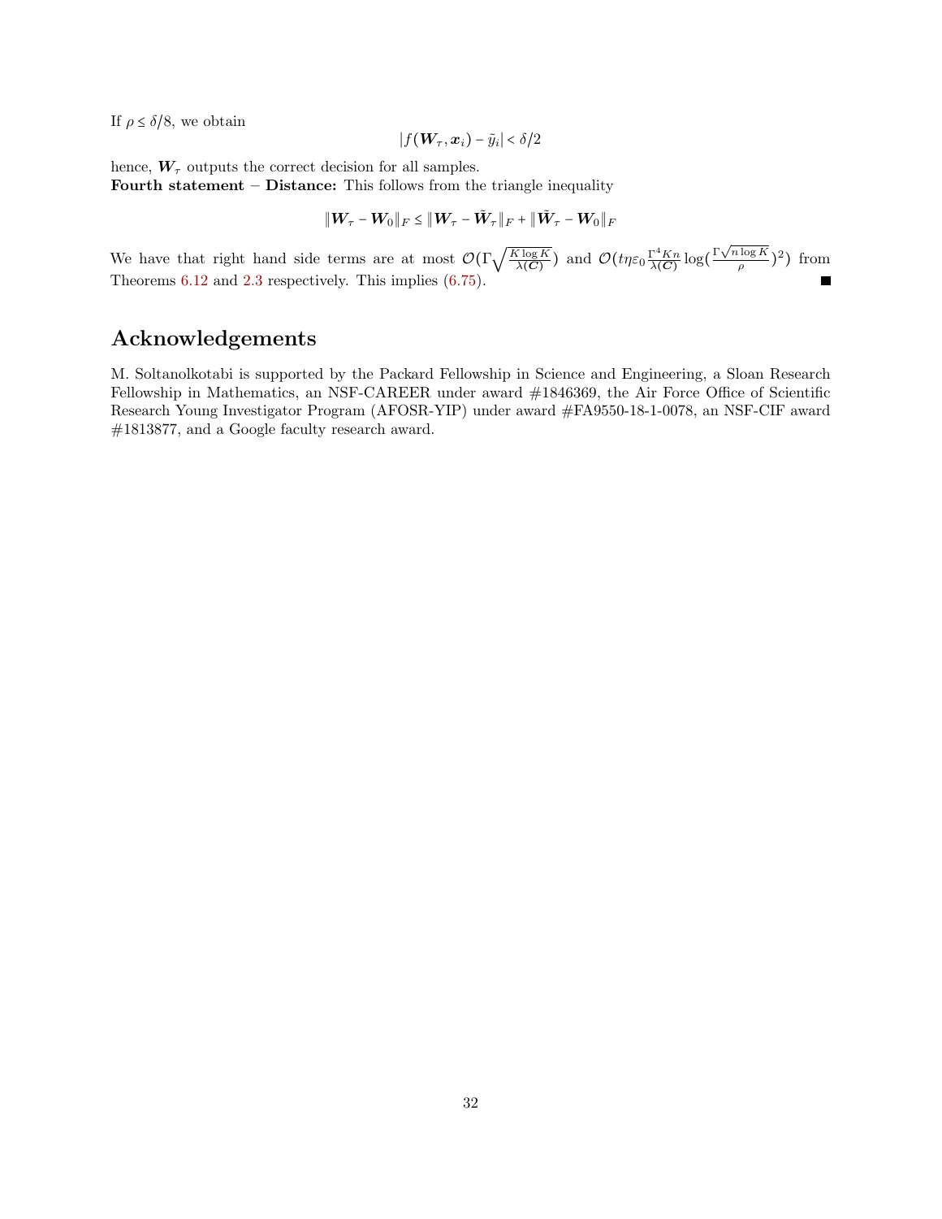If $\rho \le \delta/8$, we obtain

$$|f(\boldsymbol{W}_\tau, \boldsymbol{x}_i) - \tilde{y}_i| < \delta/2$$

hence, $\boldsymbol{W}_\tau$ outputs the correct decision for all samples.
**Fourth statement – Distance:** This follows from the triangle inequality

$$\|\boldsymbol{W}_\tau - \boldsymbol{W}_0\|_F \le \|\boldsymbol{W}_\tau - \tilde{\boldsymbol{W}}_\tau\|_F + \|\tilde{\boldsymbol{W}}_\tau - \boldsymbol{W}_0\|_F$$

We have that right hand side terms are at most $\mathcal{O}(\Gamma\sqrt{\frac{K\log K}{\lambda(\boldsymbol{C})}})$ and $\mathcal{O}(t\eta\varepsilon_0\frac{\Gamma^4 Kn}{\lambda(\boldsymbol{C})}\log(\frac{\Gamma\sqrt{n\log K}}{\rho})^2)$ from Theorems 6.12 and 2.3 respectively. This implies (6.75). ■

## Acknowledgements

M. Soltanolkotabi is supported by the Packard Fellowship in Science and Engineering, a Sloan Research Fellowship in Mathematics, an NSF-CAREER under award #1846369, the Air Force Office of Scientific Research Young Investigator Program (AFOSR-YIP) under award #FA9550-18-1-0078, an NSF-CIF award #1813877, and a Google faculty research award.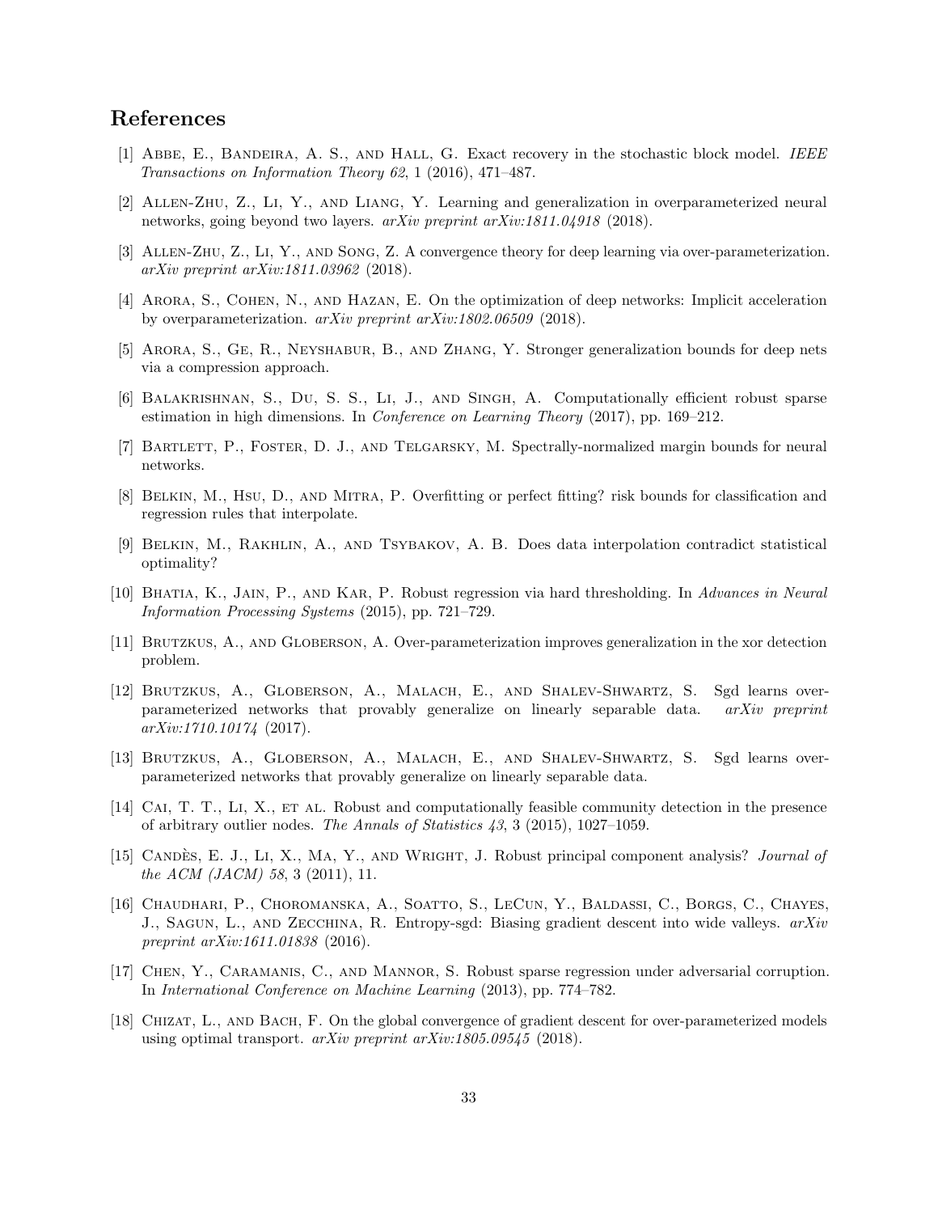# References

[1] Abbe, E., Bandeira, A. S., and Hall, G. Exact recovery in the stochastic block model. *IEEE Transactions on Information Theory 62*, 1 (2016), 471–487.

[2] Allen-Zhu, Z., Li, Y., and Liang, Y. Learning and generalization in overparameterized neural networks, going beyond two layers. *arXiv preprint arXiv:1811.04918* (2018).

[3] Allen-Zhu, Z., Li, Y., and Song, Z. A convergence theory for deep learning via over-parameterization. *arXiv preprint arXiv:1811.03962* (2018).

[4] Arora, S., Cohen, N., and Hazan, E. On the optimization of deep networks: Implicit acceleration by overparameterization. *arXiv preprint arXiv:1802.06509* (2018).

[5] Arora, S., Ge, R., Neyshabur, B., and Zhang, Y. Stronger generalization bounds for deep nets via a compression approach.

[6] Balakrishnan, S., Du, S. S., Li, J., and Singh, A. Computationally efficient robust sparse estimation in high dimensions. In *Conference on Learning Theory* (2017), pp. 169–212.

[7] Bartlett, P., Foster, D. J., and Telgarsky, M. Spectrally-normalized margin bounds for neural networks.

[8] Belkin, M., Hsu, D., and Mitra, P. Overfitting or perfect fitting? risk bounds for classification and regression rules that interpolate.

[9] Belkin, M., Rakhlin, A., and Tsybakov, A. B. Does data interpolation contradict statistical optimality?

[10] Bhatia, K., Jain, P., and Kar, P. Robust regression via hard thresholding. In *Advances in Neural Information Processing Systems* (2015), pp. 721–729.

[11] Brutzkus, A., and Globerson, A. Over-parameterization improves generalization in the xor detection problem.

[12] Brutzkus, A., Globerson, A., Malach, E., and Shalev-Shwartz, S. Sgd learns over-parameterized networks that provably generalize on linearly separable data. *arXiv preprint arXiv:1710.10174* (2017).

[13] Brutzkus, A., Globerson, A., Malach, E., and Shalev-Shwartz, S. Sgd learns over-parameterized networks that provably generalize on linearly separable data.

[14] Cai, T. T., Li, X., et al. Robust and computationally feasible community detection in the presence of arbitrary outlier nodes. *The Annals of Statistics 43*, 3 (2015), 1027–1059.

[15] Candès, E. J., Li, X., Ma, Y., and Wright, J. Robust principal component analysis? *Journal of the ACM (JACM) 58*, 3 (2011), 11.

[16] Chaudhari, P., Choromanska, A., Soatto, S., LeCun, Y., Baldassi, C., Borgs, C., Chayes, J., Sagun, L., and Zecchina, R. Entropy-sgd: Biasing gradient descent into wide valleys. *arXiv preprint arXiv:1611.01838* (2016).

[17] Chen, Y., Caramanis, C., and Mannor, S. Robust sparse regression under adversarial corruption. In *International Conference on Machine Learning* (2013), pp. 774–782.

[18] Chizat, L., and Bach, F. On the global convergence of gradient descent for over-parameterized models using optimal transport. *arXiv preprint arXiv:1805.09545* (2018).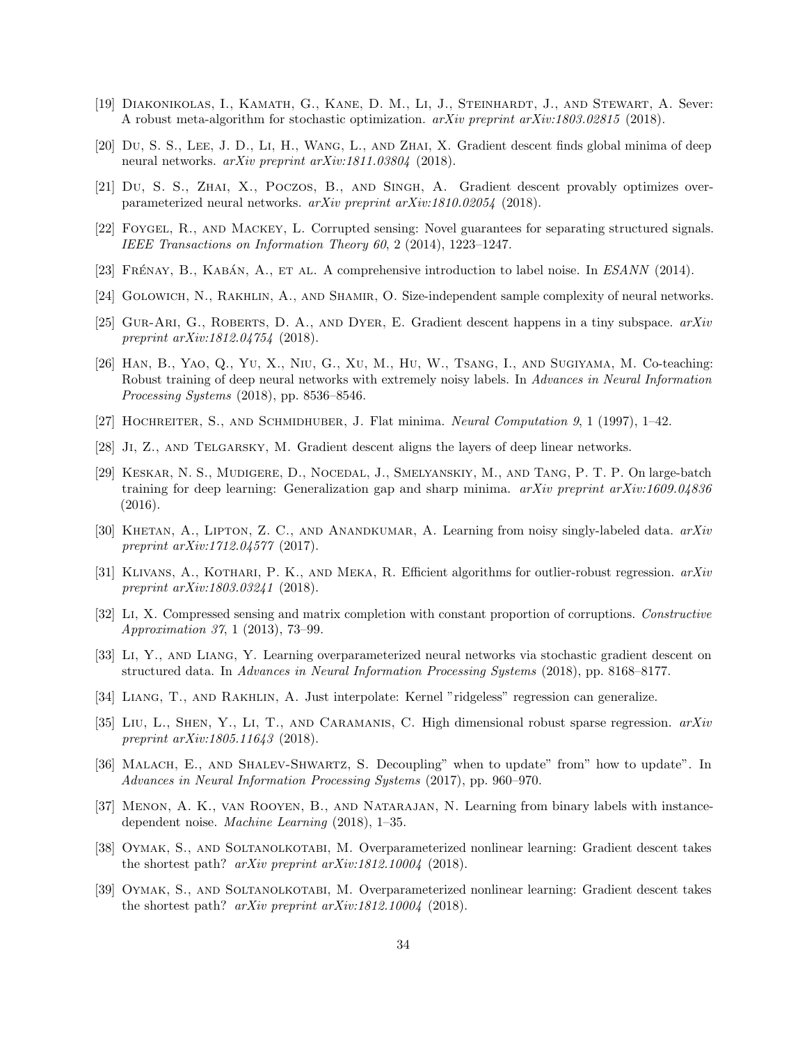[19] Diakonikolas, I., Kamath, G., Kane, D. M., Li, J., Steinhardt, J., and Stewart, A. Sever: A robust meta-algorithm for stochastic optimization. *arXiv preprint arXiv:1803.02815* (2018).

[20] Du, S. S., Lee, J. D., Li, H., Wang, L., and Zhai, X. Gradient descent finds global minima of deep neural networks. *arXiv preprint arXiv:1811.03804* (2018).

[21] Du, S. S., Zhai, X., Poczos, B., and Singh, A. Gradient descent provably optimizes over-parameterized neural networks. *arXiv preprint arXiv:1810.02054* (2018).

[22] Foygel, R., and Mackey, L. Corrupted sensing: Novel guarantees for separating structured signals. *IEEE Transactions on Information Theory 60*, 2 (2014), 1223–1247.

[23] Frénay, B., Kabán, A., et al. A comprehensive introduction to label noise. In *ESANN* (2014).

[24] Golowich, N., Rakhlin, A., and Shamir, O. Size-independent sample complexity of neural networks.

[25] Gur-Ari, G., Roberts, D. A., and Dyer, E. Gradient descent happens in a tiny subspace. *arXiv preprint arXiv:1812.04754* (2018).

[26] Han, B., Yao, Q., Yu, X., Niu, G., Xu, M., Hu, W., Tsang, I., and Sugiyama, M. Co-teaching: Robust training of deep neural networks with extremely noisy labels. In *Advances in Neural Information Processing Systems* (2018), pp. 8536–8546.

[27] Hochreiter, S., and Schmidhuber, J. Flat minima. *Neural Computation 9*, 1 (1997), 1–42.

[28] Ji, Z., and Telgarsky, M. Gradient descent aligns the layers of deep linear networks.

[29] Keskar, N. S., Mudigere, D., Nocedal, J., Smelyanskiy, M., and Tang, P. T. P. On large-batch training for deep learning: Generalization gap and sharp minima. *arXiv preprint arXiv:1609.04836* (2016).

[30] Khetan, A., Lipton, Z. C., and Anandkumar, A. Learning from noisy singly-labeled data. *arXiv preprint arXiv:1712.04577* (2017).

[31] Klivans, A., Kothari, P. K., and Meka, R. Efficient algorithms for outlier-robust regression. *arXiv preprint arXiv:1803.03241* (2018).

[32] Li, X. Compressed sensing and matrix completion with constant proportion of corruptions. *Constructive Approximation 37*, 1 (2013), 73–99.

[33] Li, Y., and Liang, Y. Learning overparameterized neural networks via stochastic gradient descent on structured data. In *Advances in Neural Information Processing Systems* (2018), pp. 8168–8177.

[34] Liang, T., and Rakhlin, A. Just interpolate: Kernel "ridgeless" regression can generalize.

[35] Liu, L., Shen, Y., Li, T., and Caramanis, C. High dimensional robust sparse regression. *arXiv preprint arXiv:1805.11643* (2018).

[36] Malach, E., and Shalev-Shwartz, S. Decoupling" when to update" from" how to update". In *Advances in Neural Information Processing Systems* (2017), pp. 960–970.

[37] Menon, A. K., van Rooyen, B., and Natarajan, N. Learning from binary labels with instance-dependent noise. *Machine Learning* (2018), 1–35.

[38] Oymak, S., and Soltanolkotabi, M. Overparameterized nonlinear learning: Gradient descent takes the shortest path? *arXiv preprint arXiv:1812.10004* (2018).

[39] Oymak, S., and Soltanolkotabi, M. Overparameterized nonlinear learning: Gradient descent takes the shortest path? *arXiv preprint arXiv:1812.10004* (2018).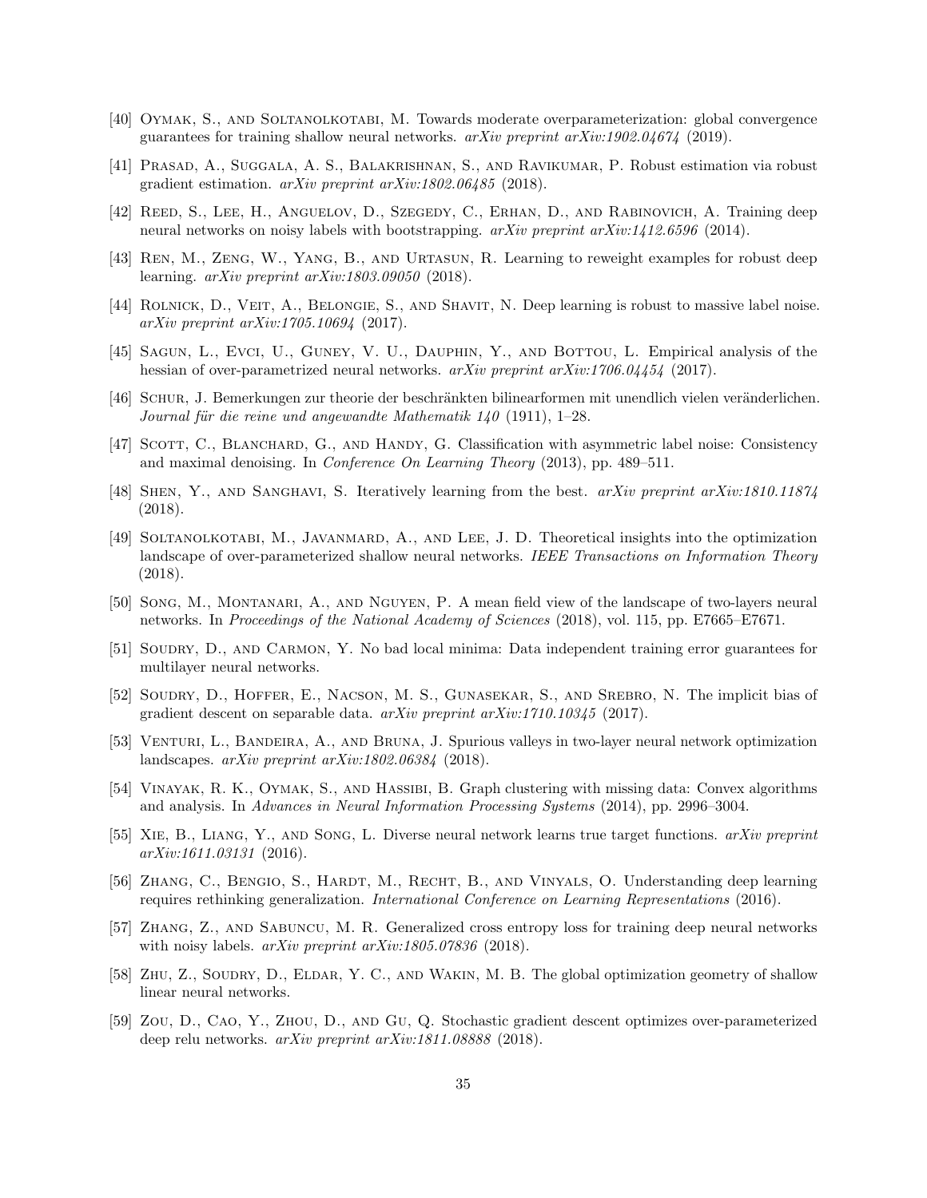[40] Oymak, S., and Soltanolkotabi, M. Towards moderate overparameterization: global convergence guarantees for training shallow neural networks. *arXiv preprint arXiv:1902.04674* (2019).

[41] Prasad, A., Suggala, A. S., Balakrishnan, S., and Ravikumar, P. Robust estimation via robust gradient estimation. *arXiv preprint arXiv:1802.06485* (2018).

[42] Reed, S., Lee, H., Anguelov, D., Szegedy, C., Erhan, D., and Rabinovich, A. Training deep neural networks on noisy labels with bootstrapping. *arXiv preprint arXiv:1412.6596* (2014).

[43] Ren, M., Zeng, W., Yang, B., and Urtasun, R. Learning to reweight examples for robust deep learning. *arXiv preprint arXiv:1803.09050* (2018).

[44] Rolnick, D., Veit, A., Belongie, S., and Shavit, N. Deep learning is robust to massive label noise. *arXiv preprint arXiv:1705.10694* (2017).

[45] Sagun, L., Evci, U., Guney, V. U., Dauphin, Y., and Bottou, L. Empirical analysis of the hessian of over-parametrized neural networks. *arXiv preprint arXiv:1706.04454* (2017).

[46] Schur, J. Bemerkungen zur theorie der beschränkten bilinearformen mit unendlich vielen veränderlichen. *Journal für die reine und angewandte Mathematik 140* (1911), 1–28.

[47] Scott, C., Blanchard, G., and Handy, G. Classification with asymmetric label noise: Consistency and maximal denoising. In *Conference On Learning Theory* (2013), pp. 489–511.

[48] Shen, Y., and Sanghavi, S. Iteratively learning from the best. *arXiv preprint arXiv:1810.11874* (2018).

[49] Soltanolkotabi, M., Javanmard, A., and Lee, J. D. Theoretical insights into the optimization landscape of over-parameterized shallow neural networks. *IEEE Transactions on Information Theory* (2018).

[50] Song, M., Montanari, A., and Nguyen, P. A mean field view of the landscape of two-layers neural networks. In *Proceedings of the National Academy of Sciences* (2018), vol. 115, pp. E7665–E7671.

[51] Soudry, D., and Carmon, Y. No bad local minima: Data independent training error guarantees for multilayer neural networks.

[52] Soudry, D., Hoffer, E., Nacson, M. S., Gunasekar, S., and Srebro, N. The implicit bias of gradient descent on separable data. *arXiv preprint arXiv:1710.10345* (2017).

[53] Venturi, L., Bandeira, A., and Bruna, J. Spurious valleys in two-layer neural network optimization landscapes. *arXiv preprint arXiv:1802.06384* (2018).

[54] Vinayak, R. K., Oymak, S., and Hassibi, B. Graph clustering with missing data: Convex algorithms and analysis. In *Advances in Neural Information Processing Systems* (2014), pp. 2996–3004.

[55] Xie, B., Liang, Y., and Song, L. Diverse neural network learns true target functions. *arXiv preprint arXiv:1611.03131* (2016).

[56] Zhang, C., Bengio, S., Hardt, M., Recht, B., and Vinyals, O. Understanding deep learning requires rethinking generalization. *International Conference on Learning Representations* (2016).

[57] Zhang, Z., and Sabuncu, M. R. Generalized cross entropy loss for training deep neural networks with noisy labels. *arXiv preprint arXiv:1805.07836* (2018).

[58] Zhu, Z., Soudry, D., Eldar, Y. C., and Wakin, M. B. The global optimization geometry of shallow linear neural networks.

[59] Zou, D., Cao, Y., Zhou, D., and Gu, Q. Stochastic gradient descent optimizes over-parameterized deep relu networks. *arXiv preprint arXiv:1811.08888* (2018).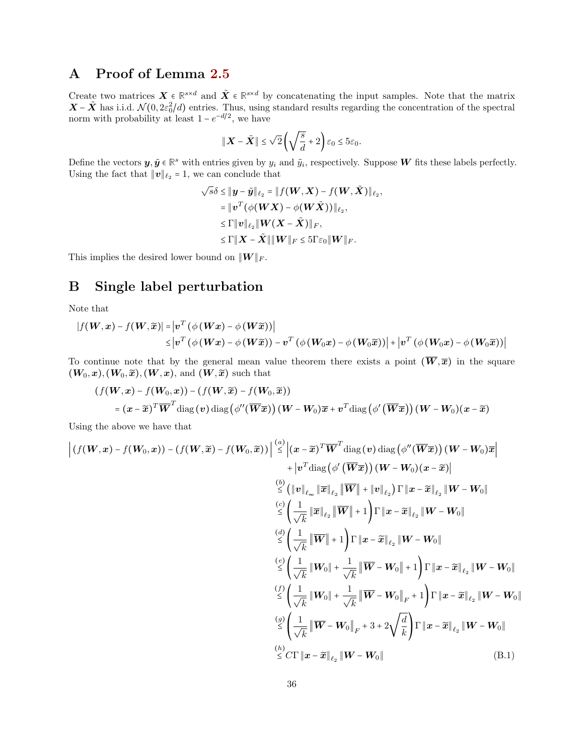# A Proof of Lemma 2.5

Create two matrices $\boldsymbol{X} \in \mathbb{R}^{s\times d}$ and $\tilde{\boldsymbol{X}} \in \mathbb{R}^{s\times d}$ by concatenating the input samples. Note that the matrix $\boldsymbol{X} - \tilde{\boldsymbol{X}}$ has i.i.d. $\mathcal{N}(0, 2\varepsilon_0^2/d)$ entries. Thus, using standard results regarding the concentration of the spectral norm with probability at least $1 - e^{-d/2}$, we have

$$\|\boldsymbol{X} - \tilde{\boldsymbol{X}}\| \le \sqrt{2}\left(\sqrt{\frac{s}{d}} + 2\right)\varepsilon_0 \le 5\varepsilon_0.$$

Define the vectors $\boldsymbol{y}, \tilde{\boldsymbol{y}} \in \mathbb{R}^s$ with entries given by $y_i$ and $\tilde{y}_i$, respectively. Suppose $\boldsymbol{W}$ fits these labels perfectly. Using the fact that $\|\boldsymbol{v}\|_{\ell_2} = 1$, we can conclude that

$$\begin{aligned}
\sqrt{s}\delta \le \|\boldsymbol{y} - \tilde{\boldsymbol{y}}\|_{\ell_2} &= \|f(\boldsymbol{W}, \boldsymbol{X}) - f(\boldsymbol{W}, \tilde{\boldsymbol{X}})\|_{\ell_2},\\
&= \|\boldsymbol{v}^T(\phi(\boldsymbol{W}\boldsymbol{X}) - \phi(\boldsymbol{W}\tilde{\boldsymbol{X}}))\|_{\ell_2},\\
&\le \Gamma\|\boldsymbol{v}\|_{\ell_2}\|\boldsymbol{W}(\boldsymbol{X} - \tilde{\boldsymbol{X}})\|_F,\\
&\le \Gamma\|\boldsymbol{X} - \tilde{\boldsymbol{X}}\|\|\boldsymbol{W}\|_F \le 5\Gamma\varepsilon_0\|\boldsymbol{W}\|_F.
\end{aligned}$$

This implies the desired lower bound on $\|\boldsymbol{W}\|_F$.

# B Single label perturbation

Note that

$$\begin{aligned}
|f(\boldsymbol{W}, \boldsymbol{x}) - f(\boldsymbol{W}, \widetilde{\boldsymbol{x}})| &= \left|\boldsymbol{v}^T\left(\phi\left(\boldsymbol{W}\boldsymbol{x}\right) - \phi\left(\boldsymbol{W}\widetilde{\boldsymbol{x}}\right)\right)\right|\\
&\le \left|\boldsymbol{v}^T\left(\phi\left(\boldsymbol{W}\boldsymbol{x}\right) - \phi\left(\boldsymbol{W}\widetilde{\boldsymbol{x}}\right)\right) - \boldsymbol{v}^T\left(\phi\left(\boldsymbol{W}_0\boldsymbol{x}\right) - \phi\left(\boldsymbol{W}_0\widetilde{\boldsymbol{x}}\right)\right)\right| + \left|\boldsymbol{v}^T\left(\phi\left(\boldsymbol{W}_0\boldsymbol{x}\right) - \phi\left(\boldsymbol{W}_0\widetilde{\boldsymbol{x}}\right)\right)\right|
\end{aligned}$$

To continue note that by the general mean value theorem there exists a point $(\overline{\boldsymbol{W}}, \overline{\boldsymbol{x}})$ in the square $(\boldsymbol{W}_0, \boldsymbol{x}), (\boldsymbol{W}_0, \widetilde{\boldsymbol{x}}), (\boldsymbol{W}, \boldsymbol{x})$, and $(\boldsymbol{W}, \widetilde{\boldsymbol{x}})$ such that

$$\begin{aligned}
&\left(f(\boldsymbol{W}, \boldsymbol{x}) - f(\boldsymbol{W}_0, \boldsymbol{x})\right) - \left(f(\boldsymbol{W}, \widetilde{\boldsymbol{x}}) - f(\boldsymbol{W}_0, \widetilde{\boldsymbol{x}})\right)\\
&\quad = (\boldsymbol{x} - \widetilde{\boldsymbol{x}})^T\overline{\boldsymbol{W}}^T\mathrm{diag}\left(\boldsymbol{v}\right)\mathrm{diag}\left(\phi''(\overline{\boldsymbol{W}}\overline{\boldsymbol{x}})\right)(\boldsymbol{W} - \boldsymbol{W}_0)\overline{\boldsymbol{x}} + \boldsymbol{v}^T\mathrm{diag}\left(\phi'\left(\overline{\boldsymbol{W}}\overline{\boldsymbol{x}}\right)\right)(\boldsymbol{W} - \boldsymbol{W}_0)(\boldsymbol{x} - \widetilde{\boldsymbol{x}})
\end{aligned}$$

Using the above we have that

$$\begin{aligned}
\left|\left(f(\boldsymbol{W}, \boldsymbol{x}) - f(\boldsymbol{W}_0, \boldsymbol{x})\right) - \left(f(\boldsymbol{W}, \widetilde{\boldsymbol{x}}) - f(\boldsymbol{W}_0, \widetilde{\boldsymbol{x}})\right)\right| &\overset{(a)}{\le} \left|(\boldsymbol{x} - \widetilde{\boldsymbol{x}})^T\overline{\boldsymbol{W}}^T\mathrm{diag}\left(\boldsymbol{v}\right)\mathrm{diag}\left(\phi''(\overline{\boldsymbol{W}}\overline{\boldsymbol{x}})\right)(\boldsymbol{W} - \boldsymbol{W}_0)\overline{\boldsymbol{x}}\right|\\
&\quad + \left|\boldsymbol{v}^T\mathrm{diag}\left(\phi'\left(\overline{\boldsymbol{W}}\overline{\boldsymbol{x}}\right)\right)(\boldsymbol{W} - \boldsymbol{W}_0)(\boldsymbol{x} - \widetilde{\boldsymbol{x}})\right|\\
&\overset{(b)}{\le} \left(\|\boldsymbol{v}\|_{\ell_\infty}\|\overline{\boldsymbol{x}}\|_{\ell_2}\left\|\overline{\boldsymbol{W}}\right\| + \|\boldsymbol{v}\|_{\ell_2}\right)\Gamma\|\boldsymbol{x} - \widetilde{\boldsymbol{x}}\|_{\ell_2}\|\boldsymbol{W} - \boldsymbol{W}_0\|\\
&\overset{(c)}{\le} \left(\frac{1}{\sqrt{k}}\|\overline{\boldsymbol{x}}\|_{\ell_2}\left\|\overline{\boldsymbol{W}}\right\| + 1\right)\Gamma\|\boldsymbol{x} - \widetilde{\boldsymbol{x}}\|_{\ell_2}\|\boldsymbol{W} - \boldsymbol{W}_0\|\\
&\overset{(d)}{\le} \left(\frac{1}{\sqrt{k}}\left\|\overline{\boldsymbol{W}}\right\| + 1\right)\Gamma\|\boldsymbol{x} - \widetilde{\boldsymbol{x}}\|_{\ell_2}\|\boldsymbol{W} - \boldsymbol{W}_0\|\\
&\overset{(e)}{\le} \left(\frac{1}{\sqrt{k}}\|\boldsymbol{W}_0\| + \frac{1}{\sqrt{k}}\left\|\overline{\boldsymbol{W}} - \boldsymbol{W}_0\right\| + 1\right)\Gamma\|\boldsymbol{x} - \widetilde{\boldsymbol{x}}\|_{\ell_2}\|\boldsymbol{W} - \boldsymbol{W}_0\|\\
&\overset{(f)}{\le} \left(\frac{1}{\sqrt{k}}\|\boldsymbol{W}_0\| + \frac{1}{\sqrt{k}}\left\|\overline{\boldsymbol{W}} - \boldsymbol{W}_0\right\|_F + 1\right)\Gamma\|\boldsymbol{x} - \widetilde{\boldsymbol{x}}\|_{\ell_2}\|\boldsymbol{W} - \boldsymbol{W}_0\|\\
&\overset{(g)}{\le} \left(\frac{1}{\sqrt{k}}\left\|\overline{\boldsymbol{W}} - \boldsymbol{W}_0\right\|_F + 3 + 2\sqrt{\frac{d}{k}}\right)\Gamma\|\boldsymbol{x} - \widetilde{\boldsymbol{x}}\|_{\ell_2}\|\boldsymbol{W} - \boldsymbol{W}_0\|\\
&\overset{(h)}{\le} C\Gamma\|\boldsymbol{x} - \widetilde{\boldsymbol{x}}\|_{\ell_2}\|\boldsymbol{W} - \boldsymbol{W}_0\| \qquad \text{(B.1)}
\end{aligned}$$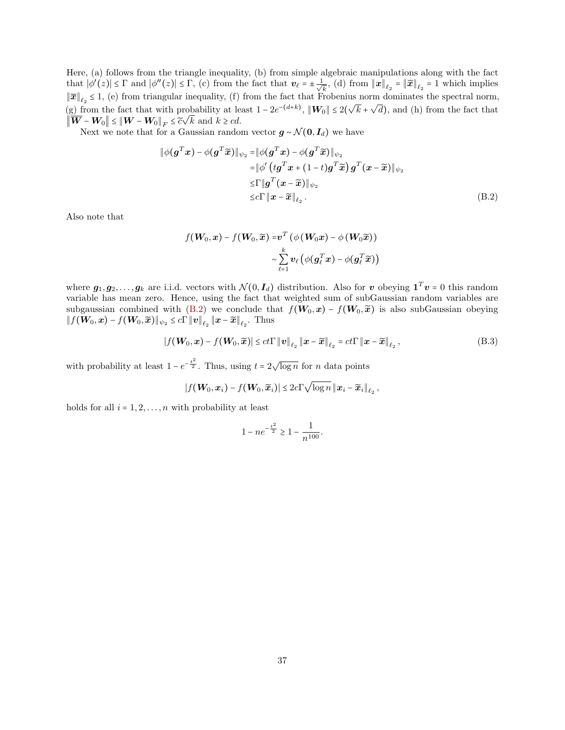Here, (a) follows from the triangle inequality, (b) from simple algebraic manipulations along with the fact that $|\phi'(z)| \le \Gamma$ and $|\phi''(z)| \le \Gamma$, (c) from the fact that $\boldsymbol{v}_\ell = \pm \frac{1}{\sqrt{k}}$, (d) from $\|\boldsymbol{x}\|_{\ell_2} = \|\widetilde{\boldsymbol{x}}\|_{\ell_2} = 1$ which implies $\|\overline{\boldsymbol{x}}\|_{\ell_2} \le 1$, (e) from triangular inequality, (f) from the fact that Frobenius norm dominates the spectral norm, (g) from the fact that with probability at least $1 - 2e^{-(d+k)}$, $\|\boldsymbol{W}_0\| \le 2(\sqrt{k} + \sqrt{d})$, and (h) from the fact that $\|\overline{\boldsymbol{W}} - \boldsymbol{W}_0\| \le \|\boldsymbol{W} - \boldsymbol{W}_0\|_F \le \widetilde{c}\sqrt{k}$ and $k \ge cd$.

Next we note that for a Gaussian random vector $\boldsymbol{g} \sim \mathcal{N}(\boldsymbol{0}, \boldsymbol{I}_d)$ we have

$$
\begin{aligned}
\|\phi(\boldsymbol{g}^T\boldsymbol{x}) - \phi(\boldsymbol{g}^T\widetilde{\boldsymbol{x}})\|_{\psi_2} =& \|\phi(\boldsymbol{g}^T\boldsymbol{x}) - \phi(\boldsymbol{g}^T\widetilde{\boldsymbol{x}})\|_{\psi_2} \\
=& \|\phi'\left(t\boldsymbol{g}^T\boldsymbol{x} + (1-t)\boldsymbol{g}^T\widetilde{\boldsymbol{x}}\right)\boldsymbol{g}^T(\boldsymbol{x} - \widetilde{\boldsymbol{x}})\|_{\psi_2} \\
\le& \Gamma\|\boldsymbol{g}^T(\boldsymbol{x} - \widetilde{\boldsymbol{x}})\|_{\psi_2} \\
\le& c\Gamma\|\boldsymbol{x} - \widetilde{\boldsymbol{x}}\|_{\ell_2}.
\end{aligned} \tag{B.2}
$$

Also note that

$$
\begin{aligned}
f(\boldsymbol{W}_0, \boldsymbol{x}) - f(\boldsymbol{W}_0, \widetilde{\boldsymbol{x}}) =& \boldsymbol{v}^T\left(\phi\left(\boldsymbol{W}_0\boldsymbol{x}\right) - \phi\left(\boldsymbol{W}_0\widetilde{\boldsymbol{x}}\right)\right) \\
\sim& \sum_{\ell=1}^{k} \boldsymbol{v}_\ell\left(\phi(\boldsymbol{g}_\ell^T\boldsymbol{x}) - \phi(\boldsymbol{g}_\ell^T\widetilde{\boldsymbol{x}})\right)
\end{aligned}
$$

where $\boldsymbol{g}_1, \boldsymbol{g}_2, \ldots, \boldsymbol{g}_k$ are i.i.d. vectors with $\mathcal{N}(0, \boldsymbol{I}_d)$ distribution. Also for $\boldsymbol{v}$ obeying $\boldsymbol{1}^T\boldsymbol{v} = 0$ this random variable has mean zero. Hence, using the fact that weighted sum of subGaussian random variables are subgaussian combined with (B.2) we conclude that $f(\boldsymbol{W}_0, \boldsymbol{x}) - f(\boldsymbol{W}_0, \widetilde{\boldsymbol{x}})$ is also subGaussian obeying $\|f(\boldsymbol{W}_0, \boldsymbol{x}) - f(\boldsymbol{W}_0, \widetilde{\boldsymbol{x}})\|_{\psi_2} \le c\Gamma\|\boldsymbol{v}\|_{\ell_2}\|\boldsymbol{x} - \widetilde{\boldsymbol{x}}\|_{\ell_2}$. Thus

$$
|f(\boldsymbol{W}_0, \boldsymbol{x}) - f(\boldsymbol{W}_0, \widetilde{\boldsymbol{x}})| \le ct\Gamma\|\boldsymbol{v}\|_{\ell_2}\|\boldsymbol{x} - \widetilde{\boldsymbol{x}}\|_{\ell_2} = ct\Gamma\|\boldsymbol{x} - \widetilde{\boldsymbol{x}}\|_{\ell_2}, \tag{B.3}
$$

with probability at least $1 - e^{-\frac{t^2}{2}}$. Thus, using $t = 2\sqrt{\log n}$ for $n$ data points

$$
|f(\boldsymbol{W}_0, \boldsymbol{x}_i) - f(\boldsymbol{W}_0, \widetilde{\boldsymbol{x}}_i)| \le 2c\Gamma\sqrt{\log n}\|\boldsymbol{x}_i - \widetilde{\boldsymbol{x}}_i\|_{\ell_2},
$$

holds for all $i = 1, 2, \ldots, n$ with probability at least

$$
1 - ne^{-\frac{t^2}{2}} \ge 1 - \frac{1}{n^{100}}.
$$